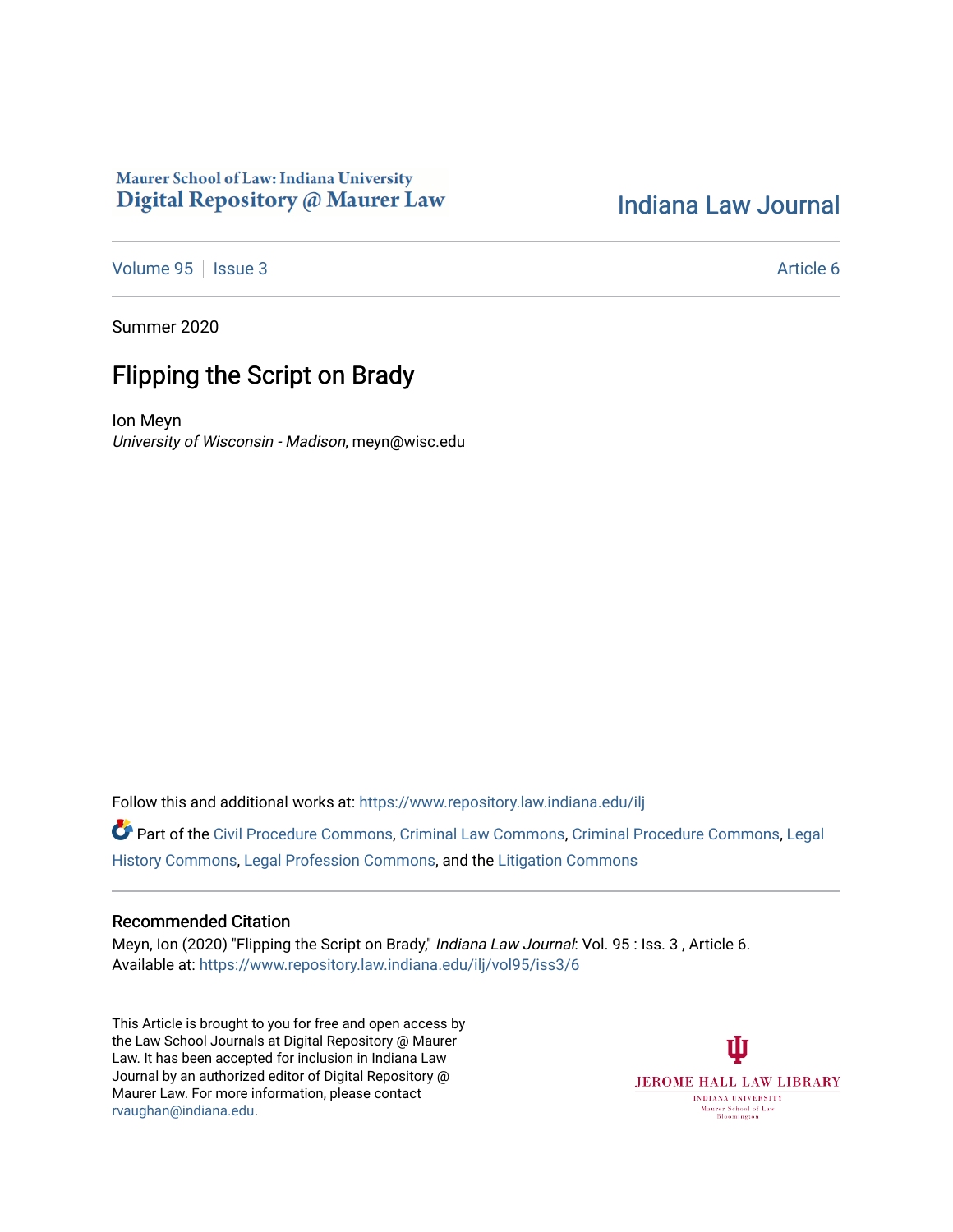Maurer School of Law: Indiana University
Digital Repository @ Maurer Law

Indiana Law Journal

Volume 95 | Issue 3 | Article 6

Summer 2020

# Flipping the Script on Brady

Ion Meyn
*University of Wisconsin - Madison*, meyn@wisc.edu

Follow this and additional works at: https://www.repository.law.indiana.edu/ilj

Part of the Civil Procedure Commons, Criminal Law Commons, Criminal Procedure Commons, Legal History Commons, Legal Profession Commons, and the Litigation Commons

## Recommended Citation

Meyn, Ion (2020) "Flipping the Script on Brady," *Indiana Law Journal*: Vol. 95 : Iss. 3 , Article 6.
Available at: https://www.repository.law.indiana.edu/ilj/vol95/iss3/6

This Article is brought to you for free and open access by the Law School Journals at Digital Repository @ Maurer Law. It has been accepted for inclusion in Indiana Law Journal by an authorized editor of Digital Repository @ Maurer Law. For more information, please contact rvaughan@indiana.edu.

JEROME HALL LAW LIBRARY
INDIANA UNIVERSITY
Maurer School of Law
Bloomington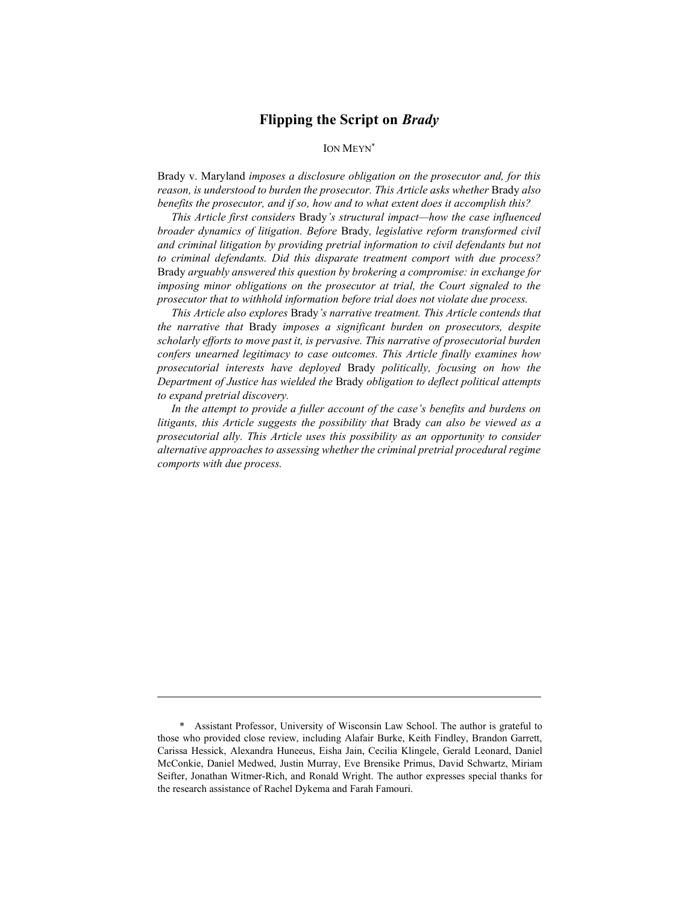# Flipping the Script on *Brady*

ION MEYN*

*Brady* v. Maryland *imposes a disclosure obligation on the prosecutor and, for this reason, is understood to burden the prosecutor. This Article asks whether* Brady *also benefits the prosecutor, and if so, how and to what extent does it accomplish this?*

*This Article first considers* Brady*'s structural impact—how the case influenced broader dynamics of litigation. Before* Brady*, legislative reform transformed civil and criminal litigation by providing pretrial information to civil defendants but not to criminal defendants. Did this disparate treatment comport with due process?* Brady *arguably answered this question by brokering a compromise: in exchange for imposing minor obligations on the prosecutor at trial, the Court signaled to the prosecutor that to withhold information before trial does not violate due process.*

*This Article also explores* Brady*'s narrative treatment. This Article contends that the narrative that* Brady *imposes a significant burden on prosecutors, despite scholarly efforts to move past it, is pervasive. This narrative of prosecutorial burden confers unearned legitimacy to case outcomes. This Article finally examines how prosecutorial interests have deployed* Brady *politically, focusing on how the Department of Justice has wielded the* Brady *obligation to deflect political attempts to expand pretrial discovery.*

*In the attempt to provide a fuller account of the case's benefits and burdens on litigants, this Article suggests the possibility that* Brady *can also be viewed as a prosecutorial ally. This Article uses this possibility as an opportunity to consider alternative approaches to assessing whether the criminal pretrial procedural regime comports with due process.*

---

\* Assistant Professor, University of Wisconsin Law School. The author is grateful to those who provided close review, including Alafair Burke, Keith Findley, Brandon Garrett, Carissa Hessick, Alexandra Huneeus, Eisha Jain, Cecilia Klingele, Gerald Leonard, Daniel McConkie, Daniel Medwed, Justin Murray, Eve Brensike Primus, David Schwartz, Miriam Seifter, Jonathan Witmer-Rich, and Ronald Wright. The author expresses special thanks for the research assistance of Rachel Dykema and Farah Famouri.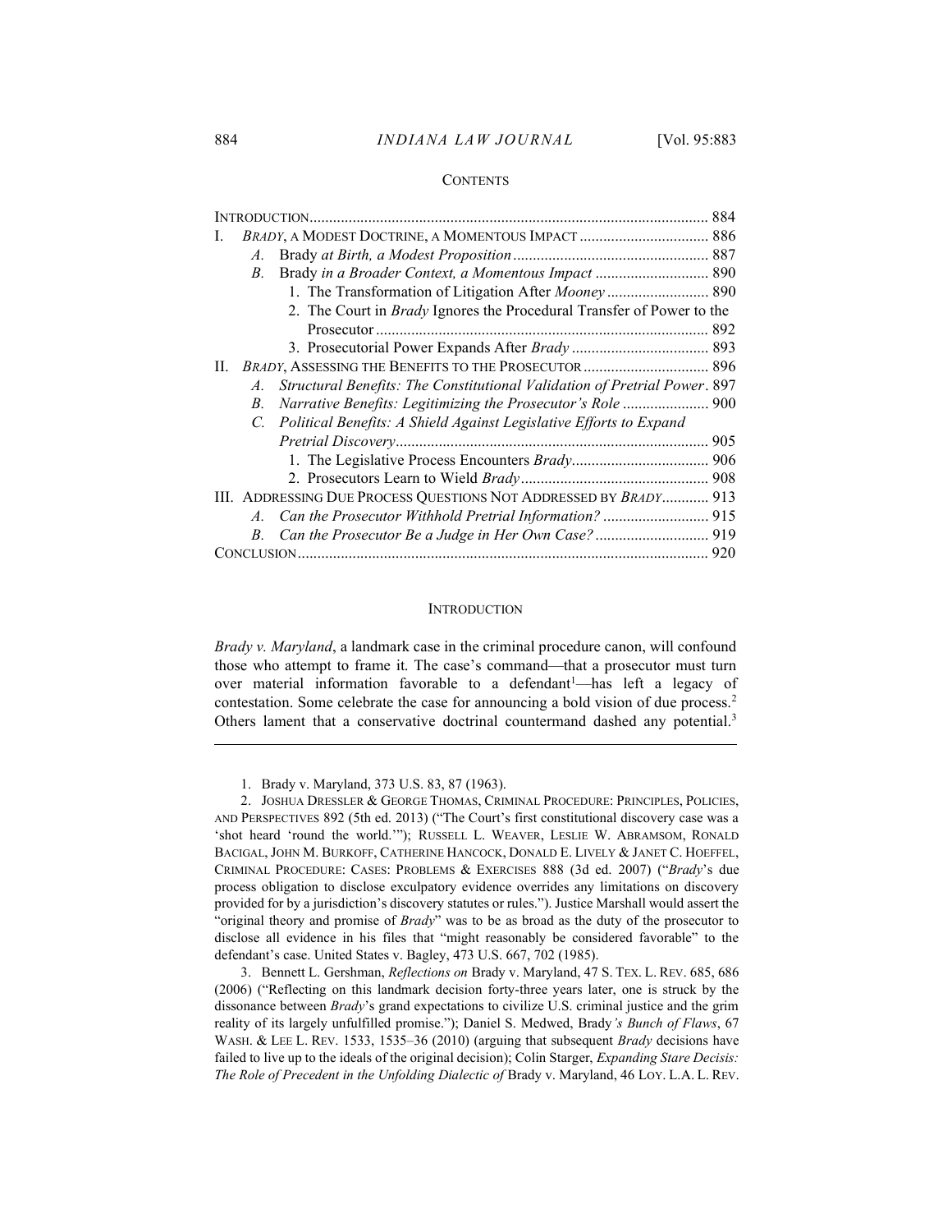## CONTENTS

| | |
|---|---|
| INTRODUCTION | 884 |
| I. *BRADY*, A MODEST DOCTRINE, A MOMENTOUS IMPACT | 886 |
| *A.* Brady *at Birth, a Modest Proposition* | 887 |
| *B.* Brady *in a Broader Context, a Momentous Impact* | 890 |
| 1. The Transformation of Litigation After *Mooney* | 890 |
| 2. The Court in *Brady* Ignores the Procedural Transfer of Power to the Prosecutor | 892 |
| 3. Prosecutorial Power Expands After *Brady* | 893 |
| II. *BRADY*, ASSESSING THE BENEFITS TO THE PROSECUTOR | 896 |
| *A. Structural Benefits: The Constitutional Validation of Pretrial Power* | 897 |
| *B. Narrative Benefits: Legitimizing the Prosecutor's Role* | 900 |
| *C. Political Benefits: A Shield Against Legislative Efforts to Expand Pretrial Discovery* | 905 |
| 1. The Legislative Process Encounters *Brady* | 906 |
| 2. Prosecutors Learn to Wield *Brady* | 908 |
| III. ADDRESSING DUE PROCESS QUESTIONS NOT ADDRESSED BY *BRADY* | 913 |
| *A. Can the Prosecutor Withhold Pretrial Information?* | 915 |
| *B. Can the Prosecutor Be a Judge in Her Own Case?* | 919 |
| CONCLUSION | 920 |

## INTRODUCTION

*Brady v. Maryland*, a landmark case in the criminal procedure canon, will confound those who attempt to frame it. The case's command—that a prosecutor must turn over material information favorable to a defendant[1]—has left a legacy of contestation. Some celebrate the case for announcing a bold vision of due process.[2] Others lament that a conservative doctrinal countermand dashed any potential.[3]

---

1. Brady v. Maryland, 373 U.S. 83, 87 (1963).

2. JOSHUA DRESSLER & GEORGE THOMAS, CRIMINAL PROCEDURE: PRINCIPLES, POLICIES, AND PERSPECTIVES 892 (5th ed. 2013) ("The Court's first constitutional discovery case was a 'shot heard 'round the world.'"); RUSSELL L. WEAVER, LESLIE W. ABRAMSOM, RONALD BACIGAL, JOHN M. BURKOFF, CATHERINE HANCOCK, DONALD E. LIVELY & JANET C. HOEFFEL, CRIMINAL PROCEDURE: CASES: PROBLEMS & EXERCISES 888 (3d ed. 2007) ("*Brady*'s due process obligation to disclose exculpatory evidence overrides any limitations on discovery provided for by a jurisdiction's discovery statutes or rules."). Justice Marshall would assert the "original theory and promise of *Brady*" was to be as broad as the duty of the prosecutor to disclose all evidence in his files that "might reasonably be considered favorable" to the defendant's case. United States v. Bagley, 473 U.S. 667, 702 (1985).

3. Bennett L. Gershman, *Reflections on* Brady v. Maryland, 47 S. TEX. L. REV. 685, 686 (2006) ("Reflecting on this landmark decision forty-three years later, one is struck by the dissonance between *Brady*'s grand expectations to civilize U.S. criminal justice and the grim reality of its largely unfulfilled promise."); Daniel S. Medwed, Brady*'s Bunch of Flaws*, 67 WASH. & LEE L. REV. 1533, 1535–36 (2010) (arguing that subsequent *Brady* decisions have failed to live up to the ideals of the original decision); Colin Starger, *Expanding Stare Decisis: The Role of Precedent in the Unfolding Dialectic of* Brady v. Maryland, 46 LOY. L.A. L. REV.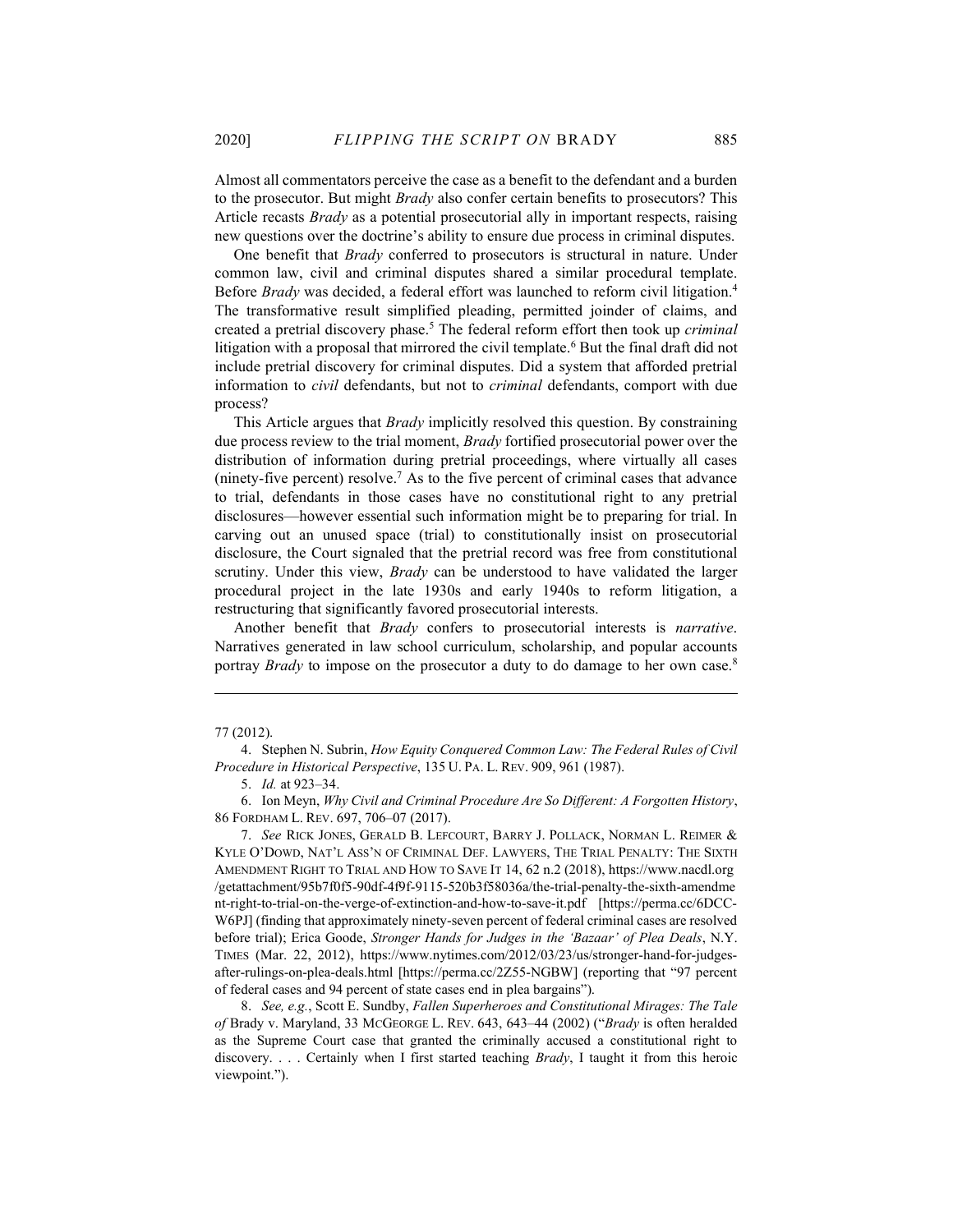Almost all commentators perceive the case as a benefit to the defendant and a burden to the prosecutor. But might *Brady* also confer certain benefits to prosecutors? This Article recasts *Brady* as a potential prosecutorial ally in important respects, raising new questions over the doctrine's ability to ensure due process in criminal disputes.

One benefit that *Brady* conferred to prosecutors is structural in nature. Under common law, civil and criminal disputes shared a similar procedural template. Before *Brady* was decided, a federal effort was launched to reform civil litigation.[4] The transformative result simplified pleading, permitted joinder of claims, and created a pretrial discovery phase.[5] The federal reform effort then took up *criminal* litigation with a proposal that mirrored the civil template.[6] But the final draft did not include pretrial discovery for criminal disputes. Did a system that afforded pretrial information to *civil* defendants, but not to *criminal* defendants, comport with due process?

This Article argues that *Brady* implicitly resolved this question. By constraining due process review to the trial moment, *Brady* fortified prosecutorial power over the distribution of information during pretrial proceedings, where virtually all cases (ninety-five percent) resolve.[7] As to the five percent of criminal cases that advance to trial, defendants in those cases have no constitutional right to any pretrial disclosures—however essential such information might be to preparing for trial. In carving out an unused space (trial) to constitutionally insist on prosecutorial disclosure, the Court signaled that the pretrial record was free from constitutional scrutiny. Under this view, *Brady* can be understood to have validated the larger procedural project in the late 1930s and early 1940s to reform litigation, a restructuring that significantly favored prosecutorial interests.

Another benefit that *Brady* confers to prosecutorial interests is *narrative*. Narratives generated in law school curriculum, scholarship, and popular accounts portray *Brady* to impose on the prosecutor a duty to do damage to her own case.[8]

---

77 (2012).

4. Stephen N. Subrin, *How Equity Conquered Common Law: The Federal Rules of Civil Procedure in Historical Perspective*, 135 U. PA. L. REV. 909, 961 (1987).

5. *Id.* at 923–34.

6. Ion Meyn, *Why Civil and Criminal Procedure Are So Different: A Forgotten History*, 86 FORDHAM L. REV. 697, 706–07 (2017).

7. *See* RICK JONES, GERALD B. LEFCOURT, BARRY J. POLLACK, NORMAN L. REIMER & KYLE O'DOWD, NAT'L ASS'N OF CRIMINAL DEF. LAWYERS, THE TRIAL PENALTY: THE SIXTH AMENDMENT RIGHT TO TRIAL AND HOW TO SAVE IT 14, 62 n.2 (2018), https://www.nacdl.org/getattachment/95b7f0f5-90df-4f9f-9115-520b3f58036a/the-trial-penalty-the-sixth-amendment-right-to-trial-on-the-verge-of-extinction-and-how-to-save-it.pdf [https://perma.cc/6DCC-W6PJ] (finding that approximately ninety-seven percent of federal criminal cases are resolved before trial); Erica Goode, *Stronger Hands for Judges in the 'Bazaar' of Plea Deals*, N.Y. TIMES (Mar. 22, 2012), https://www.nytimes.com/2012/03/23/us/stronger-hand-for-judges-after-rulings-on-plea-deals.html [https://perma.cc/2Z55-NGBW] (reporting that "97 percent of federal cases and 94 percent of state cases end in plea bargains").

8. *See, e.g.*, Scott E. Sundby, *Fallen Superheroes and Constitutional Mirages: The Tale of* Brady v. Maryland, 33 MCGEORGE L. REV. 643, 643–44 (2002) ("*Brady* is often heralded as the Supreme Court case that granted the criminally accused a constitutional right to discovery. . . . Certainly when I first started teaching *Brady*, I taught it from this heroic viewpoint.").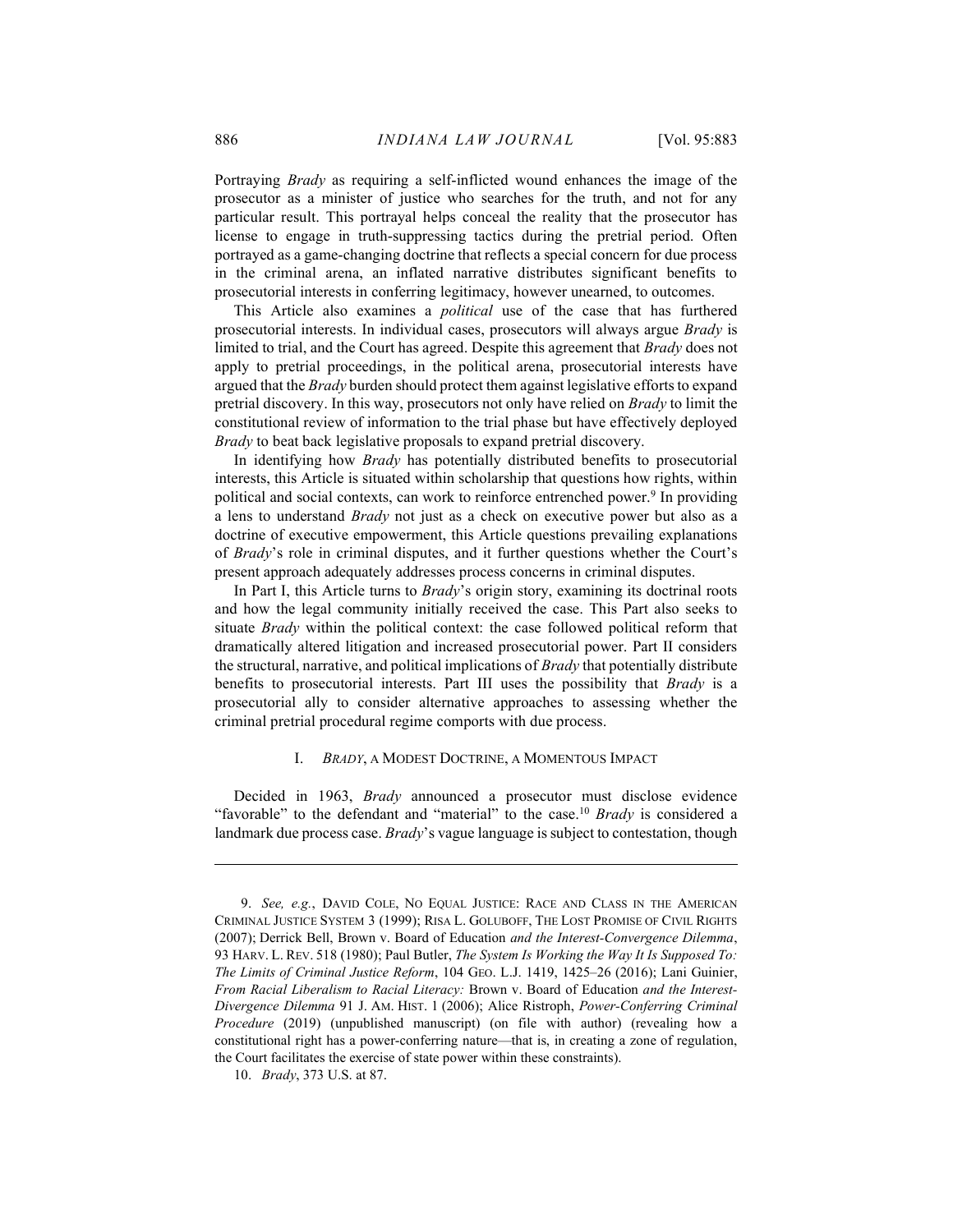Portraying *Brady* as requiring a self-inflicted wound enhances the image of the prosecutor as a minister of justice who searches for the truth, and not for any particular result. This portrayal helps conceal the reality that the prosecutor has license to engage in truth-suppressing tactics during the pretrial period. Often portrayed as a game-changing doctrine that reflects a special concern for due process in the criminal arena, an inflated narrative distributes significant benefits to prosecutorial interests in conferring legitimacy, however unearned, to outcomes.

This Article also examines a *political* use of the case that has furthered prosecutorial interests. In individual cases, prosecutors will always argue *Brady* is limited to trial, and the Court has agreed. Despite this agreement that *Brady* does not apply to pretrial proceedings, in the political arena, prosecutorial interests have argued that the *Brady* burden should protect them against legislative efforts to expand pretrial discovery. In this way, prosecutors not only have relied on *Brady* to limit the constitutional review of information to the trial phase but have effectively deployed *Brady* to beat back legislative proposals to expand pretrial discovery.

In identifying how *Brady* has potentially distributed benefits to prosecutorial interests, this Article is situated within scholarship that questions how rights, within political and social contexts, can work to reinforce entrenched power.[9] In providing a lens to understand *Brady* not just as a check on executive power but also as a doctrine of executive empowerment, this Article questions prevailing explanations of *Brady*'s role in criminal disputes, and it further questions whether the Court's present approach adequately addresses process concerns in criminal disputes.

In Part I, this Article turns to *Brady*'s origin story, examining its doctrinal roots and how the legal community initially received the case. This Part also seeks to situate *Brady* within the political context: the case followed political reform that dramatically altered litigation and increased prosecutorial power. Part II considers the structural, narrative, and political implications of *Brady* that potentially distribute benefits to prosecutorial interests. Part III uses the possibility that *Brady* is a prosecutorial ally to consider alternative approaches to assessing whether the criminal pretrial procedural regime comports with due process.

## I. *BRADY*, A MODEST DOCTRINE, A MOMENTOUS IMPACT

Decided in 1963, *Brady* announced a prosecutor must disclose evidence "favorable" to the defendant and "material" to the case.[10] *Brady* is considered a landmark due process case. *Brady*'s vague language is subject to contestation, though

---

9. *See, e.g.*, DAVID COLE, NO EQUAL JUSTICE: RACE AND CLASS IN THE AMERICAN CRIMINAL JUSTICE SYSTEM 3 (1999); RISA L. GOLUBOFF, THE LOST PROMISE OF CIVIL RIGHTS (2007); Derrick Bell, Brown v. Board of Education *and the Interest-Convergence Dilemma*, 93 HARV. L. REV. 518 (1980); Paul Butler, *The System Is Working the Way It Is Supposed To: The Limits of Criminal Justice Reform*, 104 GEO. L.J. 1419, 1425–26 (2016); Lani Guinier, *From Racial Liberalism to Racial Literacy:* Brown v. Board of Education *and the Interest-Divergence Dilemma* 91 J. AM. HIST. 1 (2006); Alice Ristroph, *Power-Conferring Criminal Procedure* (2019) (unpublished manuscript) (on file with author) (revealing how a constitutional right has a power-conferring nature—that is, in creating a zone of regulation, the Court facilitates the exercise of state power within these constraints).

10. *Brady*, 373 U.S. at 87.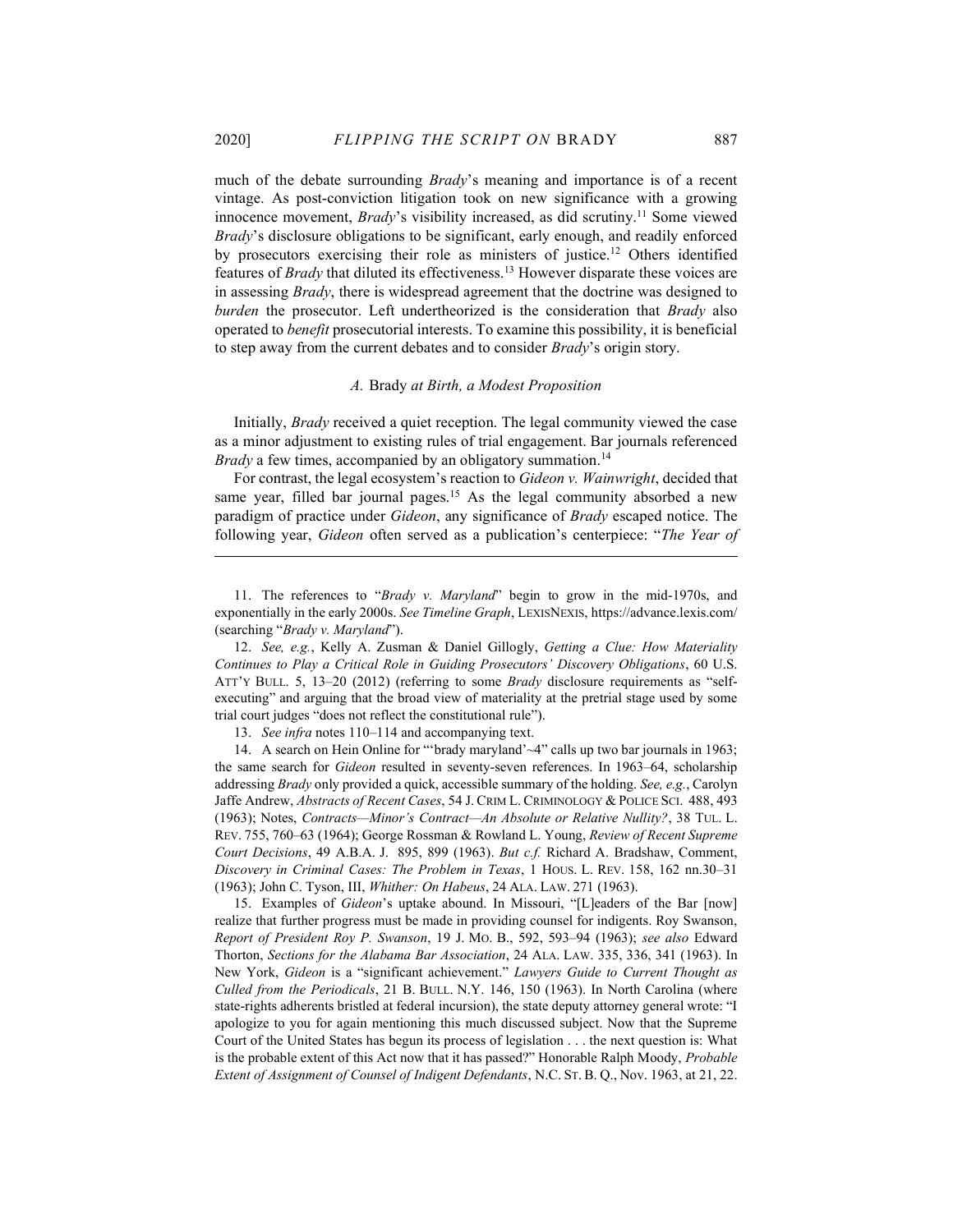much of the debate surrounding *Brady*'s meaning and importance is of a recent vintage. As post-conviction litigation took on new significance with a growing innocence movement, *Brady*'s visibility increased, as did scrutiny.[11] Some viewed *Brady*'s disclosure obligations to be significant, early enough, and readily enforced by prosecutors exercising their role as ministers of justice.[12] Others identified features of *Brady* that diluted its effectiveness.[13] However disparate these voices are in assessing *Brady*, there is widespread agreement that the doctrine was designed to *burden* the prosecutor. Left undertheorized is the consideration that *Brady* also operated to *benefit* prosecutorial interests. To examine this possibility, it is beneficial to step away from the current debates and to consider *Brady*'s origin story.

### *A.* Brady *at Birth, a Modest Proposition*

Initially, *Brady* received a quiet reception. The legal community viewed the case as a minor adjustment to existing rules of trial engagement. Bar journals referenced *Brady* a few times, accompanied by an obligatory summation.[14]

For contrast, the legal ecosystem's reaction to *Gideon v. Wainwright*, decided that same year, filled bar journal pages.[15] As the legal community absorbed a new paradigm of practice under *Gideon*, any significance of *Brady* escaped notice. The following year, *Gideon* often served as a publication's centerpiece: "*The Year of*

---

11. The references to "*Brady v. Maryland*" begin to grow in the mid-1970s, and exponentially in the early 2000s. *See Timeline Graph*, LEXISNEXIS, https://advance.lexis.com/ (searching "*Brady v. Maryland*").

12. *See, e.g.*, Kelly A. Zusman & Daniel Gillogly, *Getting a Clue: How Materiality Continues to Play a Critical Role in Guiding Prosecutors' Discovery Obligations*, 60 U.S. ATT'Y BULL. 5, 13–20 (2012) (referring to some *Brady* disclosure requirements as "self-executing" and arguing that the broad view of materiality at the pretrial stage used by some trial court judges "does not reflect the constitutional rule").

13. *See infra* notes 110–114 and accompanying text.

14. A search on Hein Online for "'brady maryland'~4" calls up two bar journals in 1963; the same search for *Gideon* resulted in seventy-seven references. In 1963–64, scholarship addressing *Brady* only provided a quick, accessible summary of the holding. *See, e.g.*, Carolyn Jaffe Andrew, *Abstracts of Recent Cases*, 54 J. CRIM L. CRIMINOLOGY & POLICE SCI. 488, 493 (1963); Notes, *Contracts—Minor's Contract—An Absolute or Relative Nullity?*, 38 TUL. L. REV. 755, 760–63 (1964); George Rossman & Rowland L. Young, *Review of Recent Supreme Court Decisions*, 49 A.B.A. J. 895, 899 (1963). *But c.f.* Richard A. Bradshaw, Comment, *Discovery in Criminal Cases: The Problem in Texas*, 1 HOUS. L. REV. 158, 162 nn.30–31 (1963); John C. Tyson, III, *Whither: On Habeus*, 24 ALA. LAW. 271 (1963).

15. Examples of *Gideon*'s uptake abound. In Missouri, "[L]eaders of the Bar [now] realize that further progress must be made in providing counsel for indigents. Roy Swanson, *Report of President Roy P. Swanson*, 19 J. MO. B., 592, 593–94 (1963); *see also* Edward Thorton, *Sections for the Alabama Bar Association*, 24 ALA. LAW. 335, 336, 341 (1963). In New York, *Gideon* is a "significant achievement." *Lawyers Guide to Current Thought as Culled from the Periodicals*, 21 B. BULL. N.Y. 146, 150 (1963). In North Carolina (where state-rights adherents bristled at federal incursion), the state deputy attorney general wrote: "I apologize to you for again mentioning this much discussed subject. Now that the Supreme Court of the United States has begun its process of legislation . . . the next question is: What is the probable extent of this Act now that it has passed?" Honorable Ralph Moody, *Probable Extent of Assignment of Counsel of Indigent Defendants*, N.C. ST. B. Q., Nov. 1963, at 21, 22.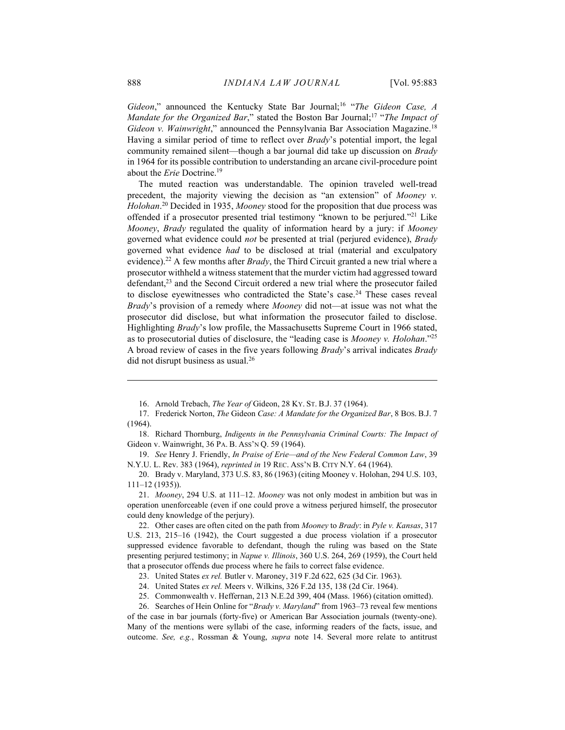*Gideon*," announced the Kentucky State Bar Journal;[16] "*The Gideon Case, A Mandate for the Organized Bar*," stated the Boston Bar Journal;[17] "*The Impact of Gideon v. Wainwright*," announced the Pennsylvania Bar Association Magazine.[18] Having a similar period of time to reflect over *Brady*'s potential import, the legal community remained silent—though a bar journal did take up discussion on *Brady* in 1964 for its possible contribution to understanding an arcane civil-procedure point about the *Erie* Doctrine.[19]

The muted reaction was understandable. The opinion traveled well-tread precedent, the majority viewing the decision as "an extension" of *Mooney v. Holohan*.[20] Decided in 1935, *Mooney* stood for the proposition that due process was offended if a prosecutor presented trial testimony "known to be perjured."[21] Like *Mooney*, *Brady* regulated the quality of information heard by a jury: if *Mooney* governed what evidence could *not* be presented at trial (perjured evidence), *Brady* governed what evidence *had* to be disclosed at trial (material and exculpatory evidence).[22] A few months after *Brady*, the Third Circuit granted a new trial where a prosecutor withheld a witness statement that the murder victim had aggressed toward defendant,[23] and the Second Circuit ordered a new trial where the prosecutor failed to disclose eyewitnesses who contradicted the State's case.[24] These cases reveal *Brady*'s provision of a remedy where *Mooney* did not—at issue was not what the prosecutor did disclose, but what information the prosecutor failed to disclose. Highlighting *Brady*'s low profile, the Massachusetts Supreme Court in 1966 stated, as to prosecutorial duties of disclosure, the "leading case is *Mooney v. Holohan*."[25] A broad review of cases in the five years following *Brady*'s arrival indicates *Brady* did not disrupt business as usual.[26]

---

16. Arnold Trebach, *The Year of* Gideon, 28 KY. ST. B.J. 37 (1964).

17. Frederick Norton, *The* Gideon *Case: A Mandate for the Organized Bar*, 8 BOS. B.J. 7 (1964).

18. Richard Thornburg, *Indigents in the Pennsylvania Criminal Courts: The Impact of* Gideon v. Wainwright, 36 PA. B. ASS'N Q. 59 (1964).

19. *See* Henry J. Friendly, *In Praise of Erie—and of the New Federal Common Law*, 39 N.Y.U. L. Rev. 383 (1964), *reprinted in* 19 REC. ASS'N B. CITY N.Y. 64 (1964).

20. Brady v. Maryland, 373 U.S. 83, 86 (1963) (citing Mooney v. Holohan, 294 U.S. 103, 111–12 (1935)).

21. *Mooney*, 294 U.S. at 111–12. *Mooney* was not only modest in ambition but was in operation unenforceable (even if one could prove a witness perjured himself, the prosecutor could deny knowledge of the perjury).

22. Other cases are often cited on the path from *Mooney* to *Brady*: in *Pyle v. Kansas*, 317 U.S. 213, 215–16 (1942), the Court suggested a due process violation if a prosecutor suppressed evidence favorable to defendant, though the ruling was based on the State presenting perjured testimony; in *Napue v. Illinois*, 360 U.S. 264, 269 (1959), the Court held that a prosecutor offends due process where he fails to correct false evidence.

23. United States *ex rel.* Butler v. Maroney, 319 F.2d 622, 625 (3d Cir. 1963).

24. United States *ex rel.* Meers v. Wilkins, 326 F.2d 135, 138 (2d Cir. 1964).

25. Commonwealth v. Heffernan, 213 N.E.2d 399, 404 (Mass. 1966) (citation omitted).

26. Searches of Hein Online for "*Brady v. Maryland*" from 1963–73 reveal few mentions of the case in bar journals (forty-five) or American Bar Association journals (twenty-one). Many of the mentions were syllabi of the case, informing readers of the facts, issue, and outcome. *See, e.g.*, Rossman & Young, *supra* note 14. Several more relate to antitrust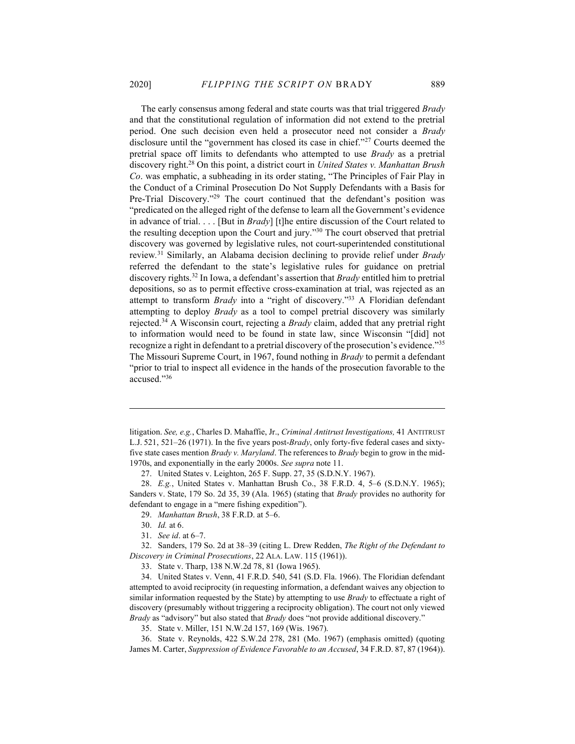The early consensus among federal and state courts was that trial triggered *Brady* and that the constitutional regulation of information did not extend to the pretrial period. One such decision even held a prosecutor need not consider a *Brady* disclosure until the "government has closed its case in chief."[27] Courts deemed the pretrial space off limits to defendants who attempted to use *Brady* as a pretrial discovery right.[28] On this point, a district court in *United States v. Manhattan Brush Co*. was emphatic, a subheading in its order stating, "The Principles of Fair Play in the Conduct of a Criminal Prosecution Do Not Supply Defendants with a Basis for Pre-Trial Discovery."[29] The court continued that the defendant's position was "predicated on the alleged right of the defense to learn all the Government's evidence in advance of trial. . . . [But in *Brady*] [t]he entire discussion of the Court related to the resulting deception upon the Court and jury."[30] The court observed that pretrial discovery was governed by legislative rules, not court-superintended constitutional review.[31] Similarly, an Alabama decision declining to provide relief under *Brady* referred the defendant to the state's legislative rules for guidance on pretrial discovery rights.[32] In Iowa, a defendant's assertion that *Brady* entitled him to pretrial depositions, so as to permit effective cross-examination at trial, was rejected as an attempt to transform *Brady* into a "right of discovery."[33] A Floridian defendant attempting to deploy *Brady* as a tool to compel pretrial discovery was similarly rejected.[34] A Wisconsin court, rejecting a *Brady* claim, added that any pretrial right to information would need to be found in state law, since Wisconsin "[did] not recognize a right in defendant to a pretrial discovery of the prosecution's evidence."[35] The Missouri Supreme Court, in 1967, found nothing in *Brady* to permit a defendant "prior to trial to inspect all evidence in the hands of the prosecution favorable to the accused."[36]

---

litigation. *See, e.g.*, Charles D. Mahaffie, Jr., *Criminal Antitrust Investigations,* 41 ANTITRUST L.J. 521, 521–26 (1971). In the five years post-*Brady*, only forty-five federal cases and sixty-five state cases mention *Brady v. Maryland*. The references to *Brady* begin to grow in the mid-1970s, and exponentially in the early 2000s. *See supra* note 11.

27. United States v. Leighton, 265 F. Supp. 27, 35 (S.D.N.Y. 1967).

28. *E.g.*, United States v. Manhattan Brush Co., 38 F.R.D. 4, 5–6 (S.D.N.Y. 1965); Sanders v. State, 179 So. 2d 35, 39 (Ala. 1965) (stating that *Brady* provides no authority for defendant to engage in a "mere fishing expedition").

29. *Manhattan Brush*, 38 F.R.D. at 5–6.

30. *Id.* at 6.

31. *See id*. at 6–7.

32. Sanders, 179 So. 2d at 38–39 (citing L. Drew Redden, *The Right of the Defendant to Discovery in Criminal Prosecutions*, 22 ALA. LAW. 115 (1961)).

33. State v. Tharp, 138 N.W.2d 78, 81 (Iowa 1965).

34. United States v. Venn, 41 F.R.D. 540, 541 (S.D. Fla. 1966). The Floridian defendant attempted to avoid reciprocity (in requesting information, a defendant waives any objection to similar information requested by the State) by attempting to use *Brady* to effectuate a right of discovery (presumably without triggering a reciprocity obligation). The court not only viewed *Brady* as "advisory" but also stated that *Brady* does "not provide additional discovery."

35. State v. Miller, 151 N.W.2d 157, 169 (Wis. 1967).

36. State v. Reynolds, 422 S.W.2d 278, 281 (Mo. 1967) (emphasis omitted) (quoting James M. Carter, *Suppression of Evidence Favorable to an Accused*, 34 F.R.D. 87, 87 (1964)).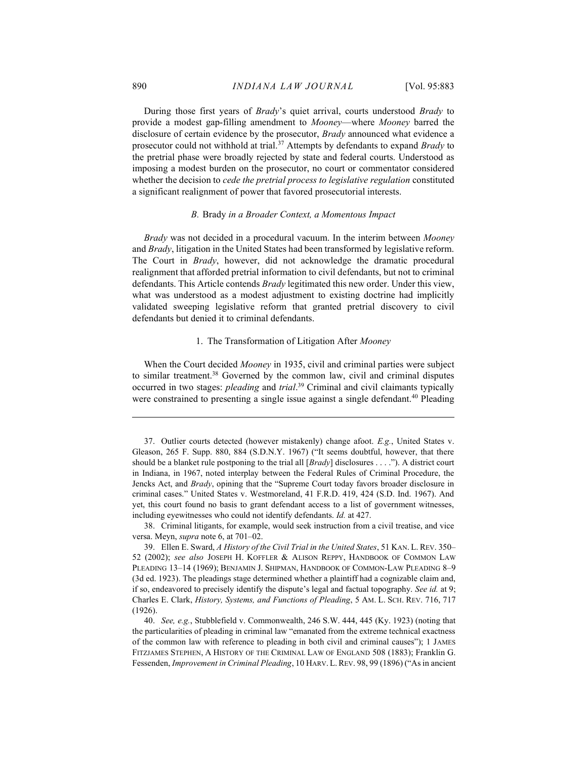During those first years of *Brady*'s quiet arrival, courts understood *Brady* to provide a modest gap-filling amendment to *Mooney*—where *Mooney* barred the disclosure of certain evidence by the prosecutor, *Brady* announced what evidence a prosecutor could not withhold at trial.[37] Attempts by defendants to expand *Brady* to the pretrial phase were broadly rejected by state and federal courts. Understood as imposing a modest burden on the prosecutor, no court or commentator considered whether the decision to *cede the pretrial process to legislative regulation* constituted a significant realignment of power that favored prosecutorial interests.

### *B.* Brady *in a Broader Context, a Momentous Impact*

*Brady* was not decided in a procedural vacuum. In the interim between *Mooney* and *Brady*, litigation in the United States had been transformed by legislative reform. The Court in *Brady*, however, did not acknowledge the dramatic procedural realignment that afforded pretrial information to civil defendants, but not to criminal defendants. This Article contends *Brady* legitimated this new order. Under this view, what was understood as a modest adjustment to existing doctrine had implicitly validated sweeping legislative reform that granted pretrial discovery to civil defendants but denied it to criminal defendants.

#### 1. The Transformation of Litigation After *Mooney*

When the Court decided *Mooney* in 1935, civil and criminal parties were subject to similar treatment.[38] Governed by the common law, civil and criminal disputes occurred in two stages: *pleading* and *trial*.[39] Criminal and civil claimants typically were constrained to presenting a single issue against a single defendant.[40] Pleading

---

37. Outlier courts detected (however mistakenly) change afoot. *E.g.*, United States v. Gleason, 265 F. Supp. 880, 884 (S.D.N.Y. 1967) ("It seems doubtful, however, that there should be a blanket rule postponing to the trial all [*Brady*] disclosures . . . ."). A district court in Indiana, in 1967, noted interplay between the Federal Rules of Criminal Procedure, the Jencks Act, and *Brady*, opining that the "Supreme Court today favors broader disclosure in criminal cases." United States v. Westmoreland, 41 F.R.D. 419, 424 (S.D. Ind. 1967). And yet, this court found no basis to grant defendant access to a list of government witnesses, including eyewitnesses who could not identify defendants. *Id.* at 427.

38. Criminal litigants, for example, would seek instruction from a civil treatise, and vice versa. Meyn, *supra* note 6, at 701–02.

39. Ellen E. Sward, *A History of the Civil Trial in the United States*, 51 KAN. L. REV. 350–52 (2002); *see also* JOSEPH H. KOFFLER & ALISON REPPY, HANDBOOK OF COMMON LAW PLEADING 13–14 (1969); BENJAMIN J. SHIPMAN, HANDBOOK OF COMMON-LAW PLEADING 8–9 (3d ed. 1923). The pleadings stage determined whether a plaintiff had a cognizable claim and, if so, endeavored to precisely identify the dispute's legal and factual topography. *See id.* at 9; Charles E. Clark, *History, Systems, and Functions of Pleading*, 5 AM. L. SCH. REV. 716, 717 (1926).

40. *See, e.g.*, Stubblefield v. Commonwealth, 246 S.W. 444, 445 (Ky. 1923) (noting that the particularities of pleading in criminal law "emanated from the extreme technical exactness of the common law with reference to pleading in both civil and criminal causes"); 1 JAMES FITZJAMES STEPHEN, A HISTORY OF THE CRIMINAL LAW OF ENGLAND 508 (1883); Franklin G. Fessenden, *Improvement in Criminal Pleading*, 10 HARV. L. REV. 98, 99 (1896) ("As in ancient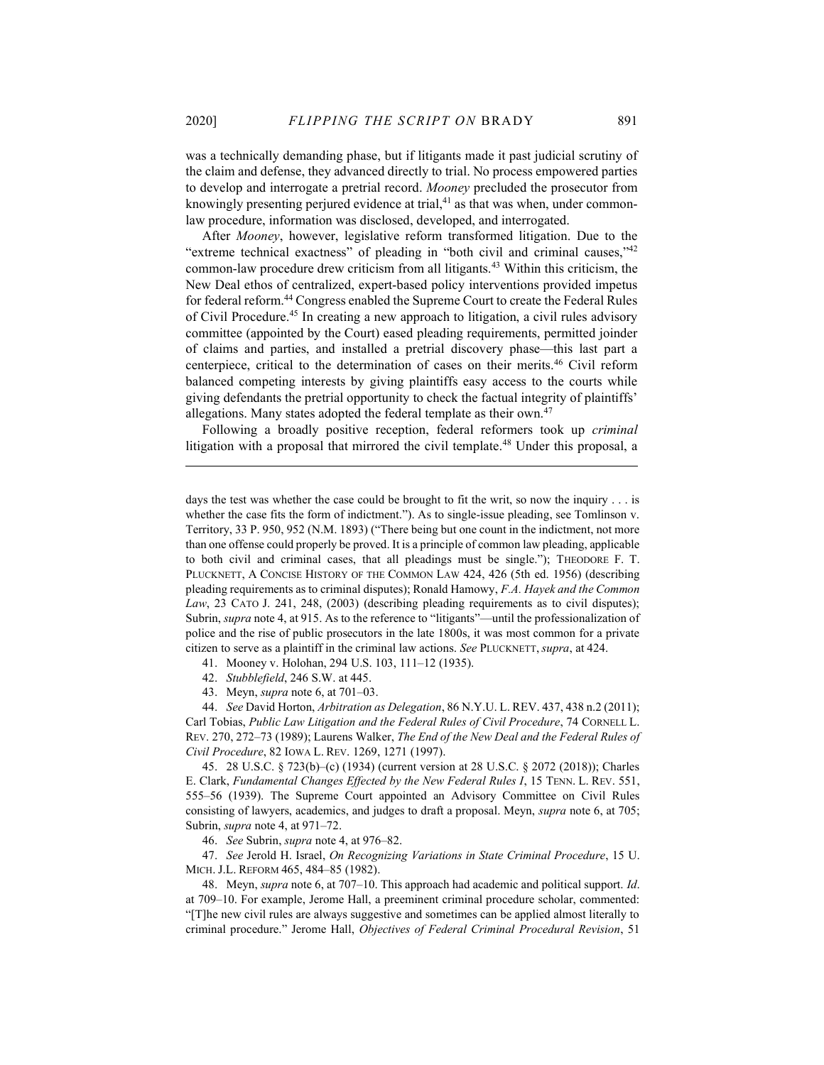was a technically demanding phase, but if litigants made it past judicial scrutiny of the claim and defense, they advanced directly to trial. No process empowered parties to develop and interrogate a pretrial record. *Mooney* precluded the prosecutor from knowingly presenting perjured evidence at trial,[41] as that was when, under common-law procedure, information was disclosed, developed, and interrogated.

After *Mooney*, however, legislative reform transformed litigation. Due to the "extreme technical exactness" of pleading in "both civil and criminal causes,"[42] common-law procedure drew criticism from all litigants.[43] Within this criticism, the New Deal ethos of centralized, expert-based policy interventions provided impetus for federal reform.[44] Congress enabled the Supreme Court to create the Federal Rules of Civil Procedure.[45] In creating a new approach to litigation, a civil rules advisory committee (appointed by the Court) eased pleading requirements, permitted joinder of claims and parties, and installed a pretrial discovery phase—this last part a centerpiece, critical to the determination of cases on their merits.[46] Civil reform balanced competing interests by giving plaintiffs easy access to the courts while giving defendants the pretrial opportunity to check the factual integrity of plaintiffs' allegations. Many states adopted the federal template as their own.[47]

Following a broadly positive reception, federal reformers took up *criminal* litigation with a proposal that mirrored the civil template.[48] Under this proposal, a

---

days the test was whether the case could be brought to fit the writ, so now the inquiry . . . is whether the case fits the form of indictment."). As to single-issue pleading, see Tomlinson v. Territory, 33 P. 950, 952 (N.M. 1893) ("There being but one count in the indictment, not more than one offense could properly be proved. It is a principle of common law pleading, applicable to both civil and criminal cases, that all pleadings must be single."); THEODORE F. T. PLUCKNETT, A CONCISE HISTORY OF THE COMMON LAW 424, 426 (5th ed. 1956) (describing pleading requirements as to criminal disputes); Ronald Hamowy, *F.A. Hayek and the Common Law*, 23 CATO J. 241, 248, (2003) (describing pleading requirements as to civil disputes); Subrin, *supra* note 4, at 915. As to the reference to "litigants"—until the professionalization of police and the rise of public prosecutors in the late 1800s, it was most common for a private citizen to serve as a plaintiff in the criminal law actions. *See* PLUCKNETT, *supra*, at 424.

41. Mooney v. Holohan, 294 U.S. 103, 111–12 (1935).

42. *Stubblefield*, 246 S.W. at 445.

43. Meyn, *supra* note 6, at 701–03.

44. *See* David Horton, *Arbitration as Delegation*, 86 N.Y.U. L. REV. 437, 438 n.2 (2011); Carl Tobias, *Public Law Litigation and the Federal Rules of Civil Procedure*, 74 CORNELL L. REV. 270, 272–73 (1989); Laurens Walker, *The End of the New Deal and the Federal Rules of Civil Procedure*, 82 IOWA L. REV. 1269, 1271 (1997).

45. 28 U.S.C. § 723(b)–(c) (1934) (current version at 28 U.S.C. § 2072 (2018)); Charles E. Clark, *Fundamental Changes Effected by the New Federal Rules I*, 15 TENN. L. REV. 551, 555–56 (1939). The Supreme Court appointed an Advisory Committee on Civil Rules consisting of lawyers, academics, and judges to draft a proposal. Meyn, *supra* note 6, at 705; Subrin, *supra* note 4, at 971–72.

46. *See* Subrin, *supra* note 4, at 976–82.

47. *See* Jerold H. Israel, *On Recognizing Variations in State Criminal Procedure*, 15 U. MICH. J.L. REFORM 465, 484–85 (1982).

48. Meyn, *supra* note 6, at 707–10. This approach had academic and political support. *Id*. at 709–10. For example, Jerome Hall, a preeminent criminal procedure scholar, commented: "[T]he new civil rules are always suggestive and sometimes can be applied almost literally to criminal procedure." Jerome Hall, *Objectives of Federal Criminal Procedural Revision*, 51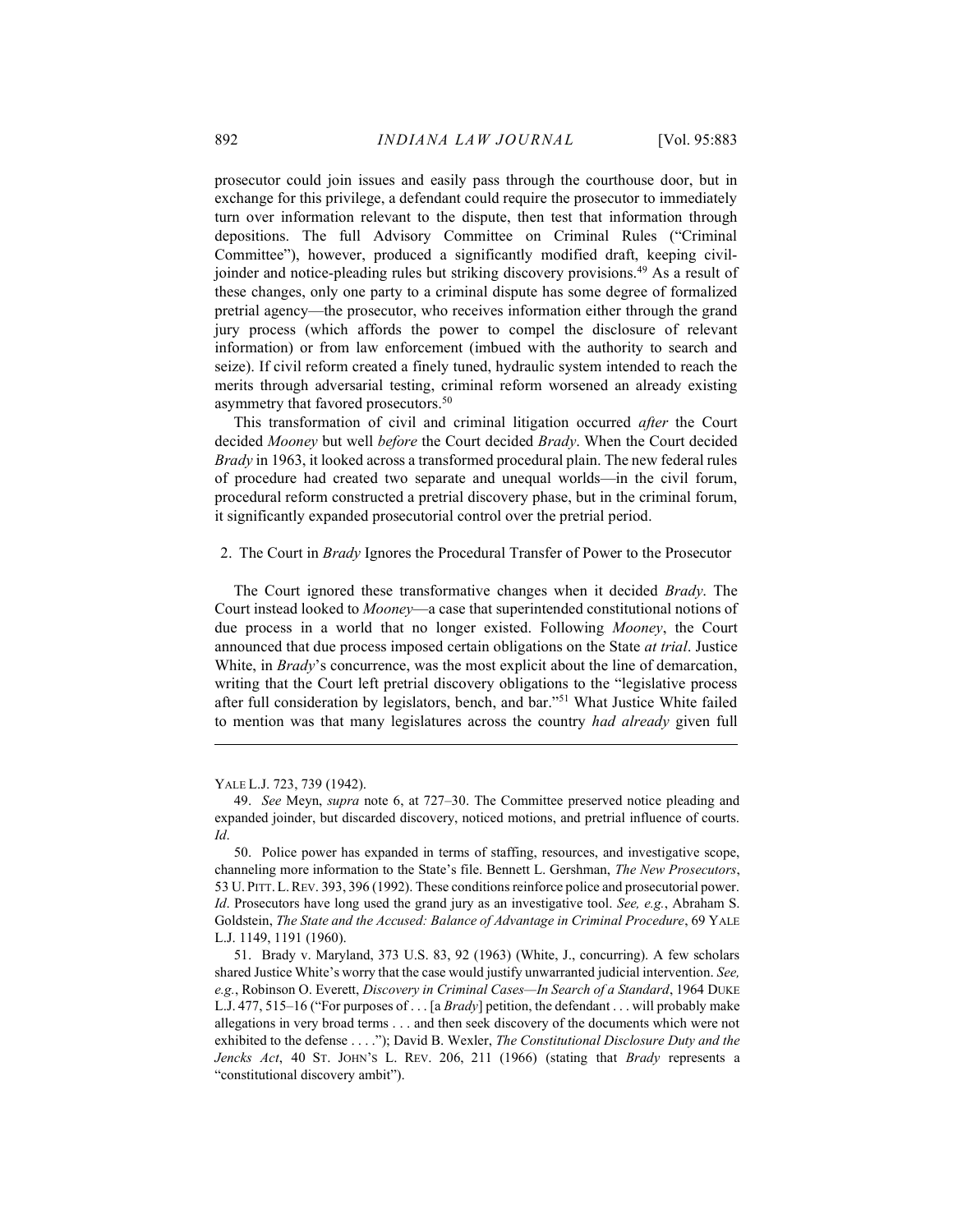prosecutor could join issues and easily pass through the courthouse door, but in exchange for this privilege, a defendant could require the prosecutor to immediately turn over information relevant to the dispute, then test that information through depositions. The full Advisory Committee on Criminal Rules ("Criminal Committee"), however, produced a significantly modified draft, keeping civil-joinder and notice-pleading rules but striking discovery provisions.[49] As a result of these changes, only one party to a criminal dispute has some degree of formalized pretrial agency—the prosecutor, who receives information either through the grand jury process (which affords the power to compel the disclosure of relevant information) or from law enforcement (imbued with the authority to search and seize). If civil reform created a finely tuned, hydraulic system intended to reach the merits through adversarial testing, criminal reform worsened an already existing asymmetry that favored prosecutors.[50]

This transformation of civil and criminal litigation occurred *after* the Court decided *Mooney* but well *before* the Court decided *Brady*. When the Court decided *Brady* in 1963, it looked across a transformed procedural plain. The new federal rules of procedure had created two separate and unequal worlds—in the civil forum, procedural reform constructed a pretrial discovery phase, but in the criminal forum, it significantly expanded prosecutorial control over the pretrial period.

### 2. The Court in *Brady* Ignores the Procedural Transfer of Power to the Prosecutor

The Court ignored these transformative changes when it decided *Brady*. The Court instead looked to *Mooney*—a case that superintended constitutional notions of due process in a world that no longer existed. Following *Mooney*, the Court announced that due process imposed certain obligations on the State *at trial*. Justice White, in *Brady*'s concurrence, was the most explicit about the line of demarcation, writing that the Court left pretrial discovery obligations to the "legislative process after full consideration by legislators, bench, and bar."[51] What Justice White failed to mention was that many legislatures across the country *had already* given full

---

YALE L.J. 723, 739 (1942).

49. *See* Meyn, *supra* note 6, at 727–30. The Committee preserved notice pleading and expanded joinder, but discarded discovery, noticed motions, and pretrial influence of courts. *Id*.

50. Police power has expanded in terms of staffing, resources, and investigative scope, channeling more information to the State's file. Bennett L. Gershman, *The New Prosecutors*, 53 U. PITT. L. REV. 393, 396 (1992). These conditions reinforce police and prosecutorial power. *Id*. Prosecutors have long used the grand jury as an investigative tool. *See, e.g.*, Abraham S. Goldstein, *The State and the Accused: Balance of Advantage in Criminal Procedure*, 69 YALE L.J. 1149, 1191 (1960).

51. Brady v. Maryland, 373 U.S. 83, 92 (1963) (White, J., concurring). A few scholars shared Justice White's worry that the case would justify unwarranted judicial intervention. *See, e.g.*, Robinson O. Everett, *Discovery in Criminal Cases—In Search of a Standard*, 1964 DUKE L.J. 477, 515–16 ("For purposes of . . . [a *Brady*] petition, the defendant . . . will probably make allegations in very broad terms . . . and then seek discovery of the documents which were not exhibited to the defense . . . ."); David B. Wexler, *The Constitutional Disclosure Duty and the Jencks Act*, 40 ST. JOHN'S L. REV. 206, 211 (1966) (stating that *Brady* represents a "constitutional discovery ambit").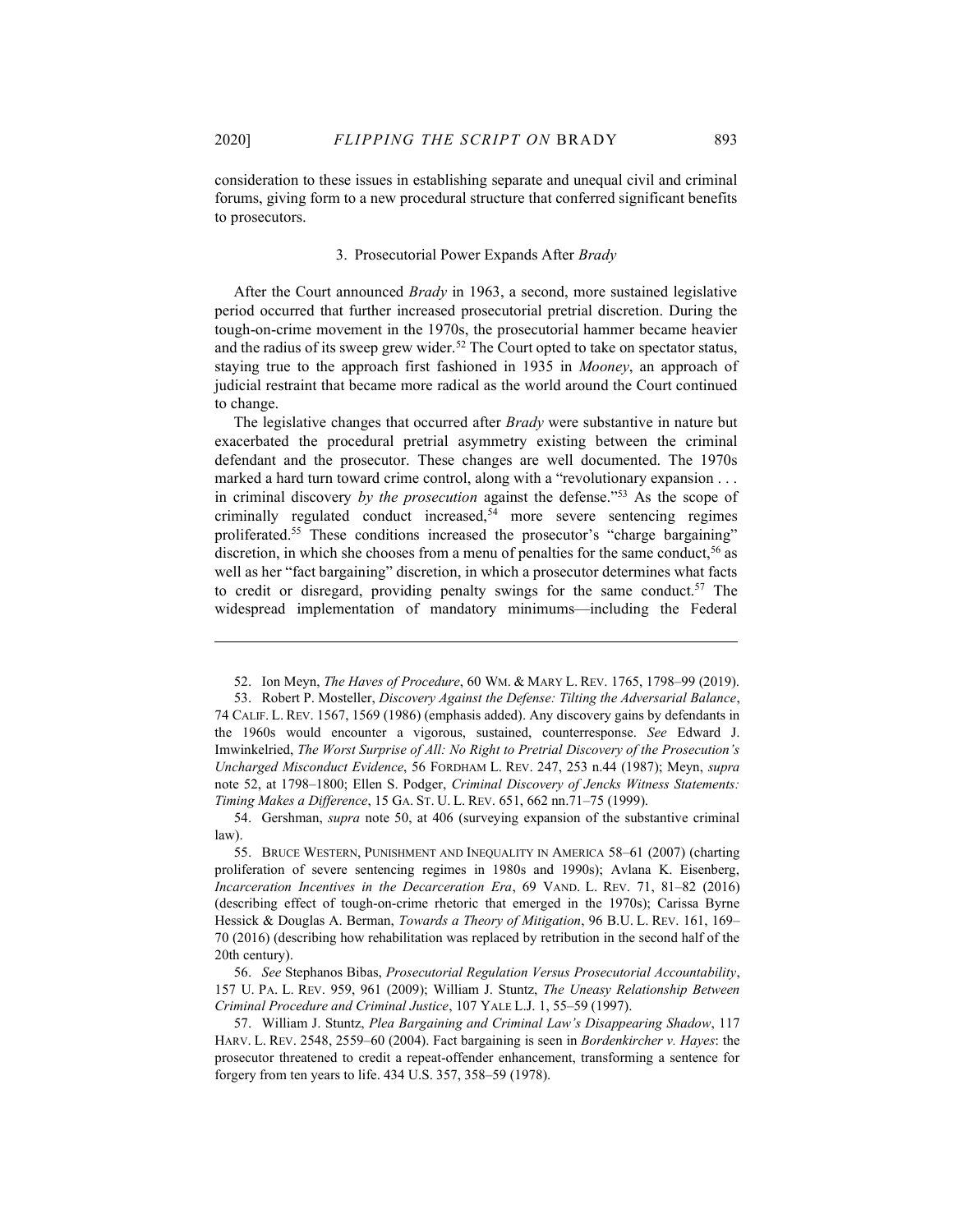consideration to these issues in establishing separate and unequal civil and criminal forums, giving form to a new procedural structure that conferred significant benefits to prosecutors.

### 3. Prosecutorial Power Expands After *Brady*

After the Court announced *Brady* in 1963, a second, more sustained legislative period occurred that further increased prosecutorial pretrial discretion. During the tough-on-crime movement in the 1970s, the prosecutorial hammer became heavier and the radius of its sweep grew wider.[52] The Court opted to take on spectator status, staying true to the approach first fashioned in 1935 in *Mooney*, an approach of judicial restraint that became more radical as the world around the Court continued to change.

The legislative changes that occurred after *Brady* were substantive in nature but exacerbated the procedural pretrial asymmetry existing between the criminal defendant and the prosecutor. These changes are well documented. The 1970s marked a hard turn toward crime control, along with a "revolutionary expansion . . . in criminal discovery *by the prosecution* against the defense."[53] As the scope of criminally regulated conduct increased,[54] more severe sentencing regimes proliferated.[55] These conditions increased the prosecutor's "charge bargaining" discretion, in which she chooses from a menu of penalties for the same conduct,[56] as well as her "fact bargaining" discretion, in which a prosecutor determines what facts to credit or disregard, providing penalty swings for the same conduct.[57] The widespread implementation of mandatory minimums—including the Federal

---

52. Ion Meyn, *The Haves of Procedure*, 60 WM. & MARY L. REV. 1765, 1798–99 (2019).

53. Robert P. Mosteller, *Discovery Against the Defense: Tilting the Adversarial Balance*, 74 CALIF. L. REV. 1567, 1569 (1986) (emphasis added). Any discovery gains by defendants in the 1960s would encounter a vigorous, sustained, counterresponse. *See* Edward J. Imwinkelried, *The Worst Surprise of All: No Right to Pretrial Discovery of the Prosecution's Uncharged Misconduct Evidence*, 56 FORDHAM L. REV. 247, 253 n.44 (1987); Meyn, *supra* note 52, at 1798–1800; Ellen S. Podger, *Criminal Discovery of Jencks Witness Statements: Timing Makes a Difference*, 15 GA. ST. U. L. REV. 651, 662 nn.71–75 (1999).

54. Gershman, *supra* note 50, at 406 (surveying expansion of the substantive criminal law).

55. BRUCE WESTERN, PUNISHMENT AND INEQUALITY IN AMERICA 58–61 (2007) (charting proliferation of severe sentencing regimes in 1980s and 1990s); Avlana K. Eisenberg, *Incarceration Incentives in the Decarceration Era*, 69 VAND. L. REV. 71, 81–82 (2016) (describing effect of tough-on-crime rhetoric that emerged in the 1970s); Carissa Byrne Hessick & Douglas A. Berman, *Towards a Theory of Mitigation*, 96 B.U. L. REV. 161, 169–70 (2016) (describing how rehabilitation was replaced by retribution in the second half of the 20th century).

56. *See* Stephanos Bibas, *Prosecutorial Regulation Versus Prosecutorial Accountability*, 157 U. PA. L. REV. 959, 961 (2009); William J. Stuntz, *The Uneasy Relationship Between Criminal Procedure and Criminal Justice*, 107 YALE L.J. 1, 55–59 (1997).

57. William J. Stuntz, *Plea Bargaining and Criminal Law's Disappearing Shadow*, 117 HARV. L. REV. 2548, 2559–60 (2004). Fact bargaining is seen in *Bordenkircher v. Hayes*: the prosecutor threatened to credit a repeat-offender enhancement, transforming a sentence for forgery from ten years to life. 434 U.S. 357, 358–59 (1978).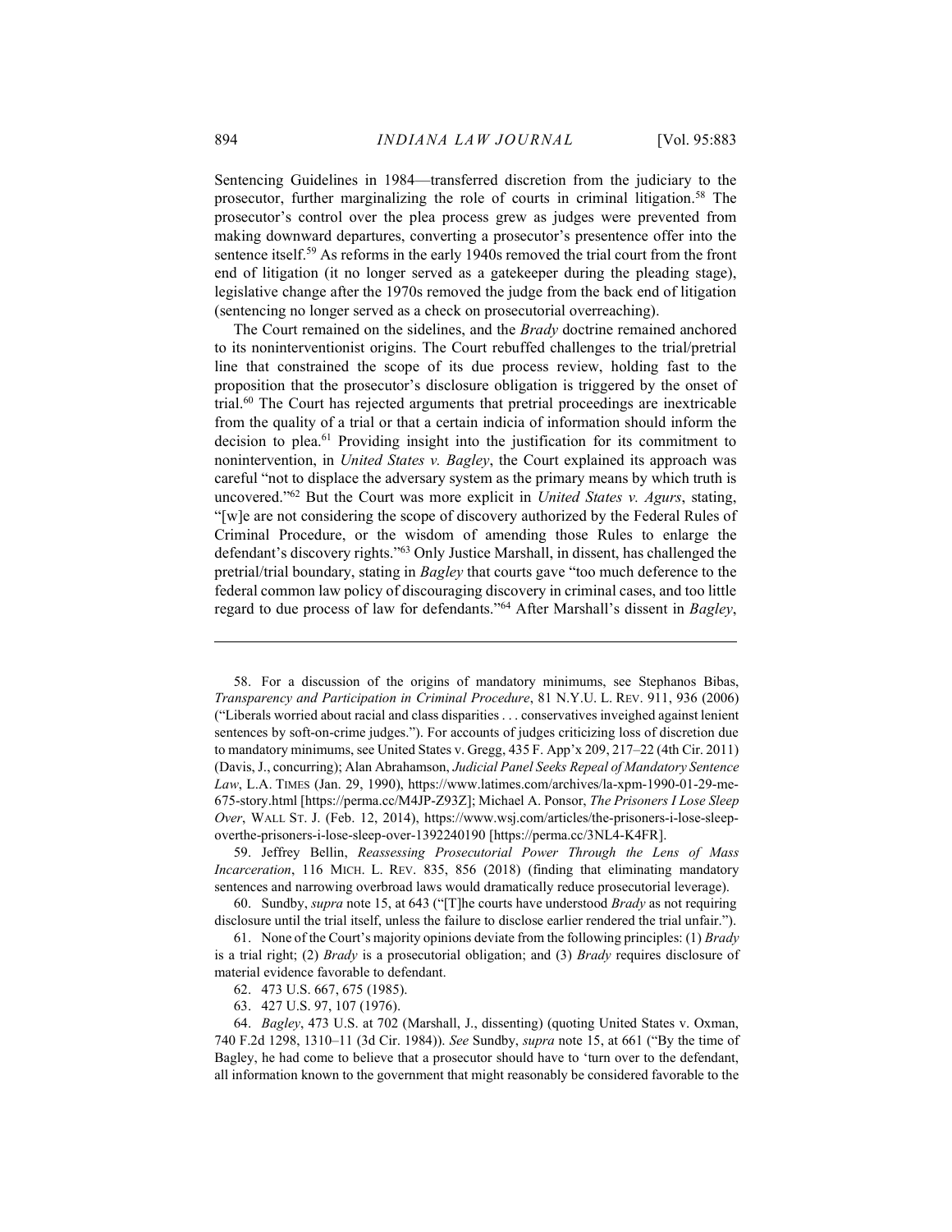Sentencing Guidelines in 1984—transferred discretion from the judiciary to the prosecutor, further marginalizing the role of courts in criminal litigation.[58] The prosecutor's control over the plea process grew as judges were prevented from making downward departures, converting a prosecutor's presentence offer into the sentence itself.[59] As reforms in the early 1940s removed the trial court from the front end of litigation (it no longer served as a gatekeeper during the pleading stage), legislative change after the 1970s removed the judge from the back end of litigation (sentencing no longer served as a check on prosecutorial overreaching).

The Court remained on the sidelines, and the *Brady* doctrine remained anchored to its noninterventionist origins. The Court rebuffed challenges to the trial/pretrial line that constrained the scope of its due process review, holding fast to the proposition that the prosecutor's disclosure obligation is triggered by the onset of trial.[60] The Court has rejected arguments that pretrial proceedings are inextricable from the quality of a trial or that a certain indicia of information should inform the decision to plea.[61] Providing insight into the justification for its commitment to nonintervention, in *United States v. Bagley*, the Court explained its approach was careful "not to displace the adversary system as the primary means by which truth is uncovered."[62] But the Court was more explicit in *United States v. Agurs*, stating, "[w]e are not considering the scope of discovery authorized by the Federal Rules of Criminal Procedure, or the wisdom of amending those Rules to enlarge the defendant's discovery rights."[63] Only Justice Marshall, in dissent, has challenged the pretrial/trial boundary, stating in *Bagley* that courts gave "too much deference to the federal common law policy of discouraging discovery in criminal cases, and too little regard to due process of law for defendants."[64] After Marshall's dissent in *Bagley*,

---

58. For a discussion of the origins of mandatory minimums, see Stephanos Bibas, *Transparency and Participation in Criminal Procedure*, 81 N.Y.U. L. REV. 911, 936 (2006) ("Liberals worried about racial and class disparities . . . conservatives inveighed against lenient sentences by soft-on-crime judges."). For accounts of judges criticizing loss of discretion due to mandatory minimums, see United States v. Gregg, 435 F. App'x 209, 217–22 (4th Cir. 2011) (Davis, J., concurring); Alan Abrahamson, *Judicial Panel Seeks Repeal of Mandatory Sentence Law*, L.A. TIMES (Jan. 29, 1990), https://www.latimes.com/archives/la-xpm-1990-01-29-me-675-story.html [https://perma.cc/M4JP-Z93Z]; Michael A. Ponsor, *The Prisoners I Lose Sleep Over*, WALL ST. J. (Feb. 12, 2014), https://www.wsj.com/articles/the-prisoners-i-lose-sleep-overthe-prisoners-i-lose-sleep-over-1392240190 [https://perma.cc/3NL4-K4FR].

59. Jeffrey Bellin, *Reassessing Prosecutorial Power Through the Lens of Mass Incarceration*, 116 MICH. L. REV. 835, 856 (2018) (finding that eliminating mandatory sentences and narrowing overbroad laws would dramatically reduce prosecutorial leverage).

60. Sundby, *supra* note 15, at 643 ("[T]he courts have understood *Brady* as not requiring disclosure until the trial itself, unless the failure to disclose earlier rendered the trial unfair.").

61. None of the Court's majority opinions deviate from the following principles: (1) *Brady* is a trial right; (2) *Brady* is a prosecutorial obligation; and (3) *Brady* requires disclosure of material evidence favorable to defendant.

62. 473 U.S. 667, 675 (1985).

63. 427 U.S. 97, 107 (1976).

64. *Bagley*, 473 U.S. at 702 (Marshall, J., dissenting) (quoting United States v. Oxman, 740 F.2d 1298, 1310–11 (3d Cir. 1984)). *See* Sundby, *supra* note 15, at 661 ("By the time of Bagley, he had come to believe that a prosecutor should have to 'turn over to the defendant, all information known to the government that might reasonably be considered favorable to the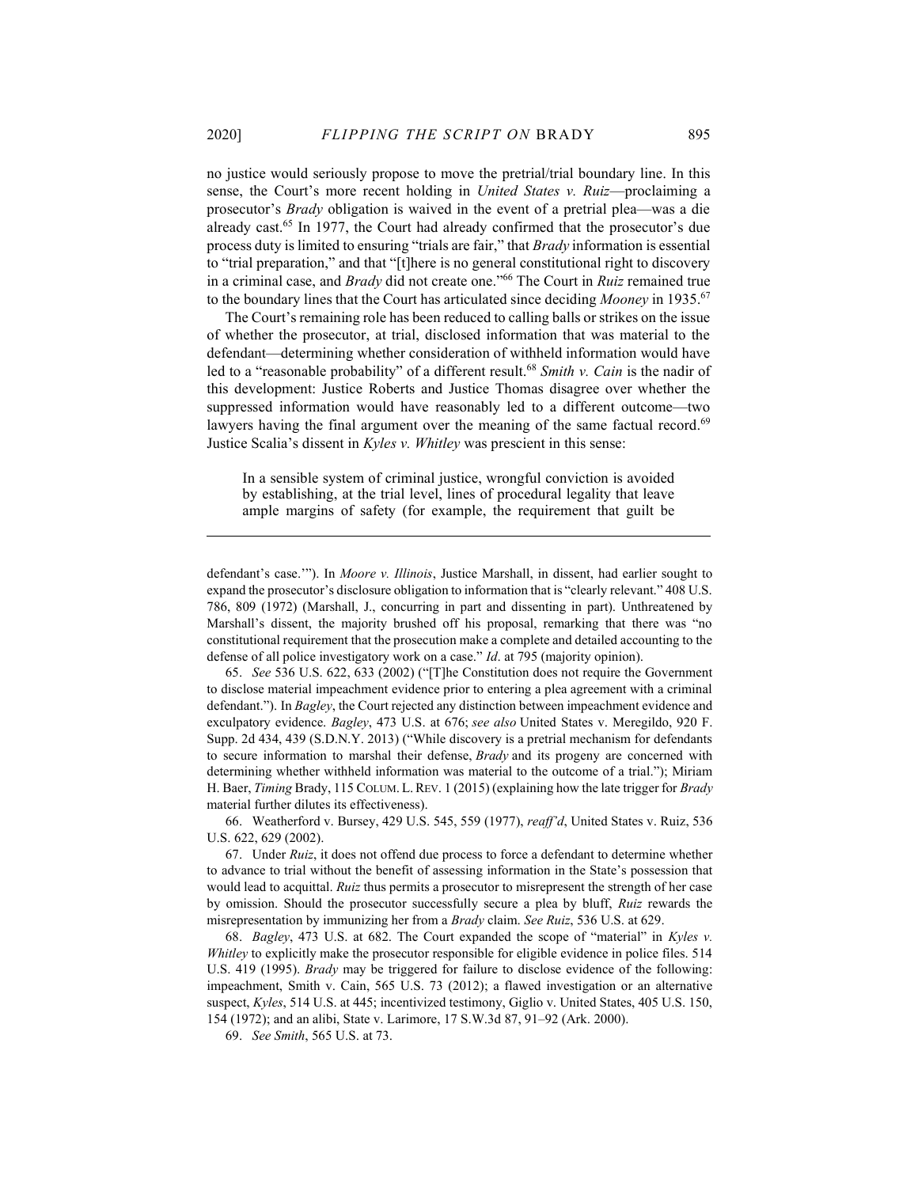no justice would seriously propose to move the pretrial/trial boundary line. In this sense, the Court's more recent holding in *United States v. Ruiz*—proclaiming a prosecutor's *Brady* obligation is waived in the event of a pretrial plea—was a die already cast.[65] In 1977, the Court had already confirmed that the prosecutor's due process duty is limited to ensuring "trials are fair," that *Brady* information is essential to "trial preparation," and that "[t]here is no general constitutional right to discovery in a criminal case, and *Brady* did not create one."[66] The Court in *Ruiz* remained true to the boundary lines that the Court has articulated since deciding *Mooney* in 1935.[67]

The Court's remaining role has been reduced to calling balls or strikes on the issue of whether the prosecutor, at trial, disclosed information that was material to the defendant—determining whether consideration of withheld information would have led to a "reasonable probability" of a different result.[68] *Smith v. Cain* is the nadir of this development: Justice Roberts and Justice Thomas disagree over whether the suppressed information would have reasonably led to a different outcome—two lawyers having the final argument over the meaning of the same factual record.[69] Justice Scalia's dissent in *Kyles v. Whitley* was prescient in this sense:

> In a sensible system of criminal justice, wrongful conviction is avoided by establishing, at the trial level, lines of procedural legality that leave ample margins of safety (for example, the requirement that guilt be

---

defendant's case.'"). In *Moore v. Illinois*, Justice Marshall, in dissent, had earlier sought to expand the prosecutor's disclosure obligation to information that is "clearly relevant." 408 U.S. 786, 809 (1972) (Marshall, J., concurring in part and dissenting in part). Unthreatened by Marshall's dissent, the majority brushed off his proposal, remarking that there was "no constitutional requirement that the prosecution make a complete and detailed accounting to the defense of all police investigatory work on a case." *Id*. at 795 (majority opinion).

65. *See* 536 U.S. 622, 633 (2002) ("[T]he Constitution does not require the Government to disclose material impeachment evidence prior to entering a plea agreement with a criminal defendant."). In *Bagley*, the Court rejected any distinction between impeachment evidence and exculpatory evidence. *Bagley*, 473 U.S. at 676; *see also* United States v. Meregildo, 920 F. Supp. 2d 434, 439 (S.D.N.Y. 2013) ("While discovery is a pretrial mechanism for defendants to secure information to marshal their defense, *Brady* and its progeny are concerned with determining whether withheld information was material to the outcome of a trial."); Miriam H. Baer, *Timing* Brady, 115 COLUM. L. REV. 1 (2015) (explaining how the late trigger for *Brady* material further dilutes its effectiveness).

66. Weatherford v. Bursey, 429 U.S. 545, 559 (1977), *reaff'd*, United States v. Ruiz, 536 U.S. 622, 629 (2002).

67. Under *Ruiz*, it does not offend due process to force a defendant to determine whether to advance to trial without the benefit of assessing information in the State's possession that would lead to acquittal. *Ruiz* thus permits a prosecutor to misrepresent the strength of her case by omission. Should the prosecutor successfully secure a plea by bluff, *Ruiz* rewards the misrepresentation by immunizing her from a *Brady* claim. *See Ruiz*, 536 U.S. at 629.

68. *Bagley*, 473 U.S. at 682. The Court expanded the scope of "material" in *Kyles v. Whitley* to explicitly make the prosecutor responsible for eligible evidence in police files. 514 U.S. 419 (1995). *Brady* may be triggered for failure to disclose evidence of the following: impeachment, Smith v. Cain, 565 U.S. 73 (2012); a flawed investigation or an alternative suspect, *Kyles*, 514 U.S. at 445; incentivized testimony, Giglio v. United States, 405 U.S. 150, 154 (1972); and an alibi, State v. Larimore, 17 S.W.3d 87, 91–92 (Ark. 2000).

69. *See Smith*, 565 U.S. at 73.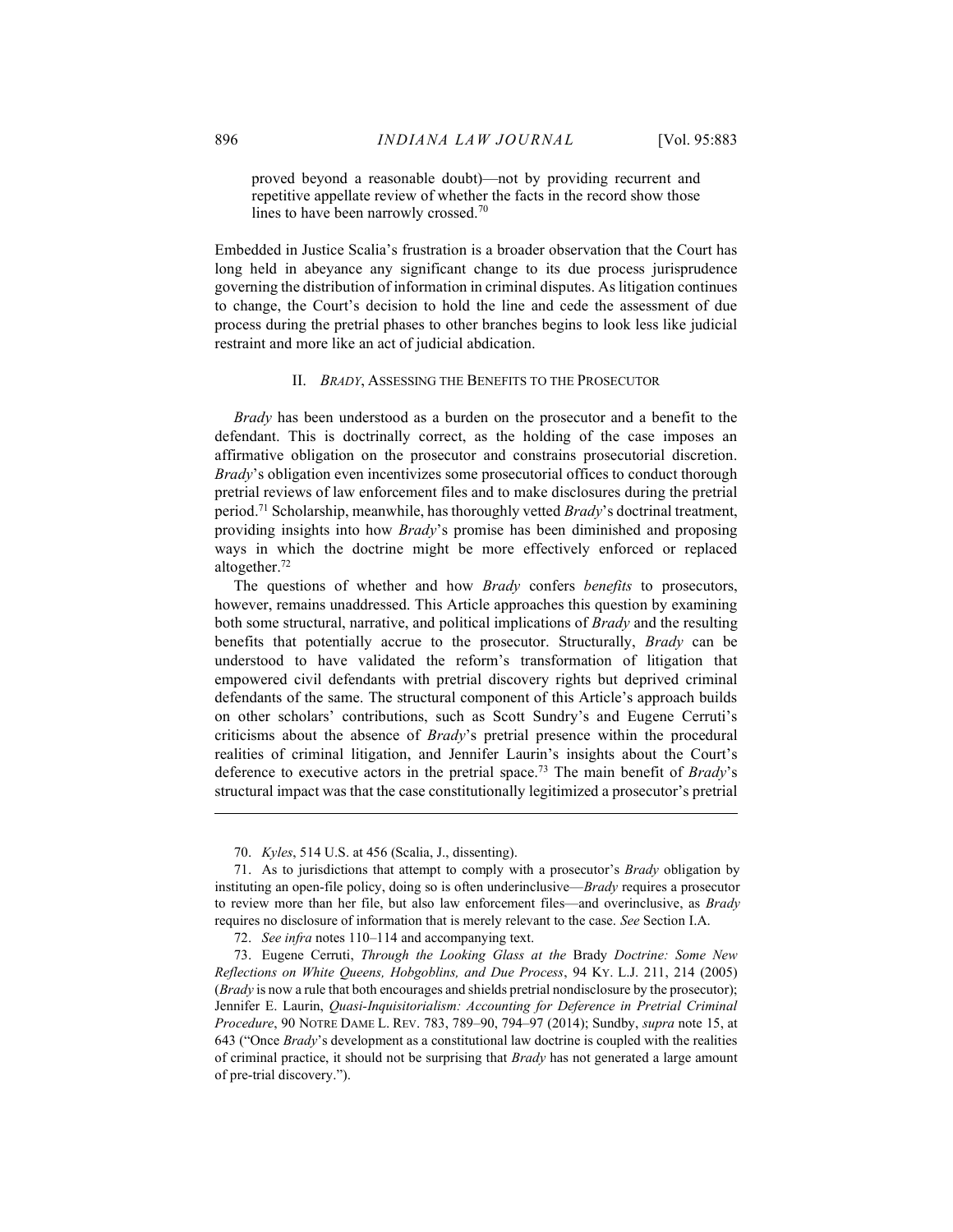proved beyond a reasonable doubt)—not by providing recurrent and repetitive appellate review of whether the facts in the record show those lines to have been narrowly crossed.[70]

Embedded in Justice Scalia's frustration is a broader observation that the Court has long held in abeyance any significant change to its due process jurisprudence governing the distribution of information in criminal disputes. As litigation continues to change, the Court's decision to hold the line and cede the assessment of due process during the pretrial phases to other branches begins to look less like judicial restraint and more like an act of judicial abdication.

## II. *BRADY*, ASSESSING THE BENEFITS TO THE PROSECUTOR

*Brady* has been understood as a burden on the prosecutor and a benefit to the defendant. This is doctrinally correct, as the holding of the case imposes an affirmative obligation on the prosecutor and constrains prosecutorial discretion. *Brady*'s obligation even incentivizes some prosecutorial offices to conduct thorough pretrial reviews of law enforcement files and to make disclosures during the pretrial period.[71] Scholarship, meanwhile, has thoroughly vetted *Brady*'s doctrinal treatment, providing insights into how *Brady*'s promise has been diminished and proposing ways in which the doctrine might be more effectively enforced or replaced altogether.[72]

The questions of whether and how *Brady* confers *benefits* to prosecutors, however, remains unaddressed. This Article approaches this question by examining both some structural, narrative, and political implications of *Brady* and the resulting benefits that potentially accrue to the prosecutor. Structurally, *Brady* can be understood to have validated the reform's transformation of litigation that empowered civil defendants with pretrial discovery rights but deprived criminal defendants of the same. The structural component of this Article's approach builds on other scholars' contributions, such as Scott Sundry's and Eugene Cerruti's criticisms about the absence of *Brady*'s pretrial presence within the procedural realities of criminal litigation, and Jennifer Laurin's insights about the Court's deference to executive actors in the pretrial space.[73] The main benefit of *Brady*'s structural impact was that the case constitutionally legitimized a prosecutor's pretrial

---

70. *Kyles*, 514 U.S. at 456 (Scalia, J., dissenting).

71. As to jurisdictions that attempt to comply with a prosecutor's *Brady* obligation by instituting an open-file policy, doing so is often underinclusive—*Brady* requires a prosecutor to review more than her file, but also law enforcement files—and overinclusive, as *Brady* requires no disclosure of information that is merely relevant to the case. *See* Section I.A.

72. *See infra* notes 110–114 and accompanying text.

73. Eugene Cerruti, *Through the Looking Glass at the* Brady *Doctrine: Some New Reflections on White Queens, Hobgoblins, and Due Process*, 94 KY. L.J. 211, 214 (2005) (*Brady* is now a rule that both encourages and shields pretrial nondisclosure by the prosecutor); Jennifer E. Laurin, *Quasi-Inquisitorialism: Accounting for Deference in Pretrial Criminal Procedure*, 90 NOTRE DAME L. REV. 783, 789–90, 794–97 (2014); Sundby, *supra* note 15, at 643 ("Once *Brady*'s development as a constitutional law doctrine is coupled with the realities of criminal practice, it should not be surprising that *Brady* has not generated a large amount of pre-trial discovery.").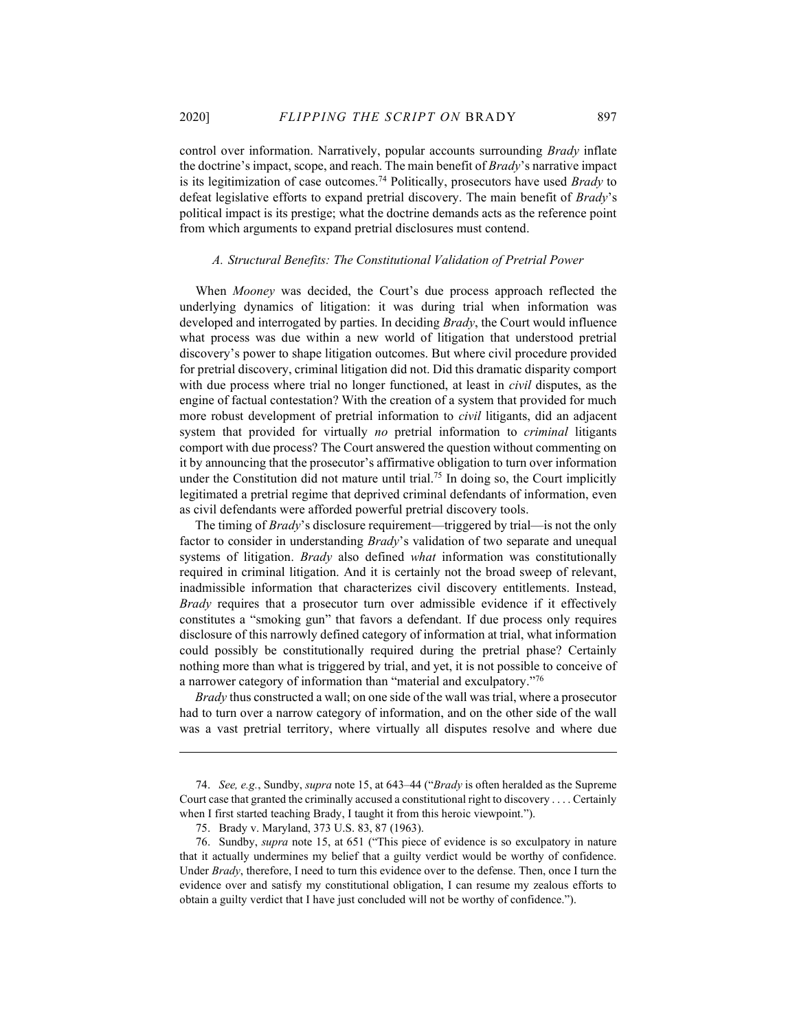control over information. Narratively, popular accounts surrounding *Brady* inflate the doctrine's impact, scope, and reach. The main benefit of *Brady*'s narrative impact is its legitimization of case outcomes.[74] Politically, prosecutors have used *Brady* to defeat legislative efforts to expand pretrial discovery. The main benefit of *Brady*'s political impact is its prestige; what the doctrine demands acts as the reference point from which arguments to expand pretrial disclosures must contend.

### *A. Structural Benefits: The Constitutional Validation of Pretrial Power*

When *Mooney* was decided, the Court's due process approach reflected the underlying dynamics of litigation: it was during trial when information was developed and interrogated by parties. In deciding *Brady*, the Court would influence what process was due within a new world of litigation that understood pretrial discovery's power to shape litigation outcomes. But where civil procedure provided for pretrial discovery, criminal litigation did not. Did this dramatic disparity comport with due process where trial no longer functioned, at least in *civil* disputes, as the engine of factual contestation? With the creation of a system that provided for much more robust development of pretrial information to *civil* litigants, did an adjacent system that provided for virtually *no* pretrial information to *criminal* litigants comport with due process? The Court answered the question without commenting on it by announcing that the prosecutor's affirmative obligation to turn over information under the Constitution did not mature until trial.[75] In doing so, the Court implicitly legitimated a pretrial regime that deprived criminal defendants of information, even as civil defendants were afforded powerful pretrial discovery tools.

The timing of *Brady*'s disclosure requirement—triggered by trial—is not the only factor to consider in understanding *Brady*'s validation of two separate and unequal systems of litigation. *Brady* also defined *what* information was constitutionally required in criminal litigation. And it is certainly not the broad sweep of relevant, inadmissible information that characterizes civil discovery entitlements. Instead, *Brady* requires that a prosecutor turn over admissible evidence if it effectively constitutes a "smoking gun" that favors a defendant. If due process only requires disclosure of this narrowly defined category of information at trial, what information could possibly be constitutionally required during the pretrial phase? Certainly nothing more than what is triggered by trial, and yet, it is not possible to conceive of a narrower category of information than "material and exculpatory."[76]

*Brady* thus constructed a wall; on one side of the wall was trial, where a prosecutor had to turn over a narrow category of information, and on the other side of the wall was a vast pretrial territory, where virtually all disputes resolve and where due

---

74. *See, e.g.*, Sundby, *supra* note 15, at 643–44 ("*Brady* is often heralded as the Supreme Court case that granted the criminally accused a constitutional right to discovery . . . . Certainly when I first started teaching Brady, I taught it from this heroic viewpoint.").

75. Brady v. Maryland, 373 U.S. 83, 87 (1963).

76. Sundby, *supra* note 15, at 651 ("This piece of evidence is so exculpatory in nature that it actually undermines my belief that a guilty verdict would be worthy of confidence. Under *Brady*, therefore, I need to turn this evidence over to the defense. Then, once I turn the evidence over and satisfy my constitutional obligation, I can resume my zealous efforts to obtain a guilty verdict that I have just concluded will not be worthy of confidence.").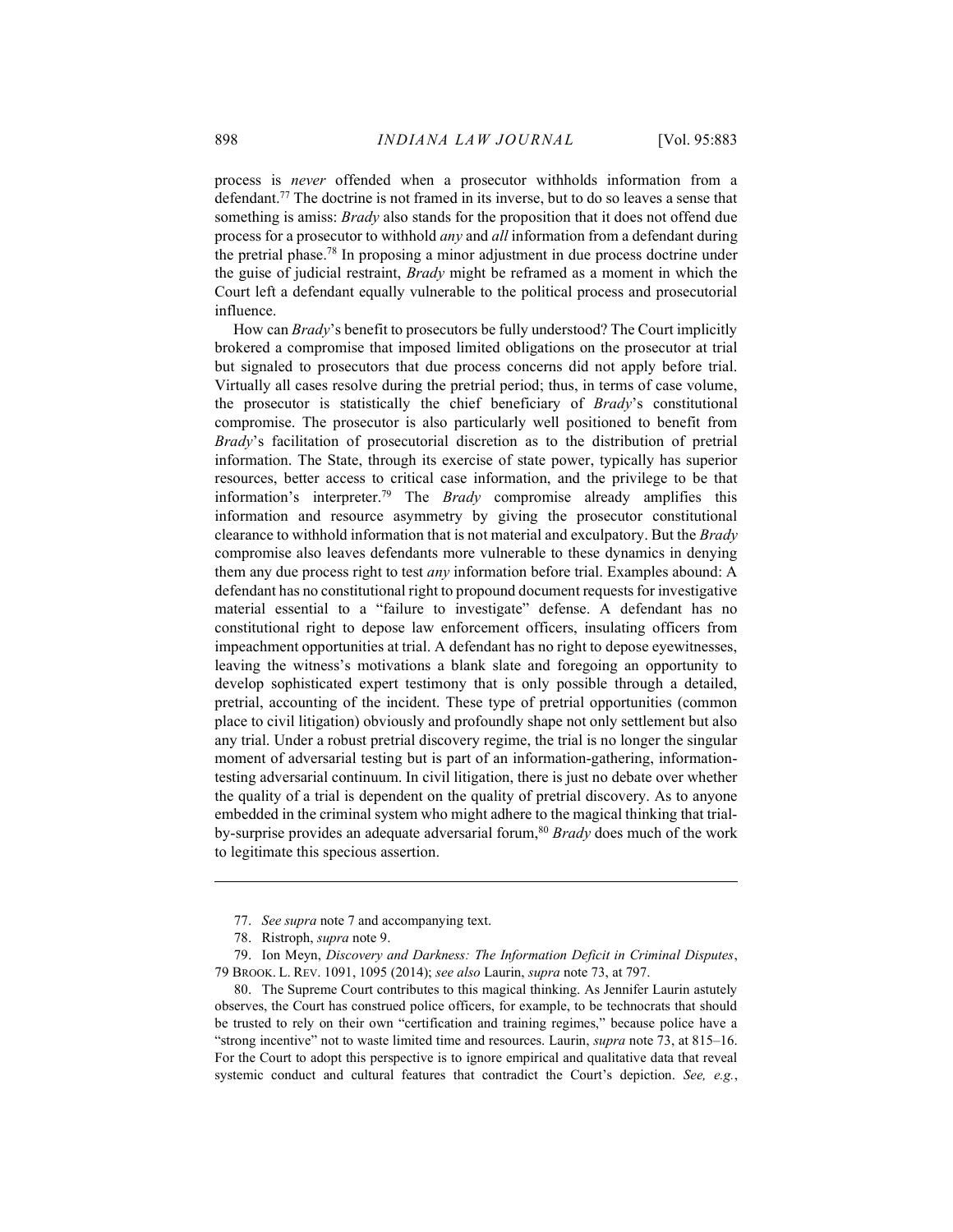process is *never* offended when a prosecutor withholds information from a defendant.[77] The doctrine is not framed in its inverse, but to do so leaves a sense that something is amiss: *Brady* also stands for the proposition that it does not offend due process for a prosecutor to withhold *any* and *all* information from a defendant during the pretrial phase.[78] In proposing a minor adjustment in due process doctrine under the guise of judicial restraint, *Brady* might be reframed as a moment in which the Court left a defendant equally vulnerable to the political process and prosecutorial influence.

How can *Brady*'s benefit to prosecutors be fully understood? The Court implicitly brokered a compromise that imposed limited obligations on the prosecutor at trial but signaled to prosecutors that due process concerns did not apply before trial. Virtually all cases resolve during the pretrial period; thus, in terms of case volume, the prosecutor is statistically the chief beneficiary of *Brady*'s constitutional compromise. The prosecutor is also particularly well positioned to benefit from *Brady*'s facilitation of prosecutorial discretion as to the distribution of pretrial information. The State, through its exercise of state power, typically has superior resources, better access to critical case information, and the privilege to be that information's interpreter.[79] The *Brady* compromise already amplifies this information and resource asymmetry by giving the prosecutor constitutional clearance to withhold information that is not material and exculpatory. But the *Brady* compromise also leaves defendants more vulnerable to these dynamics in denying them any due process right to test *any* information before trial. Examples abound: A defendant has no constitutional right to propound document requests for investigative material essential to a "failure to investigate" defense. A defendant has no constitutional right to depose law enforcement officers, insulating officers from impeachment opportunities at trial. A defendant has no right to depose eyewitnesses, leaving the witness's motivations a blank slate and foregoing an opportunity to develop sophisticated expert testimony that is only possible through a detailed, pretrial, accounting of the incident. These type of pretrial opportunities (common place to civil litigation) obviously and profoundly shape not only settlement but also any trial. Under a robust pretrial discovery regime, the trial is no longer the singular moment of adversarial testing but is part of an information-gathering, information-testing adversarial continuum. In civil litigation, there is just no debate over whether the quality of a trial is dependent on the quality of pretrial discovery. As to anyone embedded in the criminal system who might adhere to the magical thinking that trial-by-surprise provides an adequate adversarial forum,[80] *Brady* does much of the work to legitimate this specious assertion.

---

77. *See supra* note 7 and accompanying text.

78. Ristroph, *supra* note 9.

79. Ion Meyn, *Discovery and Darkness: The Information Deficit in Criminal Disputes*, 79 BROOK. L. REV. 1091, 1095 (2014); *see also* Laurin, *supra* note 73, at 797.

80. The Supreme Court contributes to this magical thinking. As Jennifer Laurin astutely observes, the Court has construed police officers, for example, to be technocrats that should be trusted to rely on their own "certification and training regimes," because police have a "strong incentive" not to waste limited time and resources. Laurin, *supra* note 73, at 815–16. For the Court to adopt this perspective is to ignore empirical and qualitative data that reveal systemic conduct and cultural features that contradict the Court's depiction. *See, e.g.*,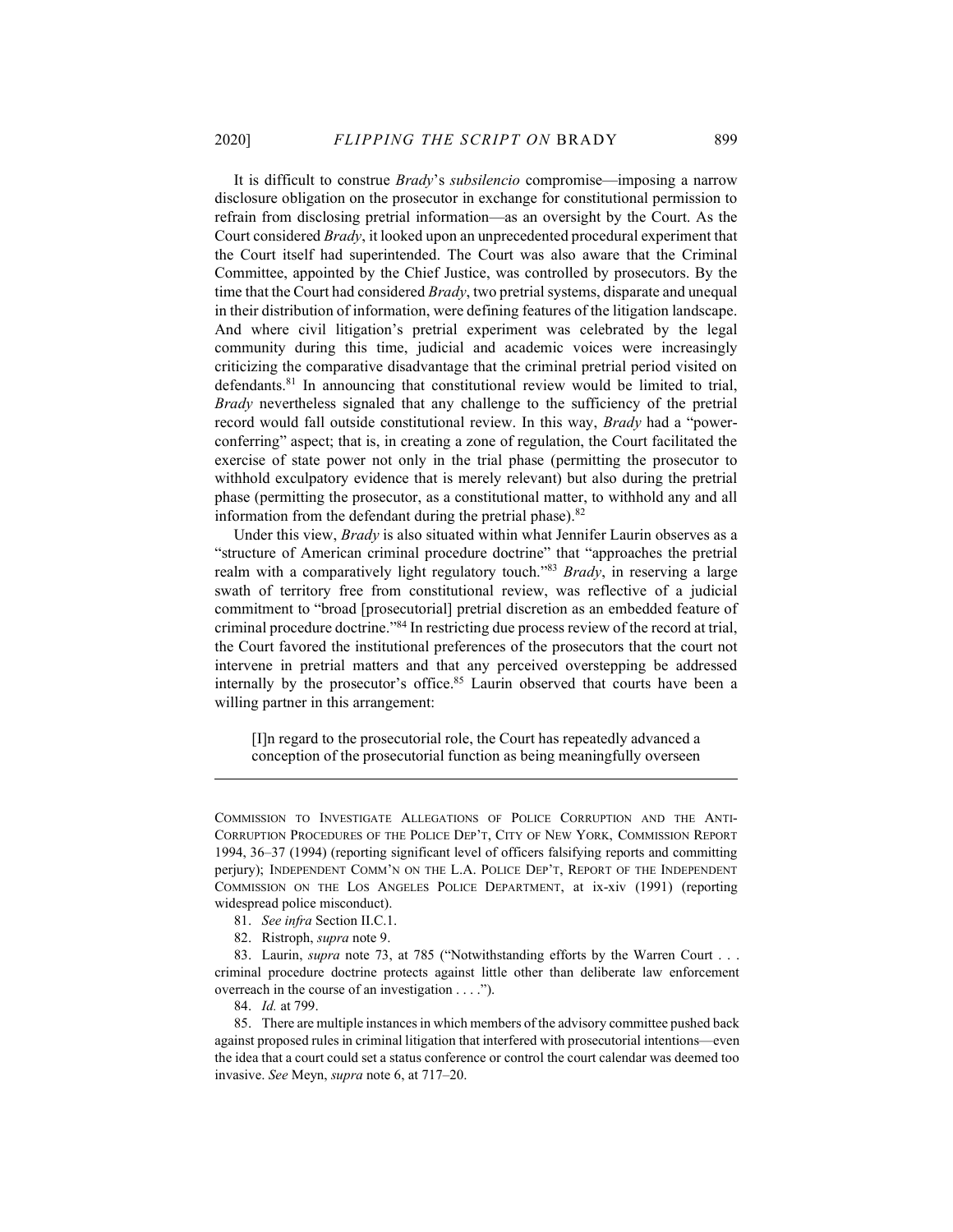It is difficult to construe *Brady*'s *subsilencio* compromise—imposing a narrow disclosure obligation on the prosecutor in exchange for constitutional permission to refrain from disclosing pretrial information—as an oversight by the Court. As the Court considered *Brady*, it looked upon an unprecedented procedural experiment that the Court itself had superintended. The Court was also aware that the Criminal Committee, appointed by the Chief Justice, was controlled by prosecutors. By the time that the Court had considered *Brady*, two pretrial systems, disparate and unequal in their distribution of information, were defining features of the litigation landscape. And where civil litigation's pretrial experiment was celebrated by the legal community during this time, judicial and academic voices were increasingly criticizing the comparative disadvantage that the criminal pretrial period visited on defendants.[81] In announcing that constitutional review would be limited to trial, *Brady* nevertheless signaled that any challenge to the sufficiency of the pretrial record would fall outside constitutional review. In this way, *Brady* had a "power-conferring" aspect; that is, in creating a zone of regulation, the Court facilitated the exercise of state power not only in the trial phase (permitting the prosecutor to withhold exculpatory evidence that is merely relevant) but also during the pretrial phase (permitting the prosecutor, as a constitutional matter, to withhold any and all information from the defendant during the pretrial phase).[82]

Under this view, *Brady* is also situated within what Jennifer Laurin observes as a "structure of American criminal procedure doctrine" that "approaches the pretrial realm with a comparatively light regulatory touch."[83] *Brady*, in reserving a large swath of territory free from constitutional review, was reflective of a judicial commitment to "broad [prosecutorial] pretrial discretion as an embedded feature of criminal procedure doctrine."[84] In restricting due process review of the record at trial, the Court favored the institutional preferences of the prosecutors that the court not intervene in pretrial matters and that any perceived overstepping be addressed internally by the prosecutor's office.[85] Laurin observed that courts have been a willing partner in this arrangement:

> [I]n regard to the prosecutorial role, the Court has repeatedly advanced a conception of the prosecutorial function as being meaningfully overseen

---

COMMISSION TO INVESTIGATE ALLEGATIONS OF POLICE CORRUPTION AND THE ANTI-CORRUPTION PROCEDURES OF THE POLICE DEP'T, CITY OF NEW YORK, COMMISSION REPORT 1994, 36–37 (1994) (reporting significant level of officers falsifying reports and committing perjury); INDEPENDENT COMM'N ON THE L.A. POLICE DEP'T, REPORT OF THE INDEPENDENT COMMISSION ON THE LOS ANGELES POLICE DEPARTMENT, at ix-xiv (1991) (reporting widespread police misconduct).

81. *See infra* Section II.C.1.

82. Ristroph, *supra* note 9.

83. Laurin, *supra* note 73, at 785 ("Notwithstanding efforts by the Warren Court . . . criminal procedure doctrine protects against little other than deliberate law enforcement overreach in the course of an investigation . . . .").

84. *Id.* at 799.

85. There are multiple instances in which members of the advisory committee pushed back against proposed rules in criminal litigation that interfered with prosecutorial intentions—even the idea that a court could set a status conference or control the court calendar was deemed too invasive. *See* Meyn, *supra* note 6, at 717–20.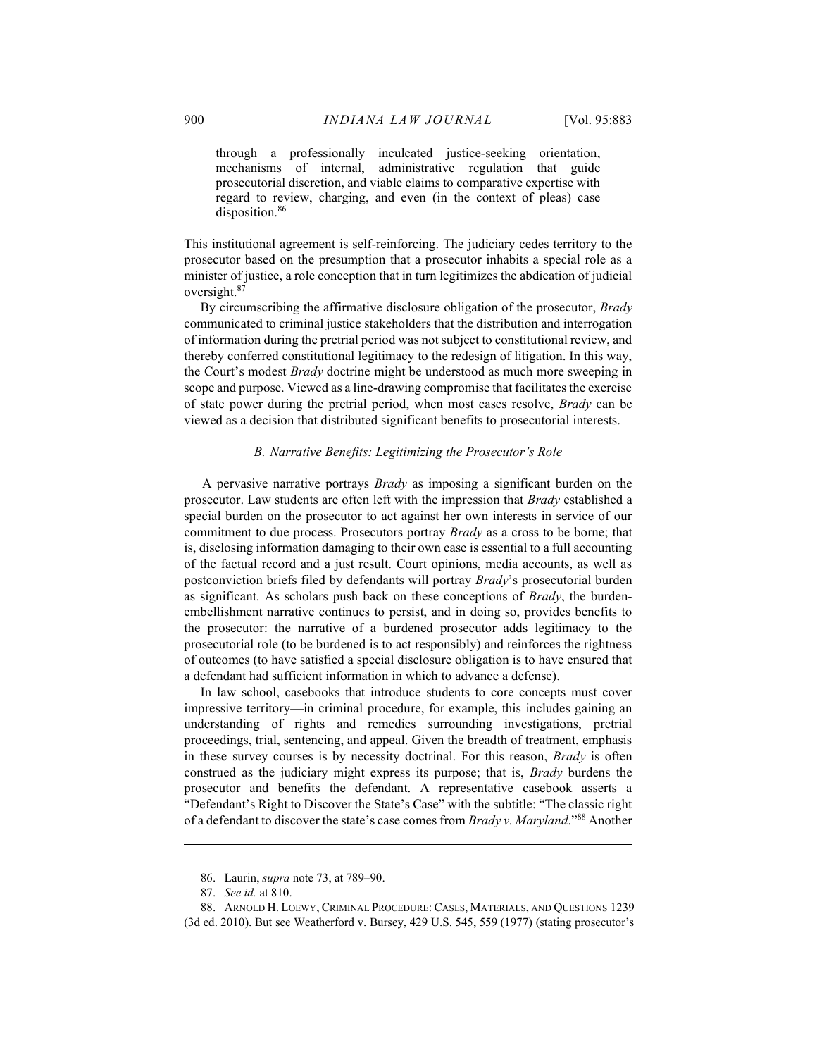> through a professionally inculcated justice-seeking orientation, mechanisms of internal, administrative regulation that guide prosecutorial discretion, and viable claims to comparative expertise with regard to review, charging, and even (in the context of pleas) case disposition.[86]

This institutional agreement is self-reinforcing. The judiciary cedes territory to the prosecutor based on the presumption that a prosecutor inhabits a special role as a minister of justice, a role conception that in turn legitimizes the abdication of judicial oversight.[87]

By circumscribing the affirmative disclosure obligation of the prosecutor, *Brady* communicated to criminal justice stakeholders that the distribution and interrogation of information during the pretrial period was not subject to constitutional review, and thereby conferred constitutional legitimacy to the redesign of litigation. In this way, the Court's modest *Brady* doctrine might be understood as much more sweeping in scope and purpose. Viewed as a line-drawing compromise that facilitates the exercise of state power during the pretrial period, when most cases resolve, *Brady* can be viewed as a decision that distributed significant benefits to prosecutorial interests.

### *B. Narrative Benefits: Legitimizing the Prosecutor's Role*

A pervasive narrative portrays *Brady* as imposing a significant burden on the prosecutor. Law students are often left with the impression that *Brady* established a special burden on the prosecutor to act against her own interests in service of our commitment to due process. Prosecutors portray *Brady* as a cross to be borne; that is, disclosing information damaging to their own case is essential to a full accounting of the factual record and a just result. Court opinions, media accounts, as well as postconviction briefs filed by defendants will portray *Brady*'s prosecutorial burden as significant. As scholars push back on these conceptions of *Brady*, the burden-embellishment narrative continues to persist, and in doing so, provides benefits to the prosecutor: the narrative of a burdened prosecutor adds legitimacy to the prosecutorial role (to be burdened is to act responsibly) and reinforces the rightness of outcomes (to have satisfied a special disclosure obligation is to have ensured that a defendant had sufficient information in which to advance a defense).

In law school, casebooks that introduce students to core concepts must cover impressive territory—in criminal procedure, for example, this includes gaining an understanding of rights and remedies surrounding investigations, pretrial proceedings, trial, sentencing, and appeal. Given the breadth of treatment, emphasis in these survey courses is by necessity doctrinal. For this reason, *Brady* is often construed as the judiciary might express its purpose; that is, *Brady* burdens the prosecutor and benefits the defendant. A representative casebook asserts a "Defendant's Right to Discover the State's Case" with the subtitle: "The classic right of a defendant to discover the state's case comes from *Brady v. Maryland*."[88] Another

---

86. Laurin, *supra* note 73, at 789–90.

87. *See id.* at 810.

88. ARNOLD H. LOEWY, CRIMINAL PROCEDURE: CASES, MATERIALS, AND QUESTIONS 1239 (3d ed. 2010). But see Weatherford v. Bursey, 429 U.S. 545, 559 (1977) (stating prosecutor's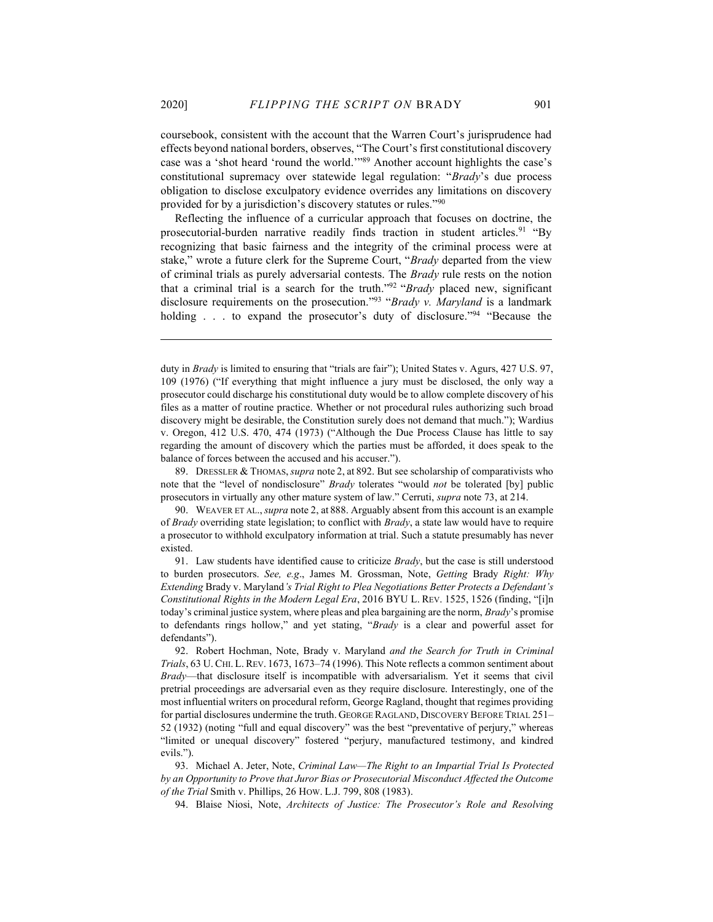coursebook, consistent with the account that the Warren Court's jurisprudence had effects beyond national borders, observes, "The Court's first constitutional discovery case was a 'shot heard 'round the world.'"[89] Another account highlights the case's constitutional supremacy over statewide legal regulation: "*Brady*'s due process obligation to disclose exculpatory evidence overrides any limitations on discovery provided for by a jurisdiction's discovery statutes or rules."[90]

Reflecting the influence of a curricular approach that focuses on doctrine, the prosecutorial-burden narrative readily finds traction in student articles.[91] "By recognizing that basic fairness and the integrity of the criminal process were at stake," wrote a future clerk for the Supreme Court, "*Brady* departed from the view of criminal trials as purely adversarial contests. The *Brady* rule rests on the notion that a criminal trial is a search for the truth."[92] "*Brady* placed new, significant disclosure requirements on the prosecution."[93] "*Brady v. Maryland* is a landmark holding . . . to expand the prosecutor's duty of disclosure."[94] "Because the

---

duty in *Brady* is limited to ensuring that "trials are fair"); United States v. Agurs, 427 U.S. 97, 109 (1976) ("If everything that might influence a jury must be disclosed, the only way a prosecutor could discharge his constitutional duty would be to allow complete discovery of his files as a matter of routine practice. Whether or not procedural rules authorizing such broad discovery might be desirable, the Constitution surely does not demand that much."); Wardius v. Oregon, 412 U.S. 470, 474 (1973) ("Although the Due Process Clause has little to say regarding the amount of discovery which the parties must be afforded, it does speak to the balance of forces between the accused and his accuser.").

89. DRESSLER & THOMAS, *supra* note 2, at 892. But see scholarship of comparativists who note that the "level of nondisclosure" *Brady* tolerates "would *not* be tolerated [by] public prosecutors in virtually any other mature system of law." Cerruti, *supra* note 73, at 214.

90. WEAVER ET AL., *supra* note 2, at 888. Arguably absent from this account is an example of *Brady* overriding state legislation; to conflict with *Brady*, a state law would have to require a prosecutor to withhold exculpatory information at trial. Such a statute presumably has never existed.

91. Law students have identified cause to criticize *Brady*, but the case is still understood to burden prosecutors. *See, e.g*., James M. Grossman, Note, *Getting* Brady *Right: Why Extending* Brady v. Maryland*'s Trial Right to Plea Negotiations Better Protects a Defendant's Constitutional Rights in the Modern Legal Era*, 2016 BYU L. REV. 1525, 1526 (finding, "[i]n today's criminal justice system, where pleas and plea bargaining are the norm, *Brady*'s promise to defendants rings hollow," and yet stating, "*Brady* is a clear and powerful asset for defendants").

92. Robert Hochman, Note, Brady v. Maryland *and the Search for Truth in Criminal Trials*, 63 U. CHI. L. REV. 1673, 1673–74 (1996). This Note reflects a common sentiment about *Brady*—that disclosure itself is incompatible with adversarialism. Yet it seems that civil pretrial proceedings are adversarial even as they require disclosure. Interestingly, one of the most influential writers on procedural reform, George Ragland, thought that regimes providing for partial disclosures undermine the truth. GEORGE RAGLAND, DISCOVERY BEFORE TRIAL 251–52 (1932) (noting "full and equal discovery" was the best "preventative of perjury," whereas "limited or unequal discovery" fostered "perjury, manufactured testimony, and kindred evils.").

93. Michael A. Jeter, Note, *Criminal Law—The Right to an Impartial Trial Is Protected by an Opportunity to Prove that Juror Bias or Prosecutorial Misconduct Affected the Outcome of the Trial* Smith v. Phillips, 26 HOW. L.J. 799, 808 (1983).

94. Blaise Niosi, Note, *Architects of Justice: The Prosecutor's Role and Resolving*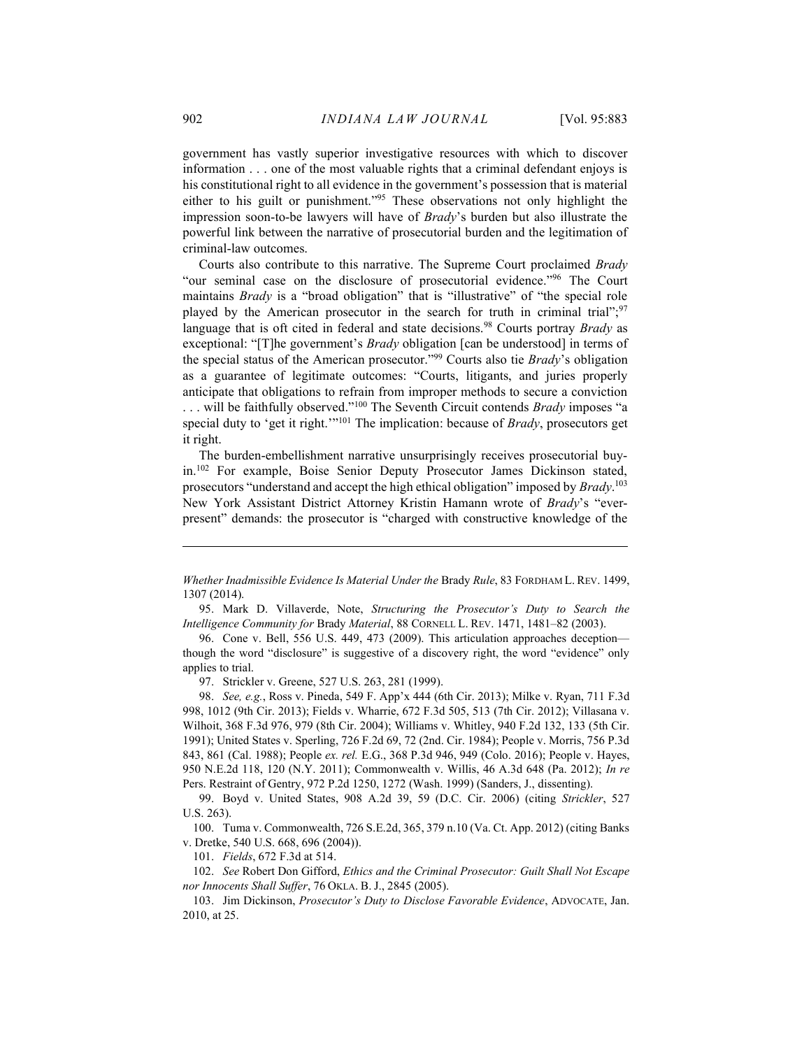government has vastly superior investigative resources with which to discover information . . . one of the most valuable rights that a criminal defendant enjoys is his constitutional right to all evidence in the government's possession that is material either to his guilt or punishment."[95] These observations not only highlight the impression soon-to-be lawyers will have of *Brady*'s burden but also illustrate the powerful link between the narrative of prosecutorial burden and the legitimation of criminal-law outcomes.

Courts also contribute to this narrative. The Supreme Court proclaimed *Brady* "our seminal case on the disclosure of prosecutorial evidence."[96] The Court maintains *Brady* is a "broad obligation" that is "illustrative" of "the special role played by the American prosecutor in the search for truth in criminal trial";[97] language that is oft cited in federal and state decisions.[98] Courts portray *Brady* as exceptional: "[T]he government's *Brady* obligation [can be understood] in terms of the special status of the American prosecutor."[99] Courts also tie *Brady*'s obligation as a guarantee of legitimate outcomes: "Courts, litigants, and juries properly anticipate that obligations to refrain from improper methods to secure a conviction . . . will be faithfully observed."[100] The Seventh Circuit contends *Brady* imposes "a special duty to 'get it right.'"[101] The implication: because of *Brady*, prosecutors get it right.

The burden-embellishment narrative unsurprisingly receives prosecutorial buy-in.[102] For example, Boise Senior Deputy Prosecutor James Dickinson stated, prosecutors "understand and accept the high ethical obligation" imposed by *Brady*.[103] New York Assistant District Attorney Kristin Hamann wrote of *Brady*'s "ever-present" demands: the prosecutor is "charged with constructive knowledge of the

---

*Whether Inadmissible Evidence Is Material Under the* Brady *Rule*, 83 FORDHAM L. REV. 1499, 1307 (2014).

95. Mark D. Villaverde, Note, *Structuring the Prosecutor's Duty to Search the Intelligence Community for* Brady *Material*, 88 CORNELL L. REV. 1471, 1481–82 (2003).

96. Cone v. Bell, 556 U.S. 449, 473 (2009). This articulation approaches deception—though the word "disclosure" is suggestive of a discovery right, the word "evidence" only applies to trial.

97. Strickler v. Greene, 527 U.S. 263, 281 (1999).

98. *See, e.g.*, Ross v. Pineda, 549 F. App'x 444 (6th Cir. 2013); Milke v. Ryan, 711 F.3d 998, 1012 (9th Cir. 2013); Fields v. Wharrie, 672 F.3d 505, 513 (7th Cir. 2012); Villasana v. Wilhoit, 368 F.3d 976, 979 (8th Cir. 2004); Williams v. Whitley, 940 F.2d 132, 133 (5th Cir. 1991); United States v. Sperling, 726 F.2d 69, 72 (2nd. Cir. 1984); People v. Morris, 756 P.3d 843, 861 (Cal. 1988); People *ex. rel.* E.G., 368 P.3d 946, 949 (Colo. 2016); People v. Hayes, 950 N.E.2d 118, 120 (N.Y. 2011); Commonwealth v. Willis, 46 A.3d 648 (Pa. 2012); *In re* Pers. Restraint of Gentry, 972 P.2d 1250, 1272 (Wash. 1999) (Sanders, J., dissenting).

99. Boyd v. United States, 908 A.2d 39, 59 (D.C. Cir. 2006) (citing *Strickler*, 527 U.S. 263).

100. Tuma v. Commonwealth, 726 S.E.2d, 365, 379 n.10 (Va. Ct. App. 2012) (citing Banks v. Dretke, 540 U.S. 668, 696 (2004)).

101. *Fields*, 672 F.3d at 514.

102. *See* Robert Don Gifford, *Ethics and the Criminal Prosecutor: Guilt Shall Not Escape nor Innocents Shall Suffer*, 76 OKLA. B. J., 2845 (2005).

103. Jim Dickinson, *Prosecutor's Duty to Disclose Favorable Evidence*, ADVOCATE, Jan. 2010, at 25.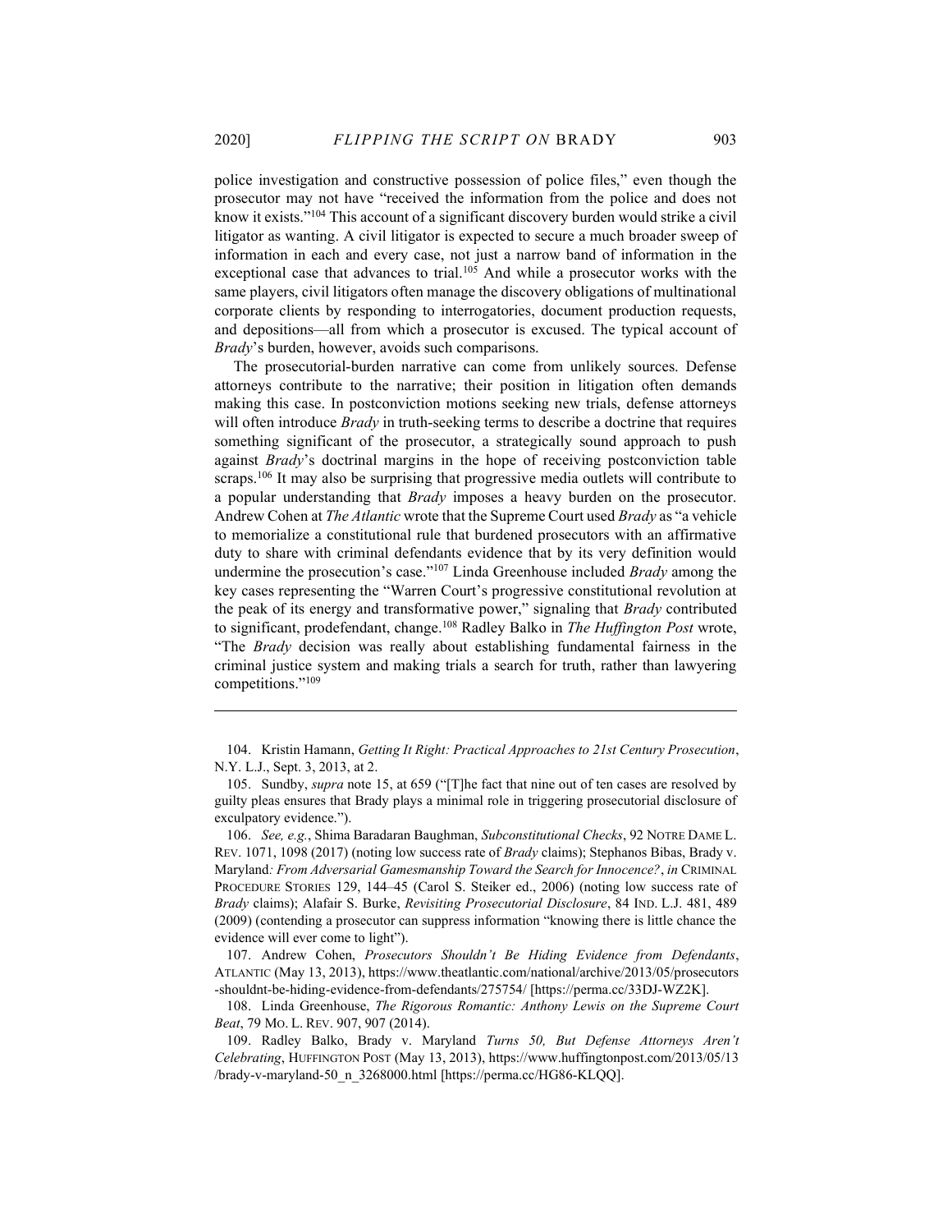police investigation and constructive possession of police files," even though the prosecutor may not have "received the information from the police and does not know it exists."[104] This account of a significant discovery burden would strike a civil litigator as wanting. A civil litigator is expected to secure a much broader sweep of information in each and every case, not just a narrow band of information in the exceptional case that advances to trial.[105] And while a prosecutor works with the same players, civil litigators often manage the discovery obligations of multinational corporate clients by responding to interrogatories, document production requests, and depositions—all from which a prosecutor is excused. The typical account of *Brady*'s burden, however, avoids such comparisons.

The prosecutorial-burden narrative can come from unlikely sources. Defense attorneys contribute to the narrative; their position in litigation often demands making this case. In postconviction motions seeking new trials, defense attorneys will often introduce *Brady* in truth-seeking terms to describe a doctrine that requires something significant of the prosecutor, a strategically sound approach to push against *Brady*'s doctrinal margins in the hope of receiving postconviction table scraps.[106] It may also be surprising that progressive media outlets will contribute to a popular understanding that *Brady* imposes a heavy burden on the prosecutor. Andrew Cohen at *The Atlantic* wrote that the Supreme Court used *Brady* as "a vehicle to memorialize a constitutional rule that burdened prosecutors with an affirmative duty to share with criminal defendants evidence that by its very definition would undermine the prosecution's case."[107] Linda Greenhouse included *Brady* among the key cases representing the "Warren Court's progressive constitutional revolution at the peak of its energy and transformative power," signaling that *Brady* contributed to significant, prodefendant, change.[108] Radley Balko in *The Huffington Post* wrote, "The *Brady* decision was really about establishing fundamental fairness in the criminal justice system and making trials a search for truth, rather than lawyering competitions."[109]

---

104. Kristin Hamann, *Getting It Right: Practical Approaches to 21st Century Prosecution*, N.Y. L.J., Sept. 3, 2013, at 2.

105. Sundby, *supra* note 15, at 659 ("[T]he fact that nine out of ten cases are resolved by guilty pleas ensures that Brady plays a minimal role in triggering prosecutorial disclosure of exculpatory evidence.").

106. *See, e.g.*, Shima Baradaran Baughman, *Subconstitutional Checks*, 92 NOTRE DAME L. REV. 1071, 1098 (2017) (noting low success rate of *Brady* claims); Stephanos Bibas, Brady v. Maryland*: From Adversarial Gamesmanship Toward the Search for Innocence?*, *in* CRIMINAL PROCEDURE STORIES 129, 144–45 (Carol S. Steiker ed., 2006) (noting low success rate of *Brady* claims); Alafair S. Burke, *Revisiting Prosecutorial Disclosure*, 84 IND. L.J. 481, 489 (2009) (contending a prosecutor can suppress information "knowing there is little chance the evidence will ever come to light").

107. Andrew Cohen, *Prosecutors Shouldn't Be Hiding Evidence from Defendants*, ATLANTIC (May 13, 2013), https://www.theatlantic.com/national/archive/2013/05/prosecutors-shouldnt-be-hiding-evidence-from-defendants/275754/ [https://perma.cc/33DJ-WZ2K].

108. Linda Greenhouse, *The Rigorous Romantic: Anthony Lewis on the Supreme Court Beat*, 79 MO. L. REV. 907, 907 (2014).

109. Radley Balko, Brady v. Maryland *Turns 50, But Defense Attorneys Aren't Celebrating*, HUFFINGTON POST (May 13, 2013), https://www.huffingtonpost.com/2013/05/13/brady-v-maryland-50_n_3268000.html [https://perma.cc/HG86-KLQQ].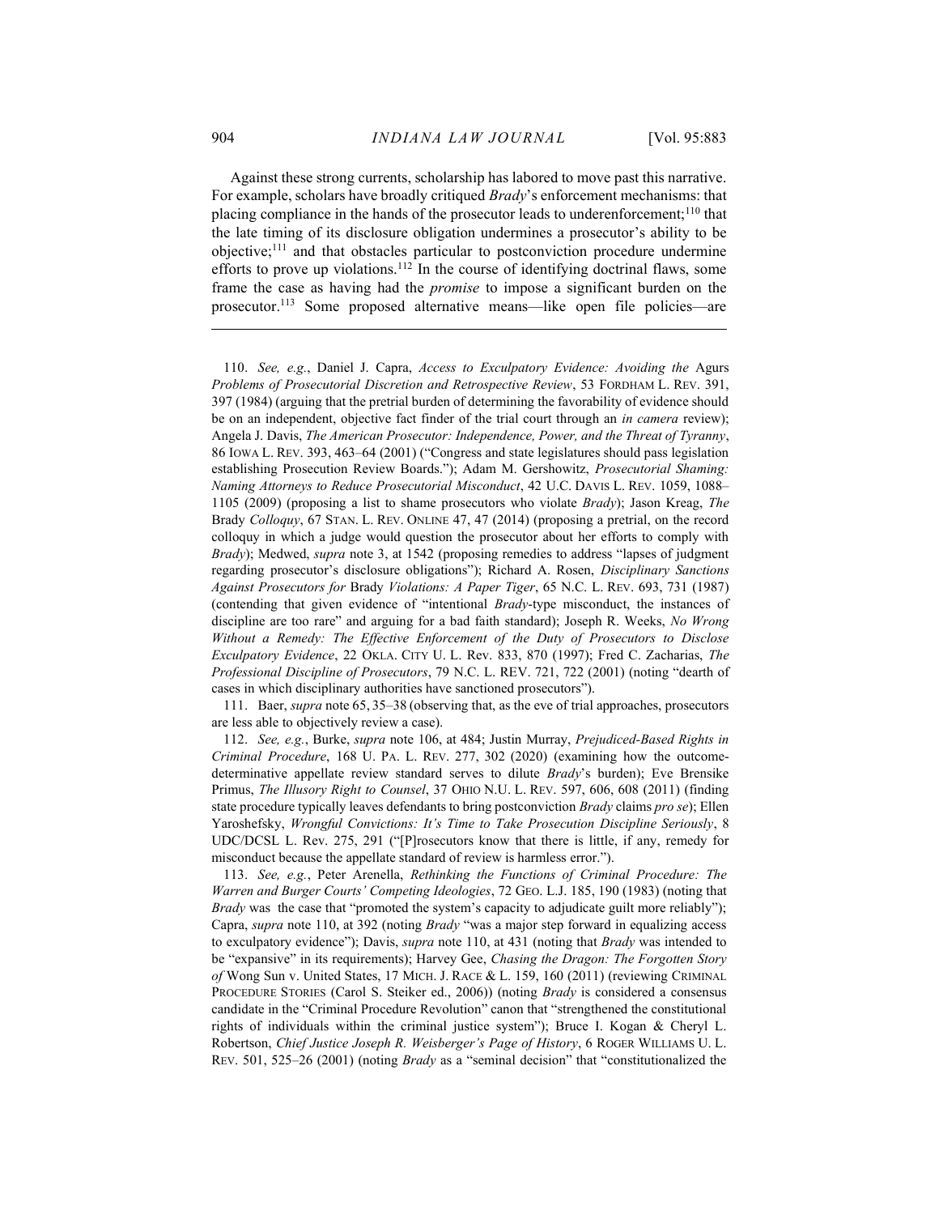Against these strong currents, scholarship has labored to move past this narrative. For example, scholars have broadly critiqued *Brady*'s enforcement mechanisms: that placing compliance in the hands of the prosecutor leads to underenforcement;[110] that the late timing of its disclosure obligation undermines a prosecutor's ability to be objective;[111] and that obstacles particular to postconviction procedure undermine efforts to prove up violations.[112] In the course of identifying doctrinal flaws, some frame the case as having had the *promise* to impose a significant burden on the prosecutor.[113] Some proposed alternative means—like open file policies—are

---

110. *See, e.g.*, Daniel J. Capra, *Access to Exculpatory Evidence: Avoiding the* Agurs *Problems of Prosecutorial Discretion and Retrospective Review*, 53 FORDHAM L. REV. 391, 397 (1984) (arguing that the pretrial burden of determining the favorability of evidence should be on an independent, objective fact finder of the trial court through an *in camera* review); Angela J. Davis, *The American Prosecutor: Independence, Power, and the Threat of Tyranny*, 86 IOWA L. REV. 393, 463–64 (2001) ("Congress and state legislatures should pass legislation establishing Prosecution Review Boards."); Adam M. Gershowitz, *Prosecutorial Shaming: Naming Attorneys to Reduce Prosecutorial Misconduct*, 42 U.C. DAVIS L. REV. 1059, 1088–1105 (2009) (proposing a list to shame prosecutors who violate *Brady*); Jason Kreag, *The* Brady *Colloquy*, 67 STAN. L. REV. ONLINE 47, 47 (2014) (proposing a pretrial, on the record colloquy in which a judge would question the prosecutor about her efforts to comply with *Brady*); Medwed, *supra* note 3, at 1542 (proposing remedies to address "lapses of judgment regarding prosecutor's disclosure obligations"); Richard A. Rosen, *Disciplinary Sanctions Against Prosecutors for* Brady *Violations: A Paper Tiger*, 65 N.C. L. REV. 693, 731 (1987) (contending that given evidence of "intentional *Brady*-type misconduct, the instances of discipline are too rare" and arguing for a bad faith standard); Joseph R. Weeks, *No Wrong Without a Remedy: The Effective Enforcement of the Duty of Prosecutors to Disclose Exculpatory Evidence*, 22 OKLA. CITY U. L. Rev. 833, 870 (1997); Fred C. Zacharias, *The Professional Discipline of Prosecutors*, 79 N.C. L. REV. 721, 722 (2001) (noting "dearth of cases in which disciplinary authorities have sanctioned prosecutors").

111. Baer, *supra* note 65, 35–38 (observing that, as the eve of trial approaches, prosecutors are less able to objectively review a case).

112. *See, e.g.*, Burke, *supra* note 106, at 484; Justin Murray, *Prejudiced-Based Rights in Criminal Procedure*, 168 U. PA. L. REV. 277, 302 (2020) (examining how the outcome-determinative appellate review standard serves to dilute *Brady*'s burden); Eve Brensike Primus, *The Illusory Right to Counsel*, 37 OHIO N.U. L. REV. 597, 606, 608 (2011) (finding state procedure typically leaves defendants to bring postconviction *Brady* claims *pro se*); Ellen Yaroshefsky, *Wrongful Convictions: It's Time to Take Prosecution Discipline Seriously*, 8 UDC/DCSL L. Rev. 275, 291 ("[P]rosecutors know that there is little, if any, remedy for misconduct because the appellate standard of review is harmless error.").

113. *See, e.g.*, Peter Arenella, *Rethinking the Functions of Criminal Procedure: The Warren and Burger Courts' Competing Ideologies*, 72 GEO. L.J. 185, 190 (1983) (noting that *Brady* was the case that "promoted the system's capacity to adjudicate guilt more reliably"); Capra, *supra* note 110, at 392 (noting *Brady* "was a major step forward in equalizing access to exculpatory evidence"); Davis, *supra* note 110, at 431 (noting that *Brady* was intended to be "expansive" in its requirements); Harvey Gee, *Chasing the Dragon: The Forgotten Story of* Wong Sun v. United States, 17 MICH. J. RACE & L. 159, 160 (2011) (reviewing CRIMINAL PROCEDURE STORIES (Carol S. Steiker ed., 2006)) (noting *Brady* is considered a consensus candidate in the "Criminal Procedure Revolution" canon that "strengthened the constitutional rights of individuals within the criminal justice system"); Bruce I. Kogan & Cheryl L. Robertson, *Chief Justice Joseph R. Weisberger's Page of History*, 6 ROGER WILLIAMS U. L. REV. 501, 525–26 (2001) (noting *Brady* as a "seminal decision" that "constitutionalized the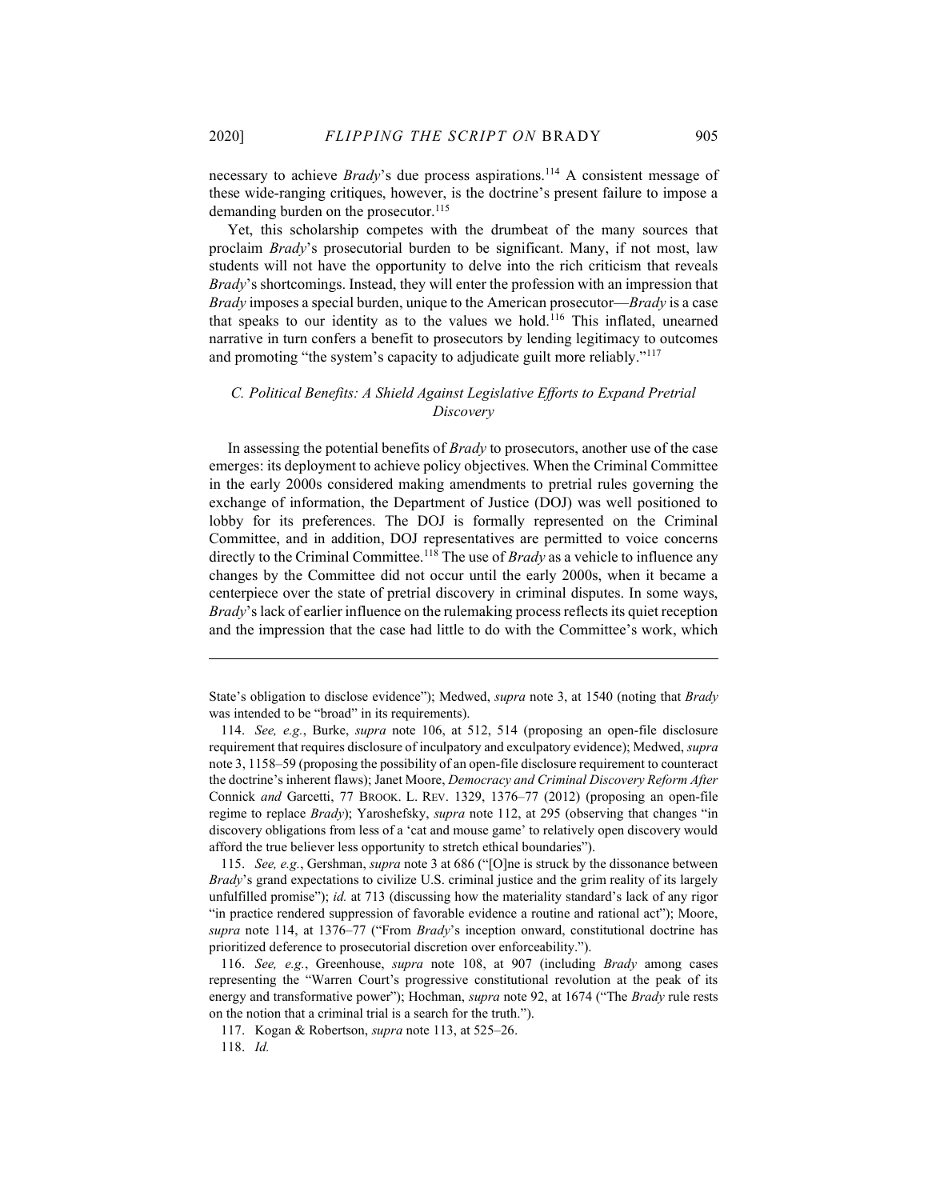necessary to achieve *Brady*'s due process aspirations.[114] A consistent message of these wide-ranging critiques, however, is the doctrine's present failure to impose a demanding burden on the prosecutor.[115]

Yet, this scholarship competes with the drumbeat of the many sources that proclaim *Brady*'s prosecutorial burden to be significant. Many, if not most, law students will not have the opportunity to delve into the rich criticism that reveals *Brady*'s shortcomings. Instead, they will enter the profession with an impression that *Brady* imposes a special burden, unique to the American prosecutor—*Brady* is a case that speaks to our identity as to the values we hold.[116] This inflated, unearned narrative in turn confers a benefit to prosecutors by lending legitimacy to outcomes and promoting "the system's capacity to adjudicate guilt more reliably."[117]

### *C. Political Benefits: A Shield Against Legislative Efforts to Expand Pretrial Discovery*

In assessing the potential benefits of *Brady* to prosecutors, another use of the case emerges: its deployment to achieve policy objectives. When the Criminal Committee in the early 2000s considered making amendments to pretrial rules governing the exchange of information, the Department of Justice (DOJ) was well positioned to lobby for its preferences. The DOJ is formally represented on the Criminal Committee, and in addition, DOJ representatives are permitted to voice concerns directly to the Criminal Committee.[118] The use of *Brady* as a vehicle to influence any changes by the Committee did not occur until the early 2000s, when it became a centerpiece over the state of pretrial discovery in criminal disputes. In some ways, *Brady*'s lack of earlier influence on the rulemaking process reflects its quiet reception and the impression that the case had little to do with the Committee's work, which

---

State's obligation to disclose evidence"); Medwed, *supra* note 3, at 1540 (noting that *Brady* was intended to be "broad" in its requirements).

114. *See, e.g.*, Burke, *supra* note 106, at 512, 514 (proposing an open-file disclosure requirement that requires disclosure of inculpatory and exculpatory evidence); Medwed, *supra* note 3, 1158–59 (proposing the possibility of an open-file disclosure requirement to counteract the doctrine's inherent flaws); Janet Moore, *Democracy and Criminal Discovery Reform After* Connick *and* Garcetti, 77 BROOK. L. REV. 1329, 1376–77 (2012) (proposing an open-file regime to replace *Brady*); Yaroshefsky, *supra* note 112, at 295 (observing that changes "in discovery obligations from less of a 'cat and mouse game' to relatively open discovery would afford the true believer less opportunity to stretch ethical boundaries").

115. *See, e.g.*, Gershman, *supra* note 3 at 686 ("[O]ne is struck by the dissonance between *Brady*'s grand expectations to civilize U.S. criminal justice and the grim reality of its largely unfulfilled promise"); *id.* at 713 (discussing how the materiality standard's lack of any rigor "in practice rendered suppression of favorable evidence a routine and rational act"); Moore, *supra* note 114, at 1376–77 ("From *Brady*'s inception onward, constitutional doctrine has prioritized deference to prosecutorial discretion over enforceability.").

116. *See, e.g.*, Greenhouse, *supra* note 108, at 907 (including *Brady* among cases representing the "Warren Court's progressive constitutional revolution at the peak of its energy and transformative power"); Hochman, *supra* note 92, at 1674 ("The *Brady* rule rests on the notion that a criminal trial is a search for the truth.").

117. Kogan & Robertson, *supra* note 113, at 525–26.

118. *Id.*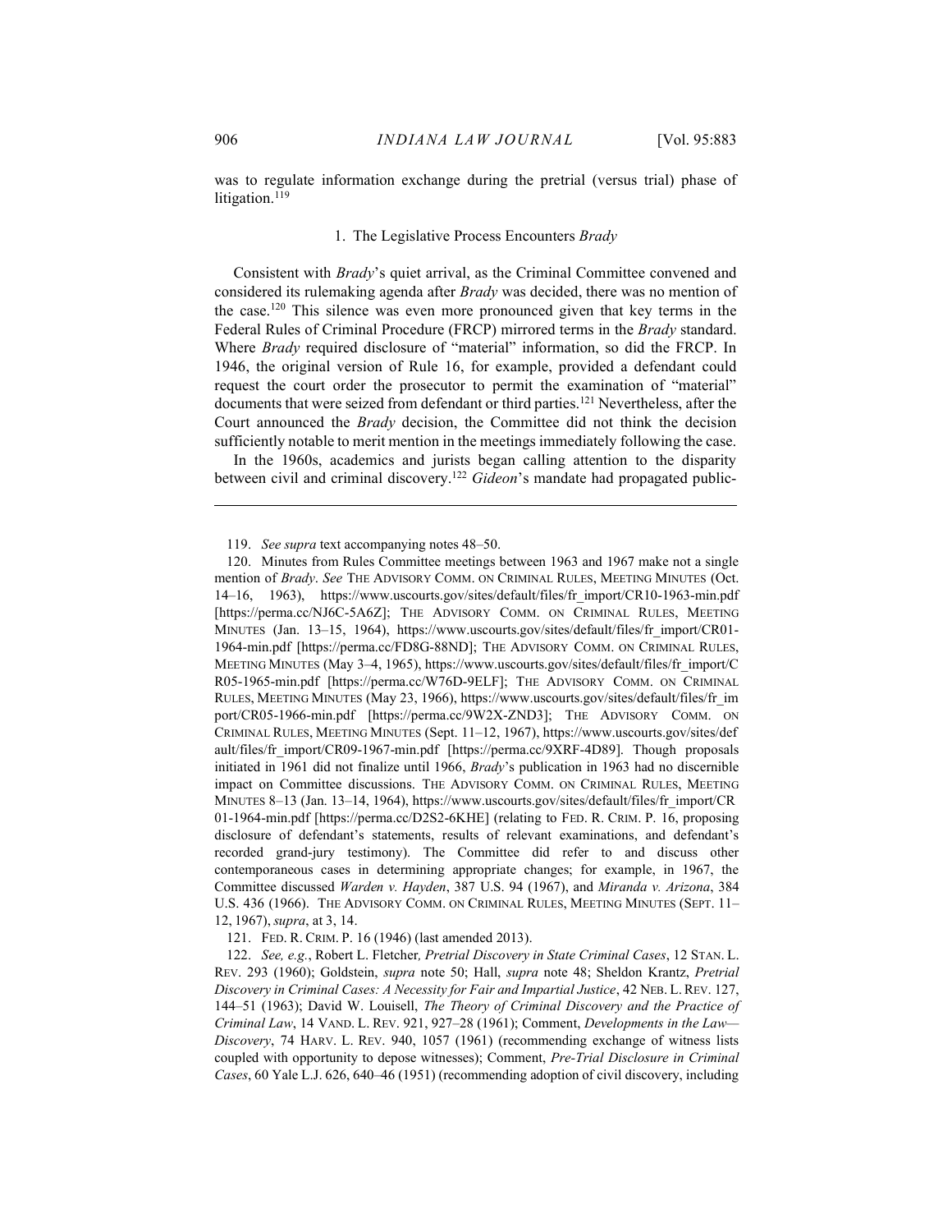was to regulate information exchange during the pretrial (versus trial) phase of litigation.[119]

### 1. The Legislative Process Encounters *Brady*

Consistent with *Brady*'s quiet arrival, as the Criminal Committee convened and considered its rulemaking agenda after *Brady* was decided, there was no mention of the case.[120] This silence was even more pronounced given that key terms in the Federal Rules of Criminal Procedure (FRCP) mirrored terms in the *Brady* standard. Where *Brady* required disclosure of "material" information, so did the FRCP. In 1946, the original version of Rule 16, for example, provided a defendant could request the court order the prosecutor to permit the examination of "material" documents that were seized from defendant or third parties.[121] Nevertheless, after the Court announced the *Brady* decision, the Committee did not think the decision sufficiently notable to merit mention in the meetings immediately following the case.

In the 1960s, academics and jurists began calling attention to the disparity between civil and criminal discovery.[122] *Gideon*'s mandate had propagated public-

---

119. *See supra* text accompanying notes 48–50.

120. Minutes from Rules Committee meetings between 1963 and 1967 make not a single mention of *Brady*. *See* THE ADVISORY COMM. ON CRIMINAL RULES, MEETING MINUTES (Oct. 14–16, 1963), https://www.uscourts.gov/sites/default/files/fr_import/CR10-1963-min.pdf [https://perma.cc/NJ6C-5A6Z]; THE ADVISORY COMM. ON CRIMINAL RULES, MEETING MINUTES (Jan. 13–15, 1964), https://www.uscourts.gov/sites/default/files/fr_import/CR01-1964-min.pdf [https://perma.cc/FD8G-88ND]; THE ADVISORY COMM. ON CRIMINAL RULES, MEETING MINUTES (May 3–4, 1965), https://www.uscourts.gov/sites/default/files/fr_import/CR05-1965-min.pdf [https://perma.cc/W76D-9ELF]; THE ADVISORY COMM. ON CRIMINAL RULES, MEETING MINUTES (May 23, 1966), https://www.uscourts.gov/sites/default/files/fr_import/CR05-1966-min.pdf [https://perma.cc/9W2X-ZND3]; THE ADVISORY COMM. ON CRIMINAL RULES, MEETING MINUTES (Sept. 11–12, 1967), https://www.uscourts.gov/sites/default/files/fr_import/CR09-1967-min.pdf [https://perma.cc/9XRF-4D89]. Though proposals initiated in 1961 did not finalize until 1966, *Brady*'s publication in 1963 had no discernible impact on Committee discussions. THE ADVISORY COMM. ON CRIMINAL RULES, MEETING MINUTES 8–13 (Jan. 13–14, 1964), https://www.uscourts.gov/sites/default/files/fr_import/CR01-1964-min.pdf [https://perma.cc/D2S2-6KHE] (relating to FED. R. CRIM. P. 16, proposing disclosure of defendant's statements, results of relevant examinations, and defendant's recorded grand-jury testimony). The Committee did refer to and discuss other contemporaneous cases in determining appropriate changes; for example, in 1967, the Committee discussed *Warden v. Hayden*, 387 U.S. 94 (1967), and *Miranda v. Arizona*, 384 U.S. 436 (1966). THE ADVISORY COMM. ON CRIMINAL RULES, MEETING MINUTES (SEPT. 11–12, 1967), *supra*, at 3, 14.

121. FED. R. CRIM. P. 16 (1946) (last amended 2013).

122. *See, e.g.*, Robert L. Fletcher, *Pretrial Discovery in State Criminal Cases*, 12 STAN. L. REV. 293 (1960); Goldstein, *supra* note 50; Hall, *supra* note 48; Sheldon Krantz, *Pretrial Discovery in Criminal Cases: A Necessity for Fair and Impartial Justice*, 42 NEB. L. REV. 127, 144–51 (1963); David W. Louisell, *The Theory of Criminal Discovery and the Practice of Criminal Law*, 14 VAND. L. REV. 921, 927–28 (1961); Comment, *Developments in the Law—Discovery*, 74 HARV. L. REV. 940, 1057 (1961) (recommending exchange of witness lists coupled with opportunity to depose witnesses); Comment, *Pre-Trial Disclosure in Criminal Cases*, 60 Yale L.J. 626, 640–46 (1951) (recommending adoption of civil discovery, including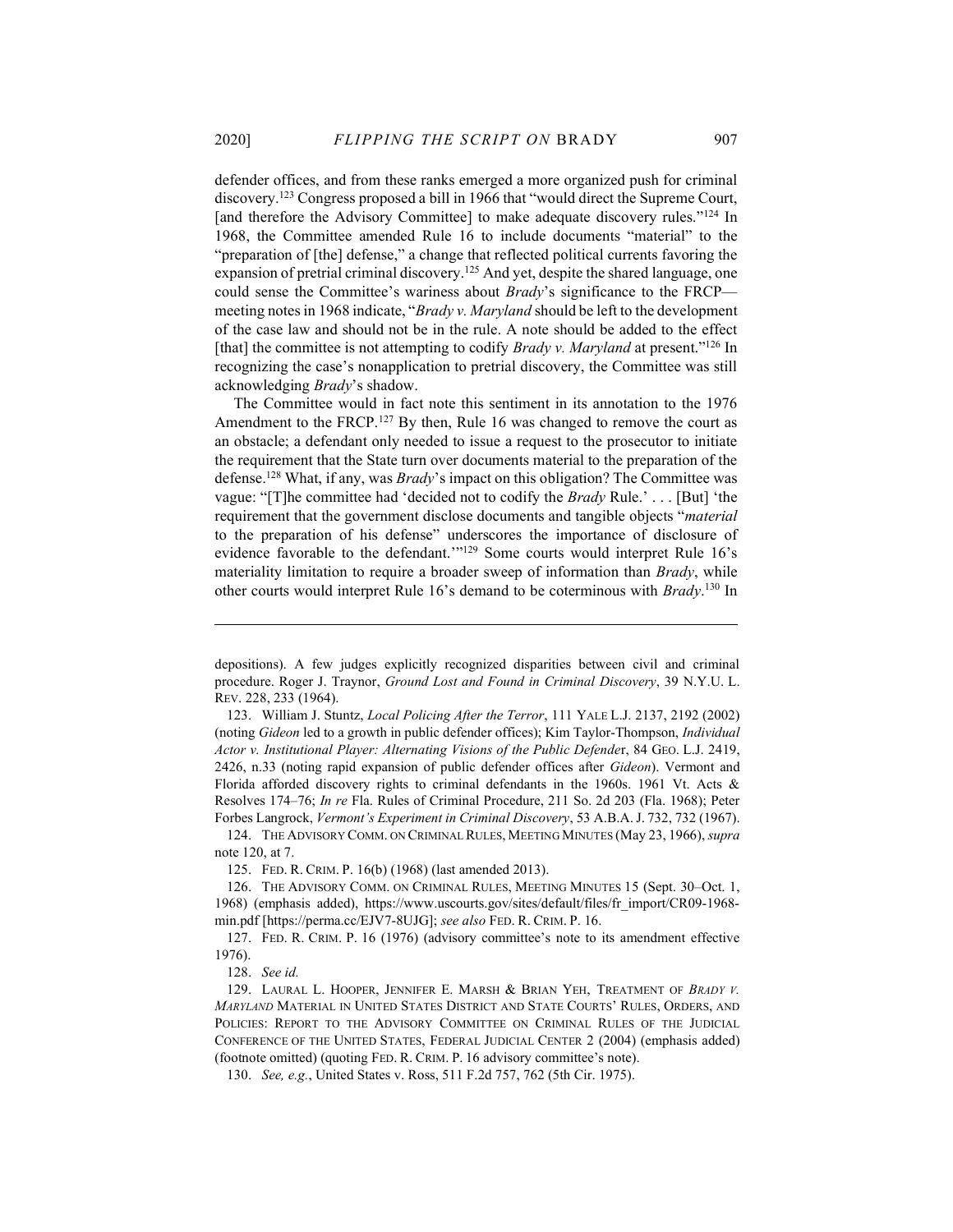defender offices, and from these ranks emerged a more organized push for criminal discovery.[123] Congress proposed a bill in 1966 that "would direct the Supreme Court, [and therefore the Advisory Committee] to make adequate discovery rules."[124] In 1968, the Committee amended Rule 16 to include documents "material" to the "preparation of [the] defense," a change that reflected political currents favoring the expansion of pretrial criminal discovery.[125] And yet, despite the shared language, one could sense the Committee's wariness about *Brady*'s significance to the FRCP—meeting notes in 1968 indicate, "*Brady v. Maryland* should be left to the development of the case law and should not be in the rule. A note should be added to the effect [that] the committee is not attempting to codify *Brady v. Maryland* at present."[126] In recognizing the case's nonapplication to pretrial discovery, the Committee was still acknowledging *Brady*'s shadow.

The Committee would in fact note this sentiment in its annotation to the 1976 Amendment to the FRCP.[127] By then, Rule 16 was changed to remove the court as an obstacle; a defendant only needed to issue a request to the prosecutor to initiate the requirement that the State turn over documents material to the preparation of the defense.[128] What, if any, was *Brady*'s impact on this obligation? The Committee was vague: "[T]he committee had 'decided not to codify the *Brady* Rule.' . . . [But] 'the requirement that the government disclose documents and tangible objects "*material* to the preparation of his defense" underscores the importance of disclosure of evidence favorable to the defendant.'"[129] Some courts would interpret Rule 16's materiality limitation to require a broader sweep of information than *Brady*, while other courts would interpret Rule 16's demand to be coterminous with *Brady*.[130] In

---

depositions). A few judges explicitly recognized disparities between civil and criminal procedure. Roger J. Traynor, *Ground Lost and Found in Criminal Discovery*, 39 N.Y.U. L. REV. 228, 233 (1964).

123. William J. Stuntz, *Local Policing After the Terror*, 111 YALE L.J. 2137, 2192 (2002) (noting *Gideon* led to a growth in public defender offices); Kim Taylor-Thompson, *Individual Actor v. Institutional Player: Alternating Visions of the Public Defender*, 84 GEO. L.J. 2419, 2426, n.33 (noting rapid expansion of public defender offices after *Gideon*). Vermont and Florida afforded discovery rights to criminal defendants in the 1960s. 1961 Vt. Acts & Resolves 174–76; *In re* Fla. Rules of Criminal Procedure, 211 So. 2d 203 (Fla. 1968); Peter Forbes Langrock, *Vermont's Experiment in Criminal Discovery*, 53 A.B.A. J. 732, 732 (1967).

124. THE ADVISORY COMM. ON CRIMINAL RULES, MEETING MINUTES (May 23, 1966), *supra* note 120, at 7.

125. FED. R. CRIM. P. 16(b) (1968) (last amended 2013).

126. THE ADVISORY COMM. ON CRIMINAL RULES, MEETING MINUTES 15 (Sept. 30–Oct. 1, 1968) (emphasis added), https://www.uscourts.gov/sites/default/files/fr_import/CR09-1968-min.pdf [https://perma.cc/EJV7-8UJG]; *see also* FED. R. CRIM. P. 16.

127. FED. R. CRIM. P. 16 (1976) (advisory committee's note to its amendment effective 1976).

128. *See id.*

129. LAURAL L. HOOPER, JENNIFER E. MARSH & BRIAN YEH, TREATMENT OF *BRADY V. MARYLAND* MATERIAL IN UNITED STATES DISTRICT AND STATE COURTS' RULES, ORDERS, AND POLICIES: REPORT TO THE ADVISORY COMMITTEE ON CRIMINAL RULES OF THE JUDICIAL CONFERENCE OF THE UNITED STATES, FEDERAL JUDICIAL CENTER 2 (2004) (emphasis added) (footnote omitted) (quoting FED. R. CRIM. P. 16 advisory committee's note).

130. *See, e.g.*, United States v. Ross, 511 F.2d 757, 762 (5th Cir. 1975).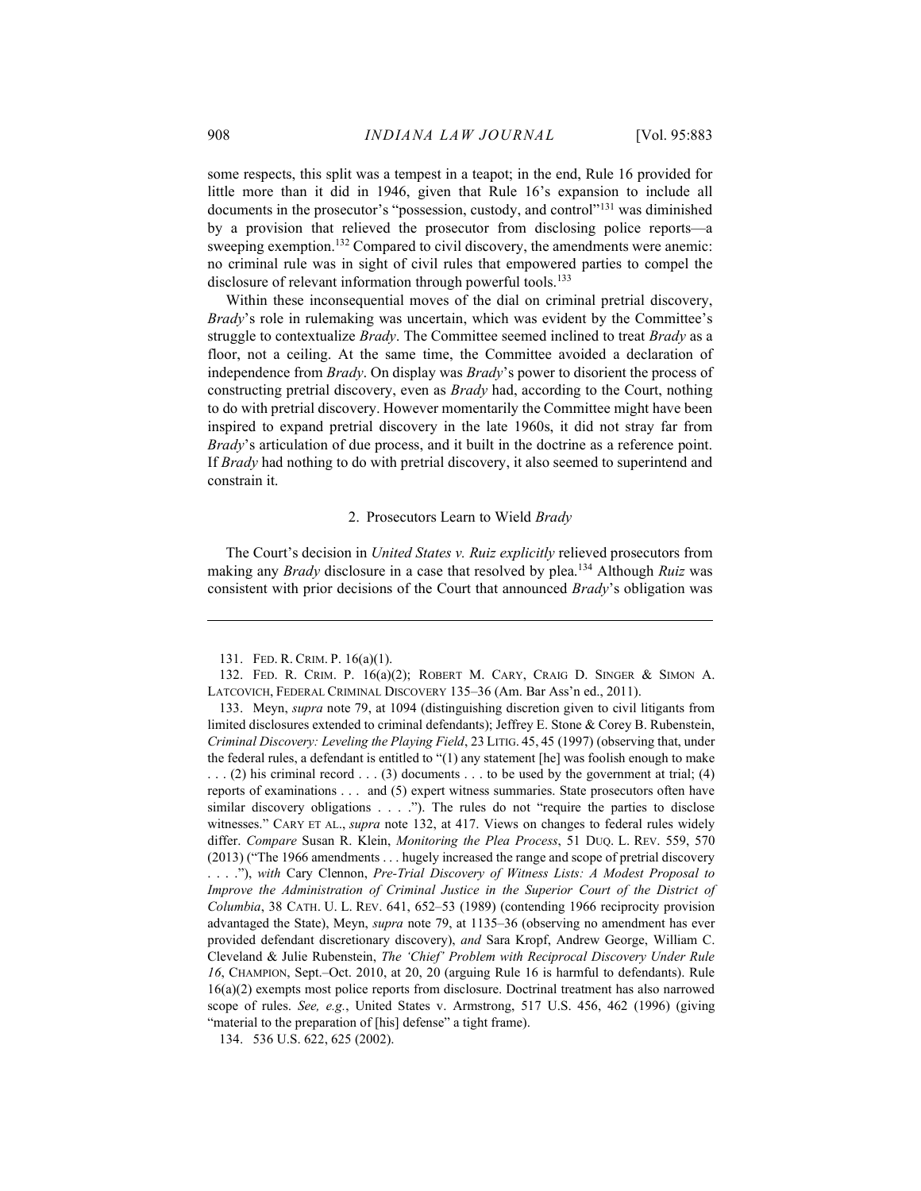some respects, this split was a tempest in a teapot; in the end, Rule 16 provided for little more than it did in 1946, given that Rule 16's expansion to include all documents in the prosecutor's "possession, custody, and control"[131] was diminished by a provision that relieved the prosecutor from disclosing police reports—a sweeping exemption.[132] Compared to civil discovery, the amendments were anemic: no criminal rule was in sight of civil rules that empowered parties to compel the disclosure of relevant information through powerful tools.[133]

Within these inconsequential moves of the dial on criminal pretrial discovery, *Brady*'s role in rulemaking was uncertain, which was evident by the Committee's struggle to contextualize *Brady*. The Committee seemed inclined to treat *Brady* as a floor, not a ceiling. At the same time, the Committee avoided a declaration of independence from *Brady*. On display was *Brady*'s power to disorient the process of constructing pretrial discovery, even as *Brady* had, according to the Court, nothing to do with pretrial discovery. However momentarily the Committee might have been inspired to expand pretrial discovery in the late 1960s, it did not stray far from *Brady*'s articulation of due process, and it built in the doctrine as a reference point. If *Brady* had nothing to do with pretrial discovery, it also seemed to superintend and constrain it.

### 2. Prosecutors Learn to Wield *Brady*

The Court's decision in *United States v. Ruiz explicitly* relieved prosecutors from making any *Brady* disclosure in a case that resolved by plea.[134] Although *Ruiz* was consistent with prior decisions of the Court that announced *Brady*'s obligation was

---

131. FED. R. CRIM. P. 16(a)(1).

132. FED. R. CRIM. P. 16(a)(2); ROBERT M. CARY, CRAIG D. SINGER & SIMON A. LATCOVICH, FEDERAL CRIMINAL DISCOVERY 135–36 (Am. Bar Ass'n ed., 2011).

133. Meyn, *supra* note 79, at 1094 (distinguishing discretion given to civil litigants from limited disclosures extended to criminal defendants); Jeffrey E. Stone & Corey B. Rubenstein, *Criminal Discovery: Leveling the Playing Field*, 23 LITIG. 45, 45 (1997) (observing that, under the federal rules, a defendant is entitled to "(1) any statement [he] was foolish enough to make . . . (2) his criminal record . . . (3) documents . . . to be used by the government at trial; (4) reports of examinations . . . and (5) expert witness summaries. State prosecutors often have similar discovery obligations . . . ."). The rules do not "require the parties to disclose witnesses." CARY ET AL., *supra* note 132, at 417. Views on changes to federal rules widely differ. *Compare* Susan R. Klein, *Monitoring the Plea Process*, 51 DUQ. L. REV. 559, 570 (2013) ("The 1966 amendments . . . hugely increased the range and scope of pretrial discovery . . . ."), *with* Cary Clennon, *Pre-Trial Discovery of Witness Lists: A Modest Proposal to Improve the Administration of Criminal Justice in the Superior Court of the District of Columbia*, 38 CATH. U. L. REV. 641, 652–53 (1989) (contending 1966 reciprocity provision advantaged the State), Meyn, *supra* note 79, at 1135–36 (observing no amendment has ever provided defendant discretionary discovery), *and* Sara Kropf, Andrew George, William C. Cleveland & Julie Rubenstein, *The 'Chief' Problem with Reciprocal Discovery Under Rule 16*, CHAMPION, Sept.–Oct. 2010, at 20, 20 (arguing Rule 16 is harmful to defendants). Rule 16(a)(2) exempts most police reports from disclosure. Doctrinal treatment has also narrowed scope of rules. *See, e.g.*, United States v. Armstrong, 517 U.S. 456, 462 (1996) (giving "material to the preparation of [his] defense" a tight frame).

134. 536 U.S. 622, 625 (2002).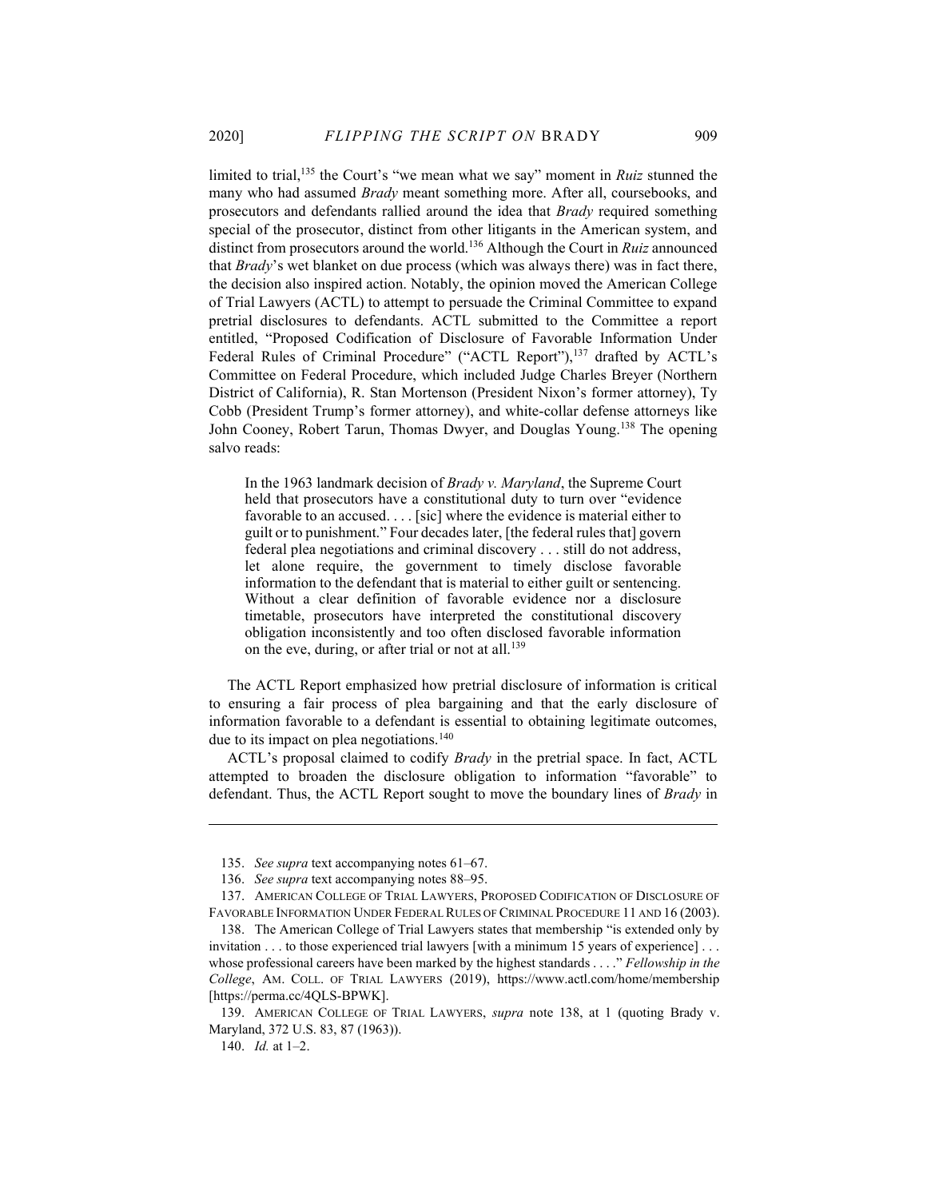limited to trial,[135] the Court's "we mean what we say" moment in *Ruiz* stunned the many who had assumed *Brady* meant something more. After all, coursebooks, and prosecutors and defendants rallied around the idea that *Brady* required something special of the prosecutor, distinct from other litigants in the American system, and distinct from prosecutors around the world.[136] Although the Court in *Ruiz* announced that *Brady*'s wet blanket on due process (which was always there) was in fact there, the decision also inspired action. Notably, the opinion moved the American College of Trial Lawyers (ACTL) to attempt to persuade the Criminal Committee to expand pretrial disclosures to defendants. ACTL submitted to the Committee a report entitled, "Proposed Codification of Disclosure of Favorable Information Under Federal Rules of Criminal Procedure" ("ACTL Report"),[137] drafted by ACTL's Committee on Federal Procedure, which included Judge Charles Breyer (Northern District of California), R. Stan Mortenson (President Nixon's former attorney), Ty Cobb (President Trump's former attorney), and white-collar defense attorneys like John Cooney, Robert Tarun, Thomas Dwyer, and Douglas Young.[138] The opening salvo reads:

> In the 1963 landmark decision of *Brady v. Maryland*, the Supreme Court held that prosecutors have a constitutional duty to turn over "evidence favorable to an accused. . . . [sic] where the evidence is material either to guilt or to punishment." Four decades later, [the federal rules that] govern federal plea negotiations and criminal discovery . . . still do not address, let alone require, the government to timely disclose favorable information to the defendant that is material to either guilt or sentencing. Without a clear definition of favorable evidence nor a disclosure timetable, prosecutors have interpreted the constitutional discovery obligation inconsistently and too often disclosed favorable information on the eve, during, or after trial or not at all.[139]

The ACTL Report emphasized how pretrial disclosure of information is critical to ensuring a fair process of plea bargaining and that the early disclosure of information favorable to a defendant is essential to obtaining legitimate outcomes, due to its impact on plea negotiations.[140]

ACTL's proposal claimed to codify *Brady* in the pretrial space. In fact, ACTL attempted to broaden the disclosure obligation to information "favorable" to defendant. Thus, the ACTL Report sought to move the boundary lines of *Brady* in

---

135. *See supra* text accompanying notes 61–67.

136. *See supra* text accompanying notes 88–95.

137. AMERICAN COLLEGE OF TRIAL LAWYERS, PROPOSED CODIFICATION OF DISCLOSURE OF FAVORABLE INFORMATION UNDER FEDERAL RULES OF CRIMINAL PROCEDURE 11 AND 16 (2003).

138. The American College of Trial Lawyers states that membership "is extended only by invitation . . . to those experienced trial lawyers [with a minimum 15 years of experience] . . . whose professional careers have been marked by the highest standards . . . ." *Fellowship in the College*, AM. COLL. OF TRIAL LAWYERS (2019), https://www.actl.com/home/membership [https://perma.cc/4QLS-BPWK].

139. AMERICAN COLLEGE OF TRIAL LAWYERS, *supra* note 138, at 1 (quoting Brady v. Maryland, 372 U.S. 83, 87 (1963)).

140. *Id.* at 1–2.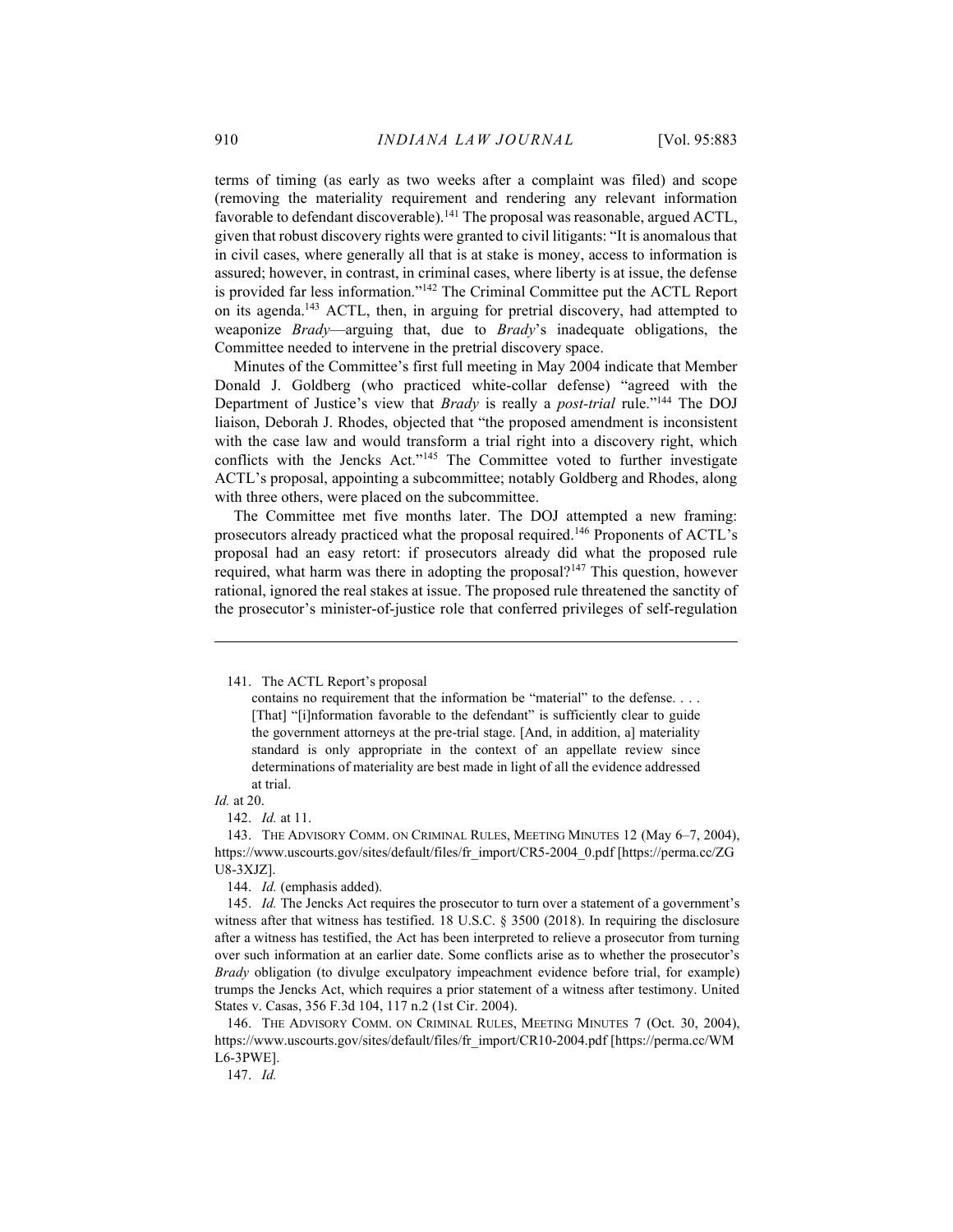terms of timing (as early as two weeks after a complaint was filed) and scope (removing the materiality requirement and rendering any relevant information favorable to defendant discoverable).[141] The proposal was reasonable, argued ACTL, given that robust discovery rights were granted to civil litigants: "It is anomalous that in civil cases, where generally all that is at stake is money, access to information is assured; however, in contrast, in criminal cases, where liberty is at issue, the defense is provided far less information."[142] The Criminal Committee put the ACTL Report on its agenda.[143] ACTL, then, in arguing for pretrial discovery, had attempted to weaponize *Brady*—arguing that, due to *Brady*'s inadequate obligations, the Committee needed to intervene in the pretrial discovery space.

Minutes of the Committee's first full meeting in May 2004 indicate that Member Donald J. Goldberg (who practiced white-collar defense) "agreed with the Department of Justice's view that *Brady* is really a *post-trial* rule."[144] The DOJ liaison, Deborah J. Rhodes, objected that "the proposed amendment is inconsistent with the case law and would transform a trial right into a discovery right, which conflicts with the Jencks Act."[145] The Committee voted to further investigate ACTL's proposal, appointing a subcommittee; notably Goldberg and Rhodes, along with three others, were placed on the subcommittee.

The Committee met five months later. The DOJ attempted a new framing: prosecutors already practiced what the proposal required.[146] Proponents of ACTL's proposal had an easy retort: if prosecutors already did what the proposed rule required, what harm was there in adopting the proposal?[147] This question, however rational, ignored the real stakes at issue. The proposed rule threatened the sanctity of the prosecutor's minister-of-justice role that conferred privileges of self-regulation

---

141. The ACTL Report's proposal

> contains no requirement that the information be "material" to the defense. . . . [That] "[i]nformation favorable to the defendant" is sufficiently clear to guide the government attorneys at the pre-trial stage. [And, in addition, a] materiality standard is only appropriate in the context of an appellate review since determinations of materiality are best made in light of all the evidence addressed at trial.

*Id.* at 20.

142. *Id.* at 11.

143. THE ADVISORY COMM. ON CRIMINAL RULES, MEETING MINUTES 12 (May 6–7, 2004), https://www.uscourts.gov/sites/default/files/fr_import/CR5-2004_0.pdf [https://perma.cc/ZGU8-3XJZ].

144. *Id.* (emphasis added).

145. *Id.* The Jencks Act requires the prosecutor to turn over a statement of a government's witness after that witness has testified. 18 U.S.C. § 3500 (2018). In requiring the disclosure after a witness has testified, the Act has been interpreted to relieve a prosecutor from turning over such information at an earlier date. Some conflicts arise as to whether the prosecutor's *Brady* obligation (to divulge exculpatory impeachment evidence before trial, for example) trumps the Jencks Act, which requires a prior statement of a witness after testimony. United States v. Casas, 356 F.3d 104, 117 n.2 (1st Cir. 2004).

146. THE ADVISORY COMM. ON CRIMINAL RULES, MEETING MINUTES 7 (Oct. 30, 2004), https://www.uscourts.gov/sites/default/files/fr_import/CR10-2004.pdf [https://perma.cc/WML6-3PWE].

147. *Id.*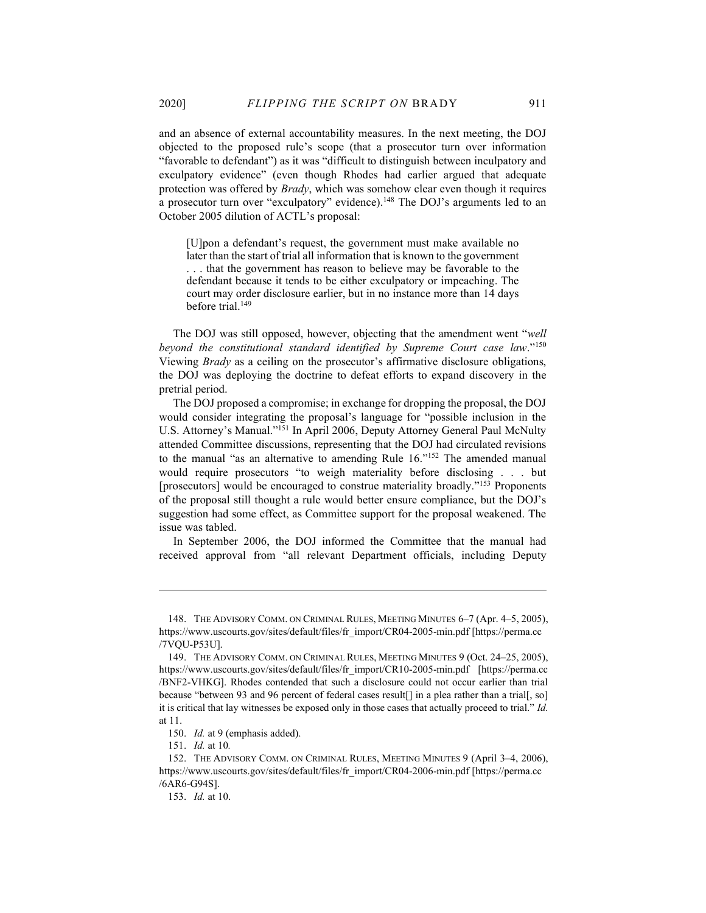and an absence of external accountability measures. In the next meeting, the DOJ objected to the proposed rule's scope (that a prosecutor turn over information "favorable to defendant") as it was "difficult to distinguish between inculpatory and exculpatory evidence" (even though Rhodes had earlier argued that adequate protection was offered by *Brady*, which was somehow clear even though it requires a prosecutor turn over "exculpatory" evidence).[148] The DOJ's arguments led to an October 2005 dilution of ACTL's proposal:

> [U]pon a defendant's request, the government must make available no later than the start of trial all information that is known to the government . . . that the government has reason to believe may be favorable to the defendant because it tends to be either exculpatory or impeaching. The court may order disclosure earlier, but in no instance more than 14 days before trial.[149]

The DOJ was still opposed, however, objecting that the amendment went "*well beyond the constitutional standard identified by Supreme Court case law*."[150] Viewing *Brady* as a ceiling on the prosecutor's affirmative disclosure obligations, the DOJ was deploying the doctrine to defeat efforts to expand discovery in the pretrial period.

The DOJ proposed a compromise; in exchange for dropping the proposal, the DOJ would consider integrating the proposal's language for "possible inclusion in the U.S. Attorney's Manual."[151] In April 2006, Deputy Attorney General Paul McNulty attended Committee discussions, representing that the DOJ had circulated revisions to the manual "as an alternative to amending Rule 16."[152] The amended manual would require prosecutors "to weigh materiality before disclosing . . . but [prosecutors] would be encouraged to construe materiality broadly."[153] Proponents of the proposal still thought a rule would better ensure compliance, but the DOJ's suggestion had some effect, as Committee support for the proposal weakened. The issue was tabled.

In September 2006, the DOJ informed the Committee that the manual had received approval from "all relevant Department officials, including Deputy

---

148. THE ADVISORY COMM. ON CRIMINAL RULES, MEETING MINUTES 6–7 (Apr. 4–5, 2005), https://www.uscourts.gov/sites/default/files/fr_import/CR04-2005-min.pdf [https://perma.cc/7VQU-P53U].

149. THE ADVISORY COMM. ON CRIMINAL RULES, MEETING MINUTES 9 (Oct. 24–25, 2005), https://www.uscourts.gov/sites/default/files/fr_import/CR10-2005-min.pdf [https://perma.cc/BNF2-VHKG]. Rhodes contended that such a disclosure could not occur earlier than trial because "between 93 and 96 percent of federal cases result[] in a plea rather than a trial[, so] it is critical that lay witnesses be exposed only in those cases that actually proceed to trial." *Id.* at 11.

150. *Id.* at 9 (emphasis added).

151. *Id.* at 10*.*

152. THE ADVISORY COMM. ON CRIMINAL RULES, MEETING MINUTES 9 (April 3–4, 2006), https://www.uscourts.gov/sites/default/files/fr_import/CR04-2006-min.pdf [https://perma.cc/6AR6-G94S].

153. *Id.* at 10.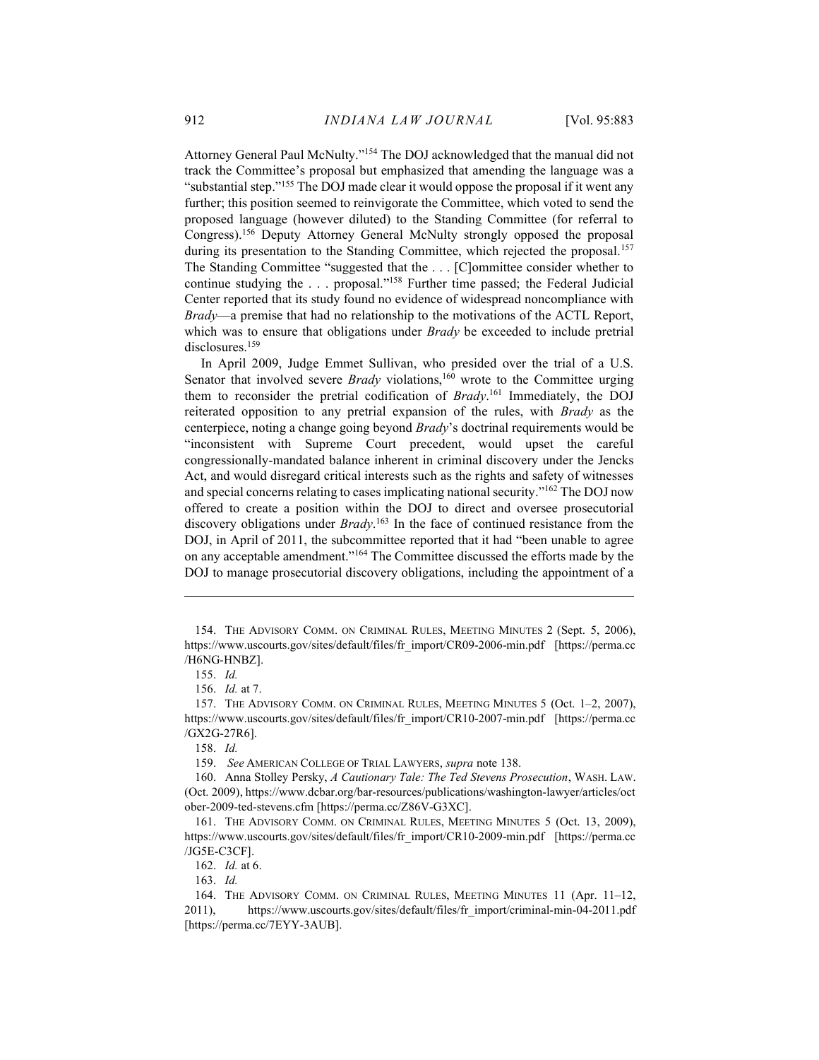Attorney General Paul McNulty."[154] The DOJ acknowledged that the manual did not track the Committee's proposal but emphasized that amending the language was a "substantial step."[155] The DOJ made clear it would oppose the proposal if it went any further; this position seemed to reinvigorate the Committee, which voted to send the proposed language (however diluted) to the Standing Committee (for referral to Congress).[156] Deputy Attorney General McNulty strongly opposed the proposal during its presentation to the Standing Committee, which rejected the proposal.[157] The Standing Committee "suggested that the . . . [C]ommittee consider whether to continue studying the . . . proposal."[158] Further time passed; the Federal Judicial Center reported that its study found no evidence of widespread noncompliance with *Brady*—a premise that had no relationship to the motivations of the ACTL Report, which was to ensure that obligations under *Brady* be exceeded to include pretrial disclosures.[159]

In April 2009, Judge Emmet Sullivan, who presided over the trial of a U.S. Senator that involved severe *Brady* violations,[160] wrote to the Committee urging them to reconsider the pretrial codification of *Brady*.[161] Immediately, the DOJ reiterated opposition to any pretrial expansion of the rules, with *Brady* as the centerpiece, noting a change going beyond *Brady*'s doctrinal requirements would be "inconsistent with Supreme Court precedent, would upset the careful congressionally-mandated balance inherent in criminal discovery under the Jencks Act, and would disregard critical interests such as the rights and safety of witnesses and special concerns relating to cases implicating national security."[162] The DOJ now offered to create a position within the DOJ to direct and oversee prosecutorial discovery obligations under *Brady*.[163] In the face of continued resistance from the DOJ, in April of 2011, the subcommittee reported that it had "been unable to agree on any acceptable amendment."[164] The Committee discussed the efforts made by the DOJ to manage prosecutorial discovery obligations, including the appointment of a

---

154. THE ADVISORY COMM. ON CRIMINAL RULES, MEETING MINUTES 2 (Sept. 5, 2006), https://www.uscourts.gov/sites/default/files/fr_import/CR09-2006-min.pdf [https://perma.cc/H6NG-HNBZ].

155. *Id.*

156. *Id.* at 7.

157. THE ADVISORY COMM. ON CRIMINAL RULES, MEETING MINUTES 5 (Oct. 1–2, 2007), https://www.uscourts.gov/sites/default/files/fr_import/CR10-2007-min.pdf [https://perma.cc/GX2G-27R6].

158. *Id.*

159. *See* AMERICAN COLLEGE OF TRIAL LAWYERS, *supra* note 138.

160. Anna Stolley Persky, *A Cautionary Tale: The Ted Stevens Prosecution*, WASH. LAW. (Oct. 2009), https://www.dcbar.org/bar-resources/publications/washington-lawyer/articles/october-2009-ted-stevens.cfm [https://perma.cc/Z86V-G3XC].

161. THE ADVISORY COMM. ON CRIMINAL RULES, MEETING MINUTES 5 (Oct. 13, 2009), https://www.uscourts.gov/sites/default/files/fr_import/CR10-2009-min.pdf [https://perma.cc/JG5E-C3CF].

162. *Id.* at 6.

163. *Id.*

164. THE ADVISORY COMM. ON CRIMINAL RULES, MEETING MINUTES 11 (Apr. 11–12, 2011), https://www.uscourts.gov/sites/default/files/fr_import/criminal-min-04-2011.pdf [https://perma.cc/7EYY-3AUB].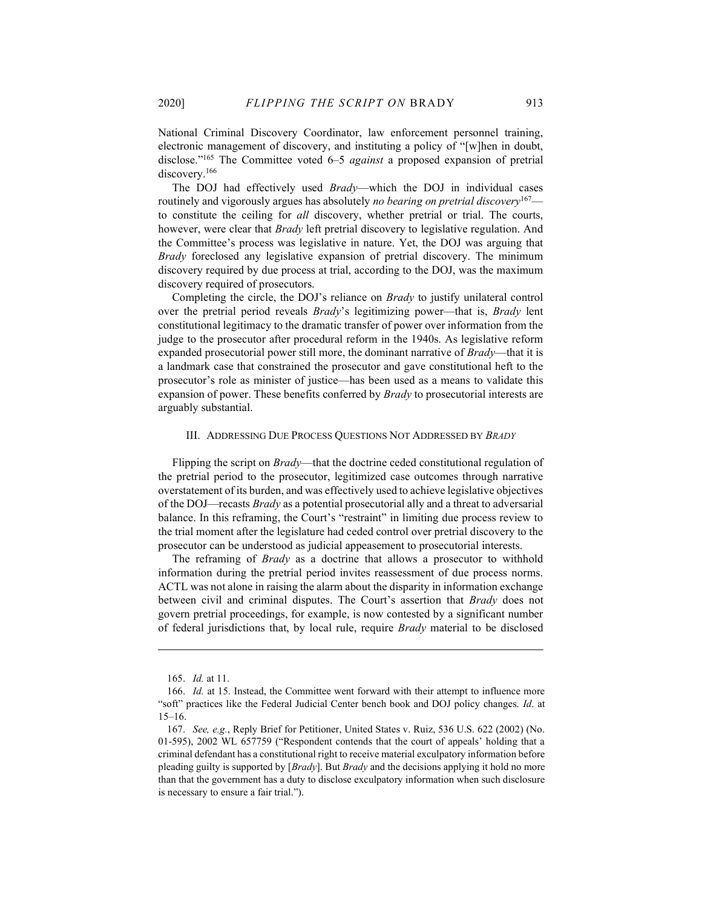National Criminal Discovery Coordinator, law enforcement personnel training, electronic management of discovery, and instituting a policy of "[w]hen in doubt, disclose."[165] The Committee voted 6–5 *against* a proposed expansion of pretrial discovery.[166]

The DOJ had effectively used *Brady*—which the DOJ in individual cases routinely and vigorously argues has absolutely *no bearing on pretrial discovery*[167]—to constitute the ceiling for *all* discovery, whether pretrial or trial. The courts, however, were clear that *Brady* left pretrial discovery to legislative regulation. And the Committee's process was legislative in nature. Yet, the DOJ was arguing that *Brady* foreclosed any legislative expansion of pretrial discovery. The minimum discovery required by due process at trial, according to the DOJ, was the maximum discovery required of prosecutors.

Completing the circle, the DOJ's reliance on *Brady* to justify unilateral control over the pretrial period reveals *Brady*'s legitimizing power—that is, *Brady* lent constitutional legitimacy to the dramatic transfer of power over information from the judge to the prosecutor after procedural reform in the 1940s. As legislative reform expanded prosecutorial power still more, the dominant narrative of *Brady*—that it is a landmark case that constrained the prosecutor and gave constitutional heft to the prosecutor's role as minister of justice—has been used as a means to validate this expansion of power. These benefits conferred by *Brady* to prosecutorial interests are arguably substantial.

## III. Addressing Due Process Questions Not Addressed by *Brady*

Flipping the script on *Brady*—that the doctrine ceded constitutional regulation of the pretrial period to the prosecutor, legitimized case outcomes through narrative overstatement of its burden, and was effectively used to achieve legislative objectives of the DOJ—recasts *Brady* as a potential prosecutorial ally and a threat to adversarial balance. In this reframing, the Court's "restraint" in limiting due process review to the trial moment after the legislature had ceded control over pretrial discovery to the prosecutor can be understood as judicial appeasement to prosecutorial interests.

The reframing of *Brady* as a doctrine that allows a prosecutor to withhold information during the pretrial period invites reassessment of due process norms. ACTL was not alone in raising the alarm about the disparity in information exchange between civil and criminal disputes. The Court's assertion that *Brady* does not govern pretrial proceedings, for example, is now contested by a significant number of federal jurisdictions that, by local rule, require *Brady* material to be disclosed

---

165. *Id.* at 11.

166. *Id.* at 15. Instead, the Committee went forward with their attempt to influence more "soft" practices like the Federal Judicial Center bench book and DOJ policy changes. *Id*. at 15–16.

167. *See, e.g.*, Reply Brief for Petitioner, United States v. Ruiz, 536 U.S. 622 (2002) (No. 01-595), 2002 WL 657759 ("Respondent contends that the court of appeals' holding that a criminal defendant has a constitutional right to receive material exculpatory information before pleading guilty is supported by [*Brady*]. But *Brady* and the decisions applying it hold no more than that the government has a duty to disclose exculpatory information when such disclosure is necessary to ensure a fair trial.").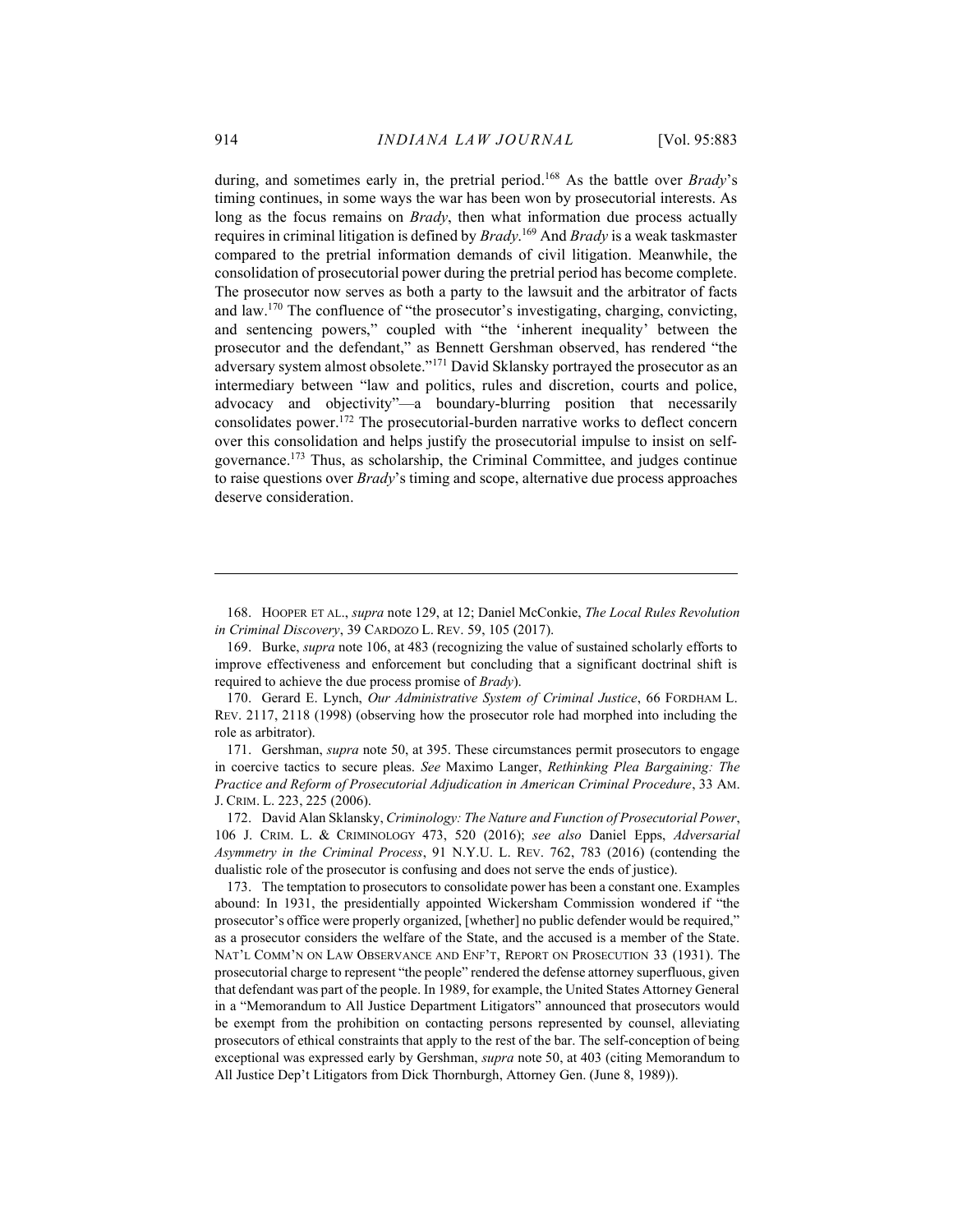during, and sometimes early in, the pretrial period.[168] As the battle over *Brady*'s timing continues, in some ways the war has been won by prosecutorial interests. As long as the focus remains on *Brady*, then what information due process actually requires in criminal litigation is defined by *Brady*.[169] And *Brady* is a weak taskmaster compared to the pretrial information demands of civil litigation. Meanwhile, the consolidation of prosecutorial power during the pretrial period has become complete. The prosecutor now serves as both a party to the lawsuit and the arbitrator of facts and law.[170] The confluence of "the prosecutor's investigating, charging, convicting, and sentencing powers," coupled with "the 'inherent inequality' between the prosecutor and the defendant," as Bennett Gershman observed, has rendered "the adversary system almost obsolete."[171] David Sklansky portrayed the prosecutor as an intermediary between "law and politics, rules and discretion, courts and police, advocacy and objectivity"—a boundary-blurring position that necessarily consolidates power.[172] The prosecutorial-burden narrative works to deflect concern over this consolidation and helps justify the prosecutorial impulse to insist on self-governance.[173] Thus, as scholarship, the Criminal Committee, and judges continue to raise questions over *Brady*'s timing and scope, alternative due process approaches deserve consideration.

---

168. HOOPER ET AL., *supra* note 129, at 12; Daniel McConkie, *The Local Rules Revolution in Criminal Discovery*, 39 CARDOZO L. REV. 59, 105 (2017).

169. Burke, *supra* note 106, at 483 (recognizing the value of sustained scholarly efforts to improve effectiveness and enforcement but concluding that a significant doctrinal shift is required to achieve the due process promise of *Brady*).

170. Gerard E. Lynch, *Our Administrative System of Criminal Justice*, 66 FORDHAM L. REV. 2117, 2118 (1998) (observing how the prosecutor role had morphed into including the role as arbitrator).

171. Gershman, *supra* note 50, at 395. These circumstances permit prosecutors to engage in coercive tactics to secure pleas. *See* Maximo Langer, *Rethinking Plea Bargaining: The Practice and Reform of Prosecutorial Adjudication in American Criminal Procedure*, 33 AM. J. CRIM. L. 223, 225 (2006).

172. David Alan Sklansky, *Criminology: The Nature and Function of Prosecutorial Power*, 106 J. CRIM. L. & CRIMINOLOGY 473, 520 (2016); *see also* Daniel Epps, *Adversarial Asymmetry in the Criminal Process*, 91 N.Y.U. L. REV. 762, 783 (2016) (contending the dualistic role of the prosecutor is confusing and does not serve the ends of justice).

173. The temptation to prosecutors to consolidate power has been a constant one. Examples abound: In 1931, the presidentially appointed Wickersham Commission wondered if "the prosecutor's office were properly organized, [whether] no public defender would be required," as a prosecutor considers the welfare of the State, and the accused is a member of the State. NAT'L COMM'N ON LAW OBSERVANCE AND ENF'T, REPORT ON PROSECUTION 33 (1931). The prosecutorial charge to represent "the people" rendered the defense attorney superfluous, given that defendant was part of the people. In 1989, for example, the United States Attorney General in a "Memorandum to All Justice Department Litigators" announced that prosecutors would be exempt from the prohibition on contacting persons represented by counsel, alleviating prosecutors of ethical constraints that apply to the rest of the bar. The self-conception of being exceptional was expressed early by Gershman, *supra* note 50, at 403 (citing Memorandum to All Justice Dep't Litigators from Dick Thornburgh, Attorney Gen. (June 8, 1989)).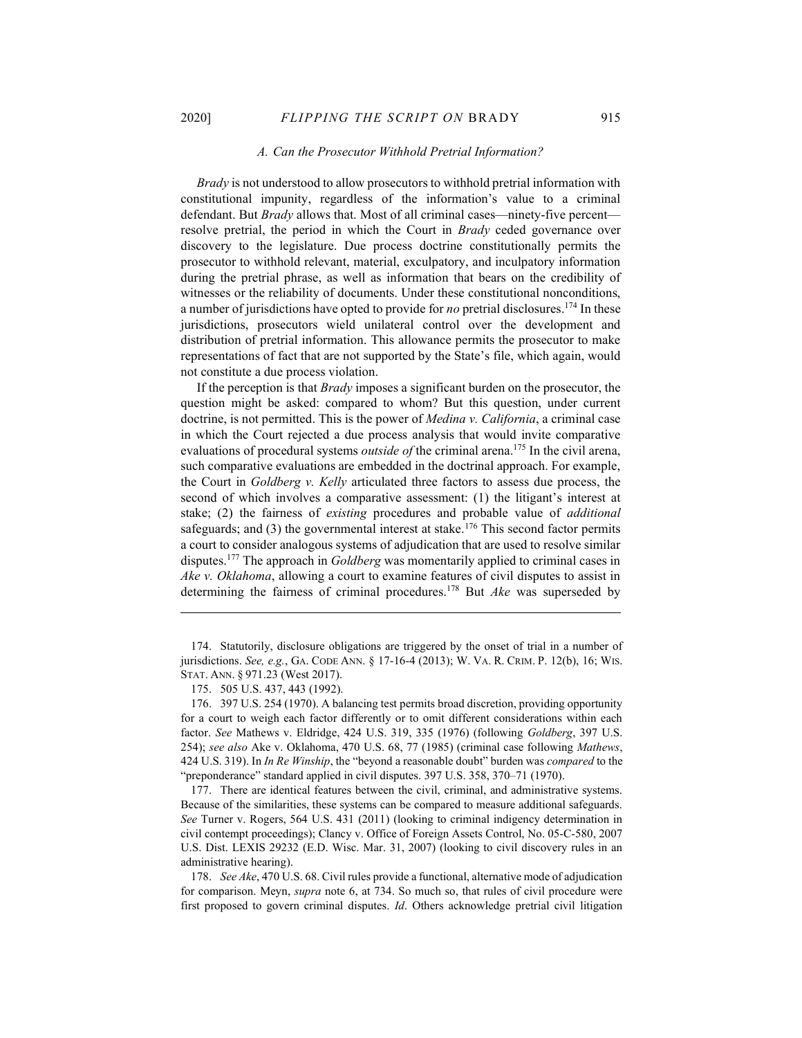### A. Can the Prosecutor Withhold Pretrial Information?

*Brady* is not understood to allow prosecutors to withhold pretrial information with constitutional impunity, regardless of the information's value to a criminal defendant. But *Brady* allows that. Most of all criminal cases—ninety-five percent—resolve pretrial, the period in which the Court in *Brady* ceded governance over discovery to the legislature. Due process doctrine constitutionally permits the prosecutor to withhold relevant, material, exculpatory, and inculpatory information during the pretrial phrase, as well as information that bears on the credibility of witnesses or the reliability of documents. Under these constitutional nonconditions, a number of jurisdictions have opted to provide for *no* pretrial disclosures.[174] In these jurisdictions, prosecutors wield unilateral control over the development and distribution of pretrial information. This allowance permits the prosecutor to make representations of fact that are not supported by the State's file, which again, would not constitute a due process violation.

If the perception is that *Brady* imposes a significant burden on the prosecutor, the question might be asked: compared to whom? But this question, under current doctrine, is not permitted. This is the power of *Medina v. California*, a criminal case in which the Court rejected a due process analysis that would invite comparative evaluations of procedural systems *outside of* the criminal arena.[175] In the civil arena, such comparative evaluations are embedded in the doctrinal approach. For example, the Court in *Goldberg v. Kelly* articulated three factors to assess due process, the second of which involves a comparative assessment: (1) the litigant's interest at stake; (2) the fairness of *existing* procedures and probable value of *additional* safeguards; and (3) the governmental interest at stake.[176] This second factor permits a court to consider analogous systems of adjudication that are used to resolve similar disputes.[177] The approach in *Goldberg* was momentarily applied to criminal cases in *Ake v. Oklahoma*, allowing a court to examine features of civil disputes to assist in determining the fairness of criminal procedures.[178] But *Ake* was superseded by

---

174. Statutorily, disclosure obligations are triggered by the onset of trial in a number of jurisdictions. *See, e.g.*, GA. CODE ANN. § 17-16-4 (2013); W. VA. R. CRIM. P. 12(b), 16; WIS. STAT. ANN. § 971.23 (West 2017).

175. 505 U.S. 437, 443 (1992).

176. 397 U.S. 254 (1970). A balancing test permits broad discretion, providing opportunity for a court to weigh each factor differently or to omit different considerations within each factor. *See* Mathews v. Eldridge, 424 U.S. 319, 335 (1976) (following *Goldberg*, 397 U.S. 254); *see also* Ake v. Oklahoma, 470 U.S. 68, 77 (1985) (criminal case following *Mathews*, 424 U.S. 319). In *In Re Winship*, the "beyond a reasonable doubt" burden was *compared* to the "preponderance" standard applied in civil disputes. 397 U.S. 358, 370–71 (1970).

177. There are identical features between the civil, criminal, and administrative systems. Because of the similarities, these systems can be compared to measure additional safeguards. *See* Turner v. Rogers, 564 U.S. 431 (2011) (looking to criminal indigency determination in civil contempt proceedings); Clancy v. Office of Foreign Assets Control, No. 05-C-580, 2007 U.S. Dist. LEXIS 29232 (E.D. Wisc. Mar. 31, 2007) (looking to civil discovery rules in an administrative hearing).

178. *See Ake*, 470 U.S. 68. Civil rules provide a functional, alternative mode of adjudication for comparison. Meyn, *supra* note 6, at 734. So much so, that rules of civil procedure were first proposed to govern criminal disputes. *Id*. Others acknowledge pretrial civil litigation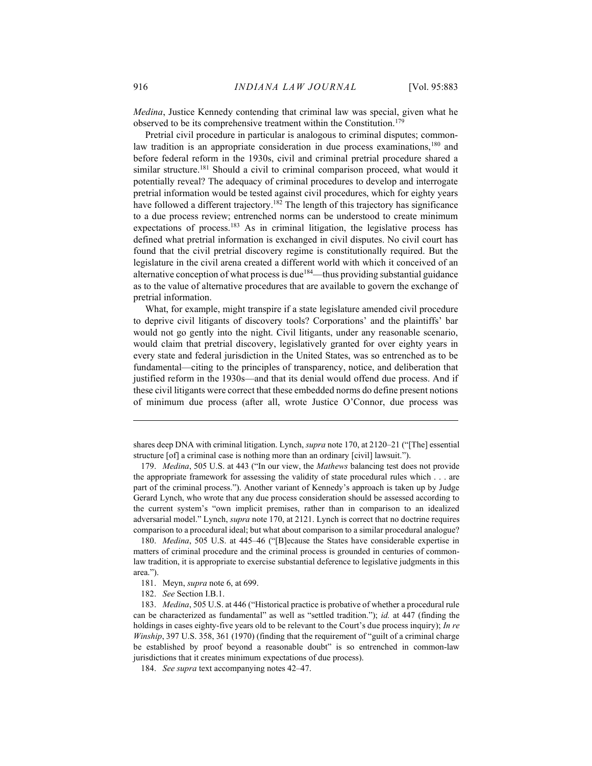*Medina*, Justice Kennedy contending that criminal law was special, given what he observed to be its comprehensive treatment within the Constitution.[179]

Pretrial civil procedure in particular is analogous to criminal disputes; common-law tradition is an appropriate consideration in due process examinations,[180] and before federal reform in the 1930s, civil and criminal pretrial procedure shared a similar structure.[181] Should a civil to criminal comparison proceed, what would it potentially reveal? The adequacy of criminal procedures to develop and interrogate pretrial information would be tested against civil procedures, which for eighty years have followed a different trajectory.[182] The length of this trajectory has significance to a due process review; entrenched norms can be understood to create minimum expectations of process.[183] As in criminal litigation, the legislative process has defined what pretrial information is exchanged in civil disputes. No civil court has found that the civil pretrial discovery regime is constitutionally required. But the legislature in the civil arena created a different world with which it conceived of an alternative conception of what process is due[184]—thus providing substantial guidance as to the value of alternative procedures that are available to govern the exchange of pretrial information.

What, for example, might transpire if a state legislature amended civil procedure to deprive civil litigants of discovery tools? Corporations' and the plaintiffs' bar would not go gently into the night. Civil litigants, under any reasonable scenario, would claim that pretrial discovery, legislatively granted for over eighty years in every state and federal jurisdiction in the United States, was so entrenched as to be fundamental—citing to the principles of transparency, notice, and deliberation that justified reform in the 1930s—and that its denial would offend due process. And if these civil litigants were correct that these embedded norms do define present notions of minimum due process (after all, wrote Justice O'Connor, due process was

---

shares deep DNA with criminal litigation. Lynch, *supra* note 170, at 2120–21 ("[The] essential structure [of] a criminal case is nothing more than an ordinary [civil] lawsuit.").

179. *Medina*, 505 U.S. at 443 ("In our view, the *Mathews* balancing test does not provide the appropriate framework for assessing the validity of state procedural rules which . . . are part of the criminal process."). Another variant of Kennedy's approach is taken up by Judge Gerard Lynch, who wrote that any due process consideration should be assessed according to the current system's "own implicit premises, rather than in comparison to an idealized adversarial model." Lynch, *supra* note 170, at 2121. Lynch is correct that no doctrine requires comparison to a procedural ideal; but what about comparison to a similar procedural analogue?

180. *Medina*, 505 U.S. at 445–46 ("[B]ecause the States have considerable expertise in matters of criminal procedure and the criminal process is grounded in centuries of common-law tradition, it is appropriate to exercise substantial deference to legislative judgments in this area.").

181. Meyn, *supra* note 6, at 699.

182. *See* Section I.B.1.

183. *Medina*, 505 U.S. at 446 ("Historical practice is probative of whether a procedural rule can be characterized as fundamental" as well as "settled tradition."); *id.* at 447 (finding the holdings in cases eighty-five years old to be relevant to the Court's due process inquiry); *In re Winship*, 397 U.S. 358, 361 (1970) (finding that the requirement of "guilt of a criminal charge be established by proof beyond a reasonable doubt" is so entrenched in common-law jurisdictions that it creates minimum expectations of due process).

184. *See supra* text accompanying notes 42–47.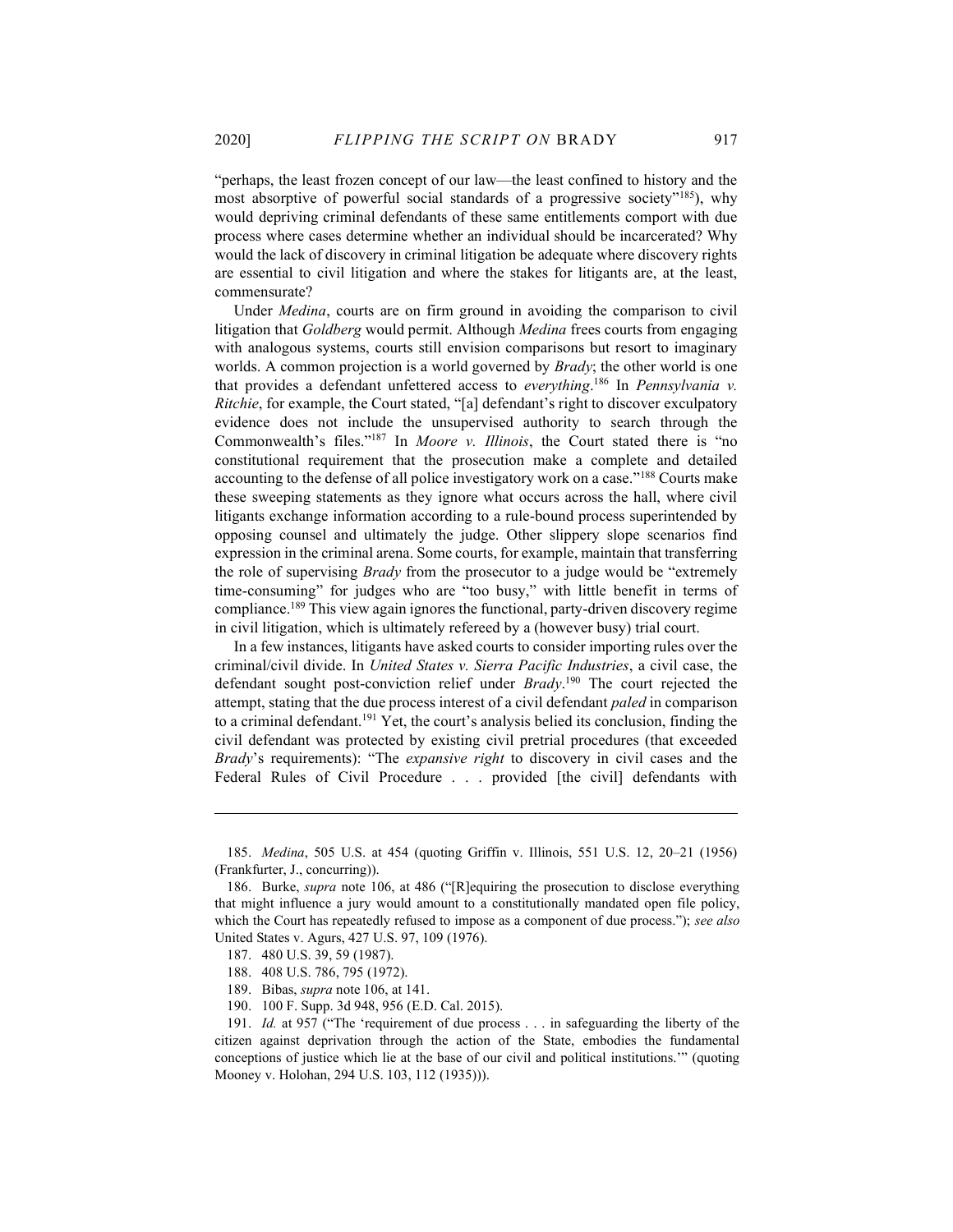"perhaps, the least frozen concept of our law—the least confined to history and the most absorptive of powerful social standards of a progressive society"[185]), why would depriving criminal defendants of these same entitlements comport with due process where cases determine whether an individual should be incarcerated? Why would the lack of discovery in criminal litigation be adequate where discovery rights are essential to civil litigation and where the stakes for litigants are, at the least, commensurate?

Under *Medina*, courts are on firm ground in avoiding the comparison to civil litigation that *Goldberg* would permit. Although *Medina* frees courts from engaging with analogous systems, courts still envision comparisons but resort to imaginary worlds. A common projection is a world governed by *Brady*; the other world is one that provides a defendant unfettered access to *everything*.[186] In *Pennsylvania v. Ritchie*, for example, the Court stated, "[a] defendant's right to discover exculpatory evidence does not include the unsupervised authority to search through the Commonwealth's files."[187] In *Moore v. Illinois*, the Court stated there is "no constitutional requirement that the prosecution make a complete and detailed accounting to the defense of all police investigatory work on a case."[188] Courts make these sweeping statements as they ignore what occurs across the hall, where civil litigants exchange information according to a rule-bound process superintended by opposing counsel and ultimately the judge. Other slippery slope scenarios find expression in the criminal arena. Some courts, for example, maintain that transferring the role of supervising *Brady* from the prosecutor to a judge would be "extremely time-consuming" for judges who are "too busy," with little benefit in terms of compliance.[189] This view again ignores the functional, party-driven discovery regime in civil litigation, which is ultimately refereed by a (however busy) trial court.

In a few instances, litigants have asked courts to consider importing rules over the criminal/civil divide. In *United States v. Sierra Pacific Industries*, a civil case, the defendant sought post-conviction relief under *Brady*.[190] The court rejected the attempt, stating that the due process interest of a civil defendant *paled* in comparison to a criminal defendant.[191] Yet, the court's analysis belied its conclusion, finding the civil defendant was protected by existing civil pretrial procedures (that exceeded *Brady*'s requirements): "The *expansive right* to discovery in civil cases and the Federal Rules of Civil Procedure . . . provided [the civil] defendants with

---

185. *Medina*, 505 U.S. at 454 (quoting Griffin v. Illinois, 551 U.S. 12, 20–21 (1956) (Frankfurter, J., concurring)).

186. Burke, *supra* note 106, at 486 ("[R]equiring the prosecution to disclose everything that might influence a jury would amount to a constitutionally mandated open file policy, which the Court has repeatedly refused to impose as a component of due process."); *see also* United States v. Agurs, 427 U.S. 97, 109 (1976).

187. 480 U.S. 39, 59 (1987).

188. 408 U.S. 786, 795 (1972).

189. Bibas, *supra* note 106, at 141.

190. 100 F. Supp. 3d 948, 956 (E.D. Cal. 2015).

191. *Id.* at 957 ("The 'requirement of due process . . . in safeguarding the liberty of the citizen against deprivation through the action of the State, embodies the fundamental conceptions of justice which lie at the base of our civil and political institutions.'" (quoting Mooney v. Holohan, 294 U.S. 103, 112 (1935))).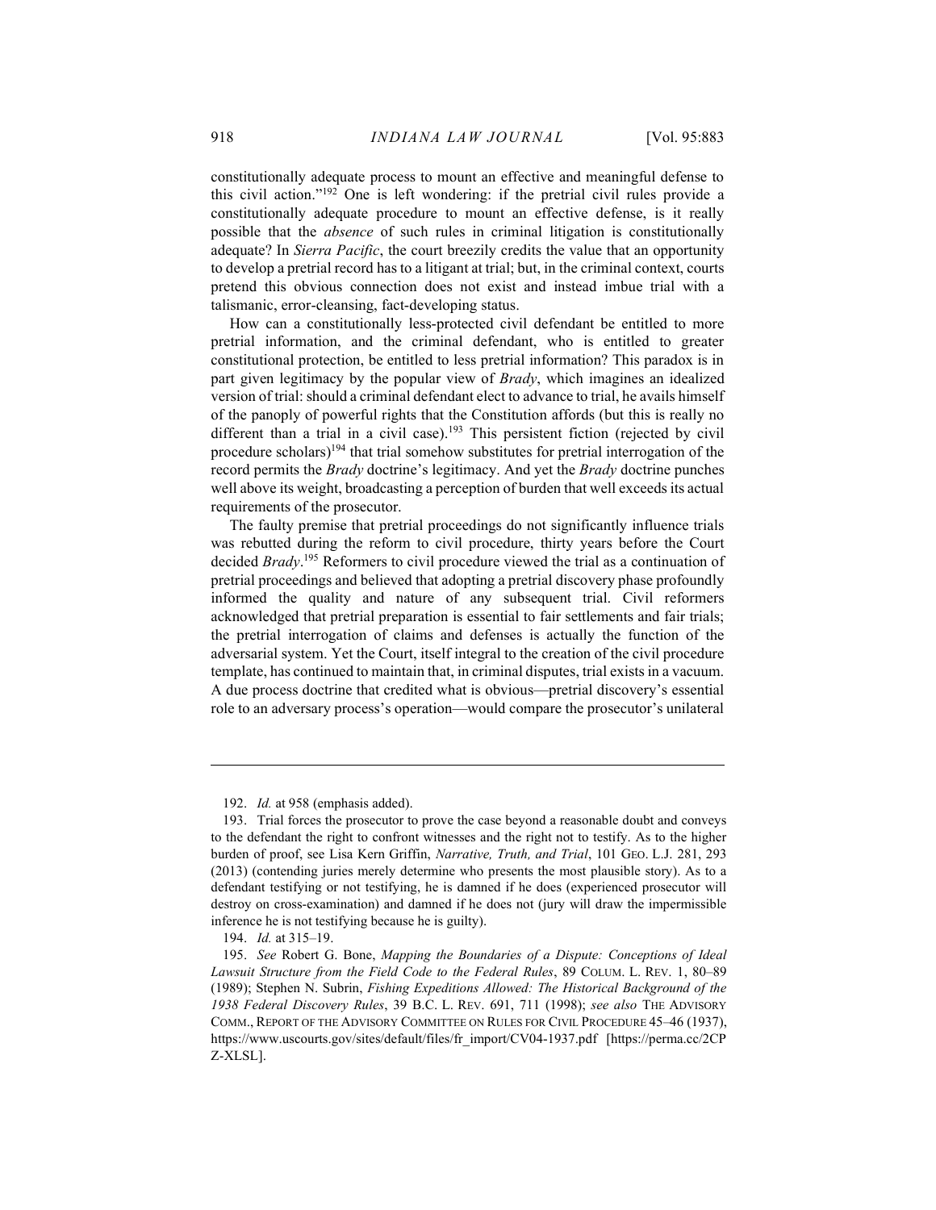constitutionally adequate process to mount an effective and meaningful defense to this civil action."[192] One is left wondering: if the pretrial civil rules provide a constitutionally adequate procedure to mount an effective defense, is it really possible that the *absence* of such rules in criminal litigation is constitutionally adequate? In *Sierra Pacific*, the court breezily credits the value that an opportunity to develop a pretrial record has to a litigant at trial; but, in the criminal context, courts pretend this obvious connection does not exist and instead imbue trial with a talismanic, error-cleansing, fact-developing status.

How can a constitutionally less-protected civil defendant be entitled to more pretrial information, and the criminal defendant, who is entitled to greater constitutional protection, be entitled to less pretrial information? This paradox is in part given legitimacy by the popular view of *Brady*, which imagines an idealized version of trial: should a criminal defendant elect to advance to trial, he avails himself of the panoply of powerful rights that the Constitution affords (but this is really no different than a trial in a civil case).[193] This persistent fiction (rejected by civil procedure scholars)[194] that trial somehow substitutes for pretrial interrogation of the record permits the *Brady* doctrine's legitimacy. And yet the *Brady* doctrine punches well above its weight, broadcasting a perception of burden that well exceeds its actual requirements of the prosecutor.

The faulty premise that pretrial proceedings do not significantly influence trials was rebutted during the reform to civil procedure, thirty years before the Court decided *Brady*.[195] Reformers to civil procedure viewed the trial as a continuation of pretrial proceedings and believed that adopting a pretrial discovery phase profoundly informed the quality and nature of any subsequent trial. Civil reformers acknowledged that pretrial preparation is essential to fair settlements and fair trials; the pretrial interrogation of claims and defenses is actually the function of the adversarial system. Yet the Court, itself integral to the creation of the civil procedure template, has continued to maintain that, in criminal disputes, trial exists in a vacuum. A due process doctrine that credited what is obvious—pretrial discovery's essential role to an adversary process's operation—would compare the prosecutor's unilateral

---

192. *Id.* at 958 (emphasis added).

193. Trial forces the prosecutor to prove the case beyond a reasonable doubt and conveys to the defendant the right to confront witnesses and the right not to testify. As to the higher burden of proof, see Lisa Kern Griffin, *Narrative, Truth, and Trial*, 101 GEO. L.J. 281, 293 (2013) (contending juries merely determine who presents the most plausible story). As to a defendant testifying or not testifying, he is damned if he does (experienced prosecutor will destroy on cross-examination) and damned if he does not (jury will draw the impermissible inference he is not testifying because he is guilty).

194. *Id.* at 315–19.

195. *See* Robert G. Bone, *Mapping the Boundaries of a Dispute: Conceptions of Ideal Lawsuit Structure from the Field Code to the Federal Rules*, 89 COLUM. L. REV. 1, 80–89 (1989); Stephen N. Subrin, *Fishing Expeditions Allowed: The Historical Background of the 1938 Federal Discovery Rules*, 39 B.C. L. REV. 691, 711 (1998); *see also* THE ADVISORY COMM., REPORT OF THE ADVISORY COMMITTEE ON RULES FOR CIVIL PROCEDURE 45–46 (1937), https://www.uscourts.gov/sites/default/files/fr_import/CV04-1937.pdf [https://perma.cc/2CPZ-XLSL].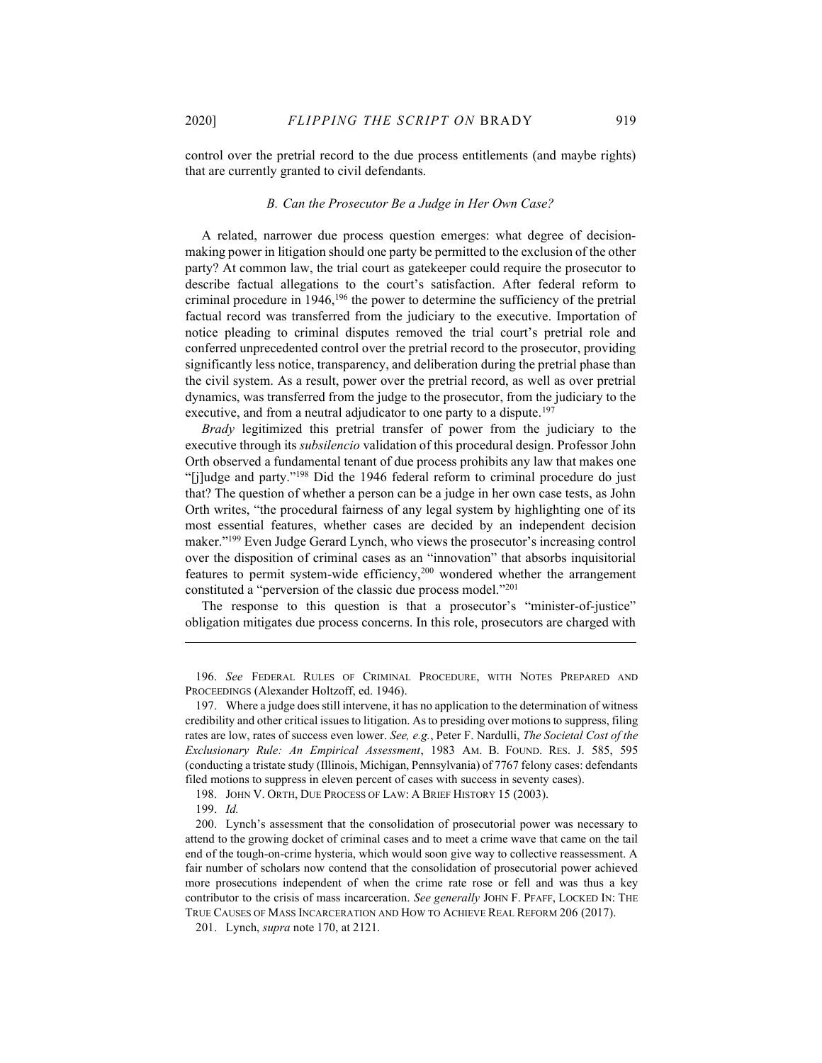control over the pretrial record to the due process entitlements (and maybe rights) that are currently granted to civil defendants.

### *B. Can the Prosecutor Be a Judge in Her Own Case?*

A related, narrower due process question emerges: what degree of decision-making power in litigation should one party be permitted to the exclusion of the other party? At common law, the trial court as gatekeeper could require the prosecutor to describe factual allegations to the court's satisfaction. After federal reform to criminal procedure in 1946,[196] the power to determine the sufficiency of the pretrial factual record was transferred from the judiciary to the executive. Importation of notice pleading to criminal disputes removed the trial court's pretrial role and conferred unprecedented control over the pretrial record to the prosecutor, providing significantly less notice, transparency, and deliberation during the pretrial phase than the civil system. As a result, power over the pretrial record, as well as over pretrial dynamics, was transferred from the judge to the prosecutor, from the judiciary to the executive, and from a neutral adjudicator to one party to a dispute.[197]

*Brady* legitimized this pretrial transfer of power from the judiciary to the executive through its *subsilencio* validation of this procedural design. Professor John Orth observed a fundamental tenant of due process prohibits any law that makes one "[j]udge and party."[198] Did the 1946 federal reform to criminal procedure do just that? The question of whether a person can be a judge in her own case tests, as John Orth writes, "the procedural fairness of any legal system by highlighting one of its most essential features, whether cases are decided by an independent decision maker."[199] Even Judge Gerard Lynch, who views the prosecutor's increasing control over the disposition of criminal cases as an "innovation" that absorbs inquisitorial features to permit system-wide efficiency,[200] wondered whether the arrangement constituted a "perversion of the classic due process model."[201]

The response to this question is that a prosecutor's "minister-of-justice" obligation mitigates due process concerns. In this role, prosecutors are charged with

---

196. *See* FEDERAL RULES OF CRIMINAL PROCEDURE, WITH NOTES PREPARED AND PROCEEDINGS (Alexander Holtzoff, ed. 1946).

197. Where a judge does still intervene, it has no application to the determination of witness credibility and other critical issues to litigation. As to presiding over motions to suppress, filing rates are low, rates of success even lower. *See, e.g.*, Peter F. Nardulli, *The Societal Cost of the Exclusionary Rule: An Empirical Assessment*, 1983 AM. B. FOUND. RES. J. 585, 595 (conducting a tristate study (Illinois, Michigan, Pennsylvania) of 7767 felony cases: defendants filed motions to suppress in eleven percent of cases with success in seventy cases).

198. JOHN V. ORTH, DUE PROCESS OF LAW: A BRIEF HISTORY 15 (2003).

199. *Id.*

200. Lynch's assessment that the consolidation of prosecutorial power was necessary to attend to the growing docket of criminal cases and to meet a crime wave that came on the tail end of the tough-on-crime hysteria, which would soon give way to collective reassessment. A fair number of scholars now contend that the consolidation of prosecutorial power achieved more prosecutions independent of when the crime rate rose or fell and was thus a key contributor to the crisis of mass incarceration. *See generally* JOHN F. PFAFF, LOCKED IN: THE TRUE CAUSES OF MASS INCARCERATION AND HOW TO ACHIEVE REAL REFORM 206 (2017).

201. Lynch, *supra* note 170, at 2121.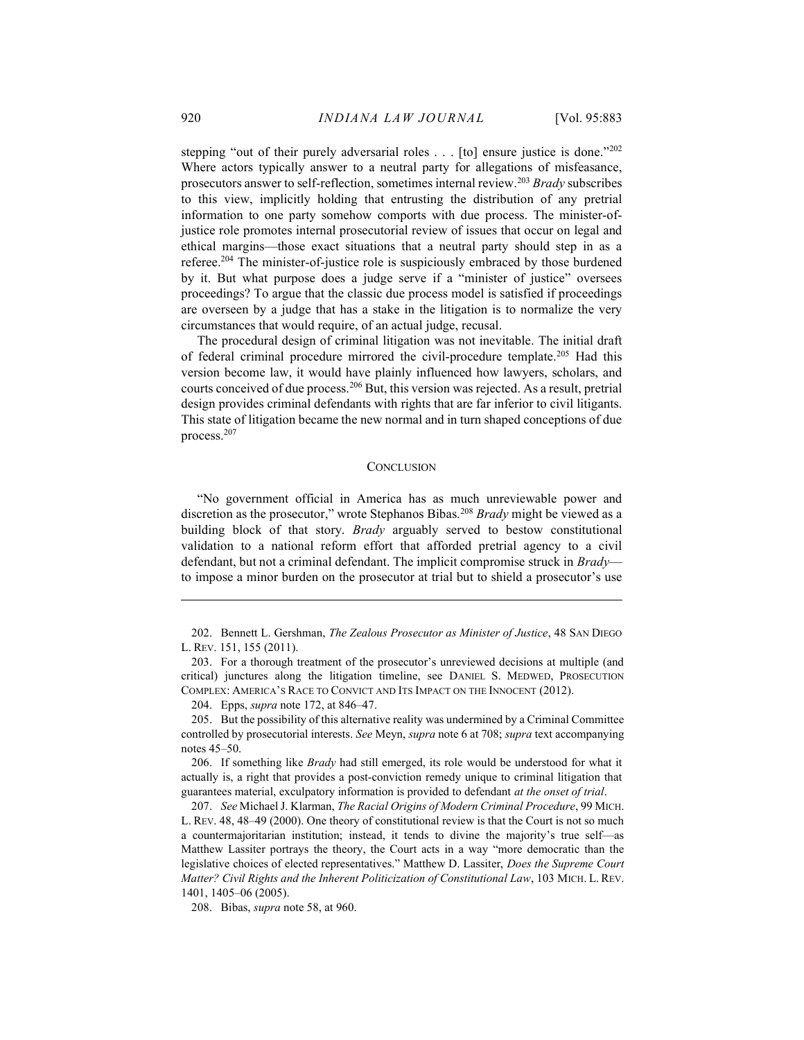stepping "out of their purely adversarial roles . . . [to] ensure justice is done."[202] Where actors typically answer to a neutral party for allegations of misfeasance, prosecutors answer to self-reflection, sometimes internal review.[203] *Brady* subscribes to this view, implicitly holding that entrusting the distribution of any pretrial information to one party somehow comports with due process. The minister-of-justice role promotes internal prosecutorial review of issues that occur on legal and ethical margins—those exact situations that a neutral party should step in as a referee.[204] The minister-of-justice role is suspiciously embraced by those burdened by it. But what purpose does a judge serve if a "minister of justice" oversees proceedings? To argue that the classic due process model is satisfied if proceedings are overseen by a judge that has a stake in the litigation is to normalize the very circumstances that would require, of an actual judge, recusal.

The procedural design of criminal litigation was not inevitable. The initial draft of federal criminal procedure mirrored the civil-procedure template.[205] Had this version become law, it would have plainly influenced how lawyers, scholars, and courts conceived of due process.[206] But, this version was rejected. As a result, pretrial design provides criminal defendants with rights that are far inferior to civil litigants. This state of litigation became the new normal and in turn shaped conceptions of due process.[207]

## CONCLUSION

"No government official in America has as much unreviewable power and discretion as the prosecutor," wrote Stephanos Bibas.[208] *Brady* might be viewed as a building block of that story. *Brady* arguably served to bestow constitutional validation to a national reform effort that afforded pretrial agency to a civil defendant, but not a criminal defendant. The implicit compromise struck in *Brady*—to impose a minor burden on the prosecutor at trial but to shield a prosecutor's use

---

202. Bennett L. Gershman, *The Zealous Prosecutor as Minister of Justice*, 48 SAN DIEGO L. REV. 151, 155 (2011).

203. For a thorough treatment of the prosecutor's unreviewed decisions at multiple (and critical) junctures along the litigation timeline, see DANIEL S. MEDWED, PROSECUTION COMPLEX: AMERICA'S RACE TO CONVICT AND ITS IMPACT ON THE INNOCENT (2012).

204. Epps, *supra* note 172, at 846–47.

205. But the possibility of this alternative reality was undermined by a Criminal Committee controlled by prosecutorial interests. *See* Meyn, *supra* note 6 at 708; *supra* text accompanying notes 45–50.

206. If something like *Brady* had still emerged, its role would be understood for what it actually is, a right that provides a post-conviction remedy unique to criminal litigation that guarantees material, exculpatory information is provided to defendant *at the onset of trial*.

207. *See* Michael J. Klarman, *The Racial Origins of Modern Criminal Procedure*, 99 MICH. L. REV. 48, 48–49 (2000). One theory of constitutional review is that the Court is not so much a countermajoritarian institution; instead, it tends to divine the majority's true self—as Matthew Lassiter portrays the theory, the Court acts in a way "more democratic than the legislative choices of elected representatives." Matthew D. Lassiter, *Does the Supreme Court Matter? Civil Rights and the Inherent Politicization of Constitutional Law*, 103 MICH. L. REV. 1401, 1405–06 (2005).

208. Bibas, *supra* note 58, at 960.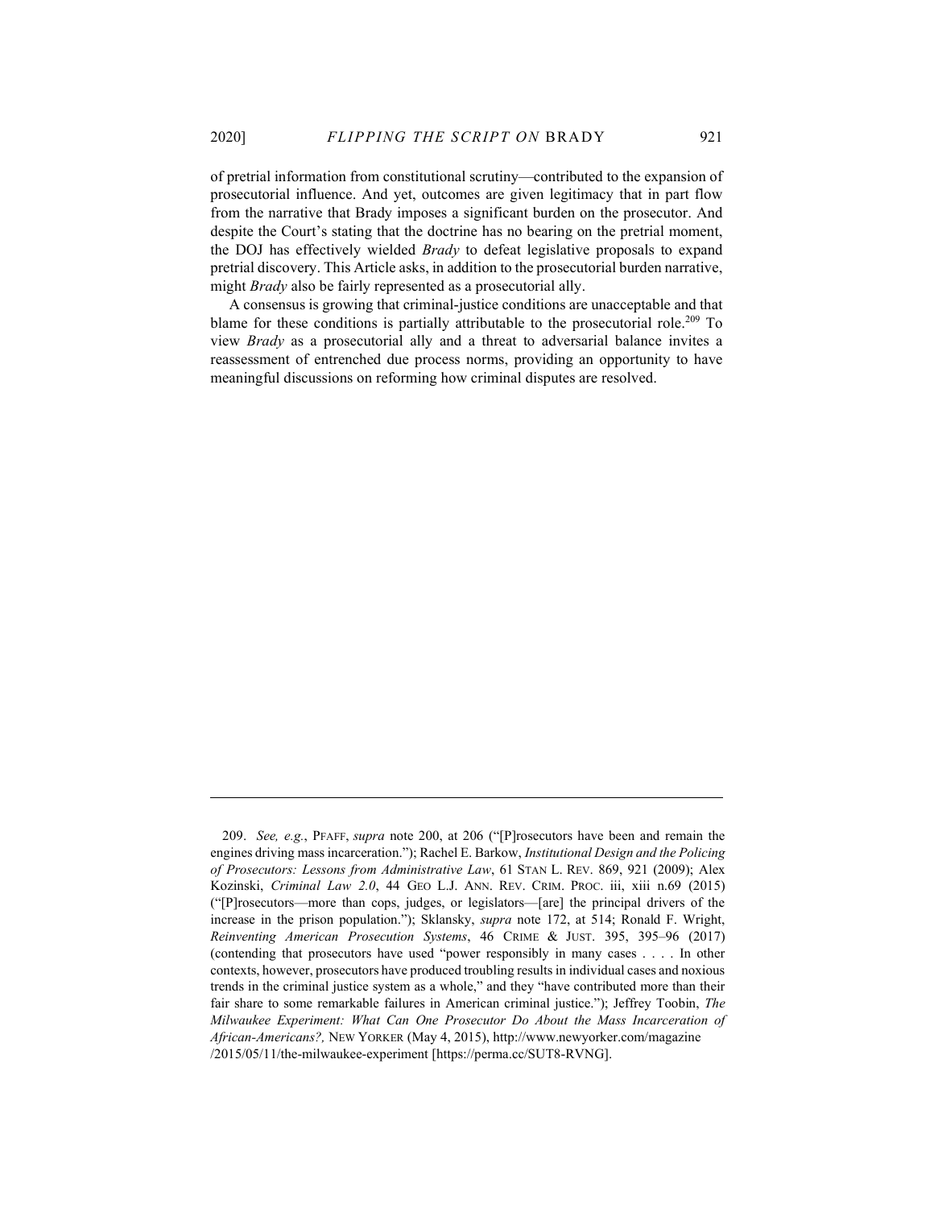of pretrial information from constitutional scrutiny—contributed to the expansion of prosecutorial influence. And yet, outcomes are given legitimacy that in part flow from the narrative that Brady imposes a significant burden on the prosecutor. And despite the Court's stating that the doctrine has no bearing on the pretrial moment, the DOJ has effectively wielded *Brady* to defeat legislative proposals to expand pretrial discovery. This Article asks, in addition to the prosecutorial burden narrative, might *Brady* also be fairly represented as a prosecutorial ally.

A consensus is growing that criminal-justice conditions are unacceptable and that blame for these conditions is partially attributable to the prosecutorial role.[209] To view *Brady* as a prosecutorial ally and a threat to adversarial balance invites a reassessment of entrenched due process norms, providing an opportunity to have meaningful discussions on reforming how criminal disputes are resolved.

---

209. *See, e.g.*, PFAFF, *supra* note 200, at 206 ("[P]rosecutors have been and remain the engines driving mass incarceration."); Rachel E. Barkow, *Institutional Design and the Policing of Prosecutors: Lessons from Administrative Law*, 61 STAN L. REV. 869, 921 (2009); Alex Kozinski, *Criminal Law 2.0*, 44 GEO L.J. ANN. REV. CRIM. PROC. iii, xiii n.69 (2015) ("[P]rosecutors—more than cops, judges, or legislators—[are] the principal drivers of the increase in the prison population."); Sklansky, *supra* note 172, at 514; Ronald F. Wright, *Reinventing American Prosecution Systems*, 46 CRIME & JUST. 395, 395–96 (2017) (contending that prosecutors have used "power responsibly in many cases . . . . In other contexts, however, prosecutors have produced troubling results in individual cases and noxious trends in the criminal justice system as a whole," and they "have contributed more than their fair share to some remarkable failures in American criminal justice."); Jeffrey Toobin, *The Milwaukee Experiment: What Can One Prosecutor Do About the Mass Incarceration of African-Americans?,* NEW YORKER (May 4, 2015), http://www.newyorker.com/magazine/2015/05/11/the-milwaukee-experiment [https://perma.cc/SUT8-RVNG].